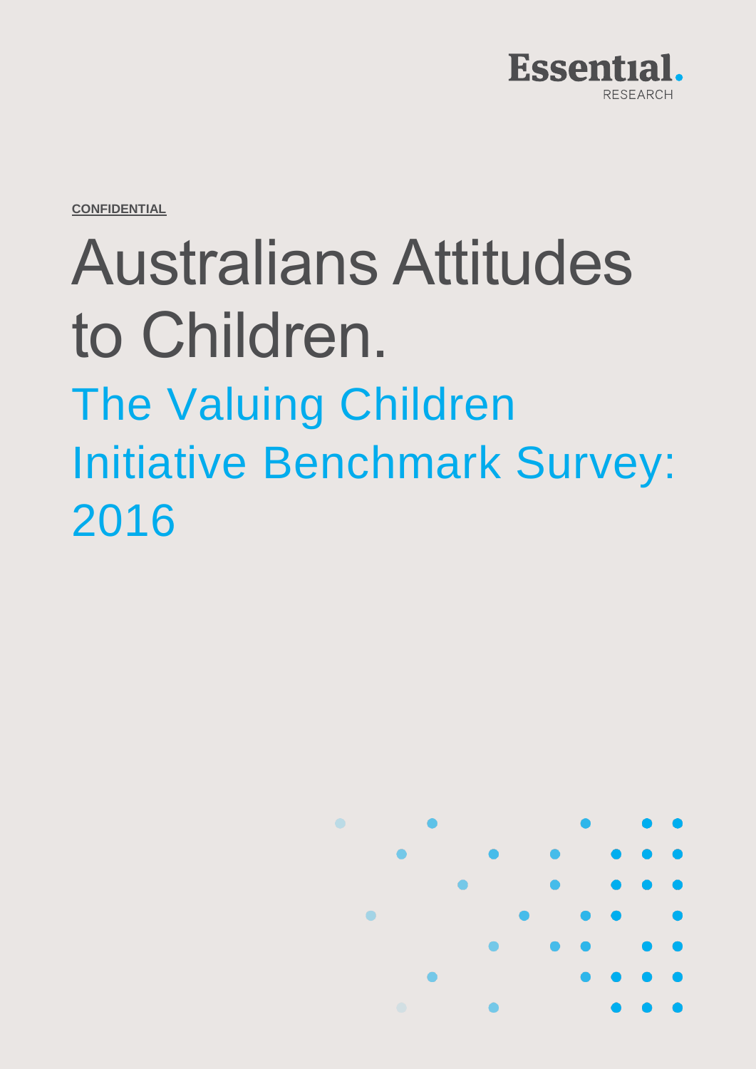Essential.
RESEARCH

**CONFIDENTIAL**

# Australians Attitudes to Children.

## The Valuing Children Initiative Benchmark Survey: 2016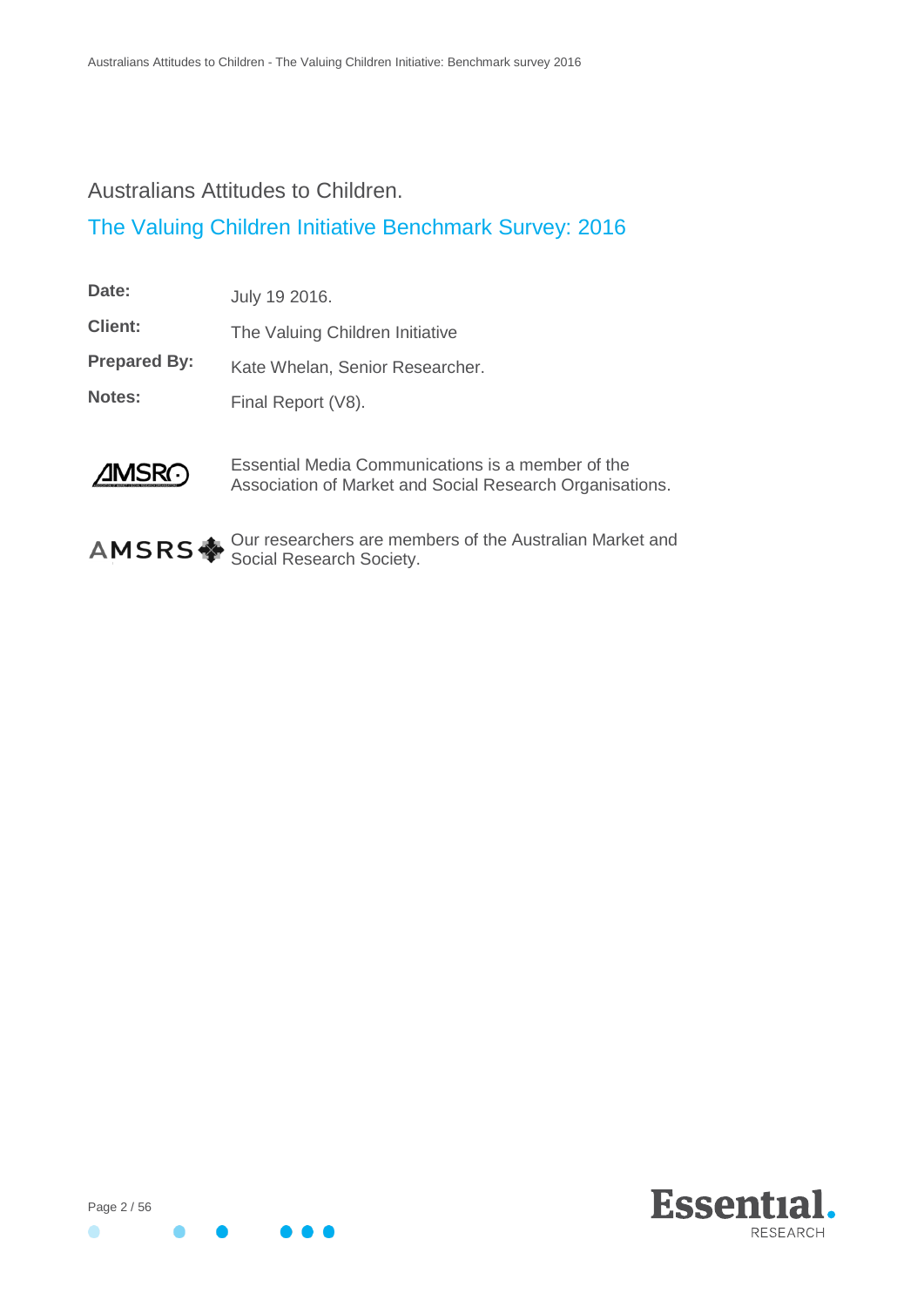# Australians Attitudes to Children.

## The Valuing Children Initiative Benchmark Survey: 2016

| | |
|---|---|
| **Date:** | July 19 2016. |
| **Client:** | The Valuing Children Initiative |
| **Prepared By:** | Kate Whelan, Senior Researcher. |
| **Notes:** | Final Report (V8). |

Essential Media Communications is a member of the Association of Market and Social Research Organisations.

Our researchers are members of the Australian Market and Social Research Society.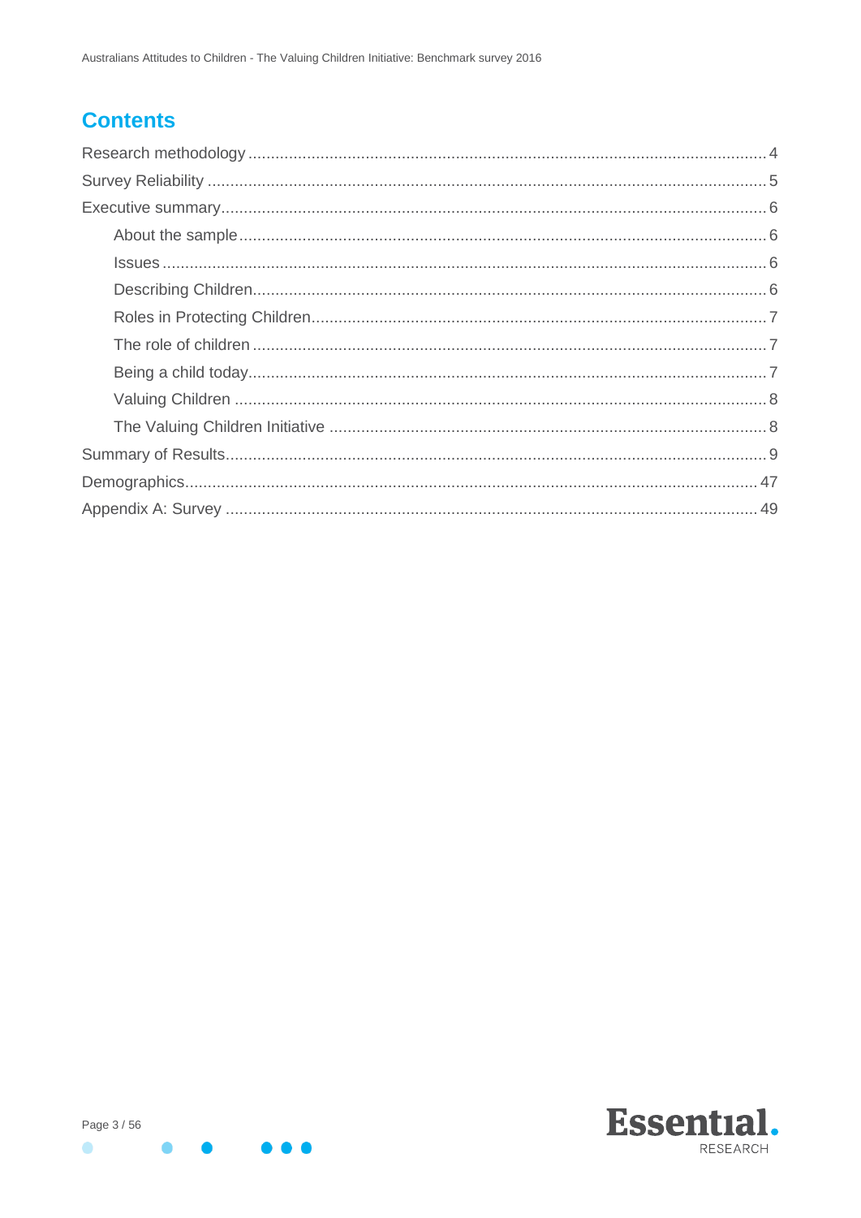## Contents

- Research methodology ..... 4
- Survey Reliability ..... 5
- Executive summary ..... 6
  - About the sample ..... 6
  - Issues ..... 6
  - Describing Children ..... 6
  - Roles in Protecting Children ..... 7
  - The role of children ..... 7
  - Being a child today ..... 7
  - Valuing Children ..... 8
  - The Valuing Children Initiative ..... 8
- Summary of Results ..... 9
- Demographics ..... 47
- Appendix A: Survey ..... 49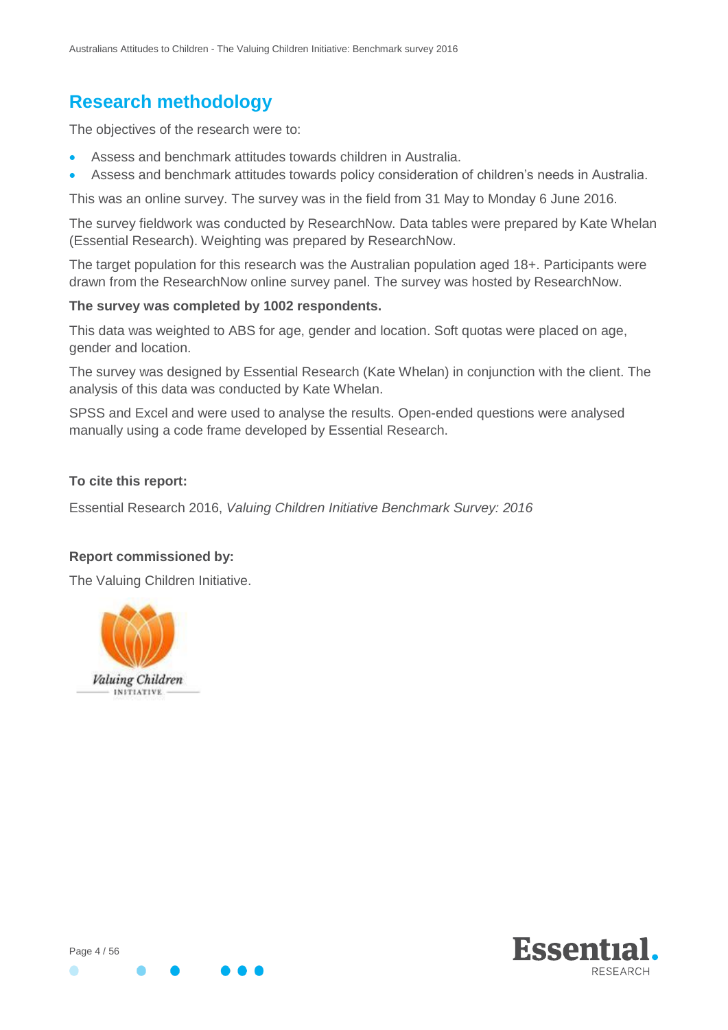## Research methodology

The objectives of the research were to:

- Assess and benchmark attitudes towards children in Australia.
- Assess and benchmark attitudes towards policy consideration of children's needs in Australia.

This was an online survey. The survey was in the field from 31 May to Monday 6 June 2016.

The survey fieldwork was conducted by ResearchNow. Data tables were prepared by Kate Whelan (Essential Research). Weighting was prepared by ResearchNow.

The target population for this research was the Australian population aged 18+. Participants were drawn from the ResearchNow online survey panel. The survey was hosted by ResearchNow.

**The survey was completed by 1002 respondents.**

This data was weighted to ABS for age, gender and location. Soft quotas were placed on age, gender and location.

The survey was designed by Essential Research (Kate Whelan) in conjunction with the client. The analysis of this data was conducted by Kate Whelan.

SPSS and Excel and were used to analyse the results. Open-ended questions were analysed manually using a code frame developed by Essential Research.

**To cite this report:**

Essential Research 2016, *Valuing Children Initiative Benchmark Survey: 2016*

**Report commissioned by:**

The Valuing Children Initiative.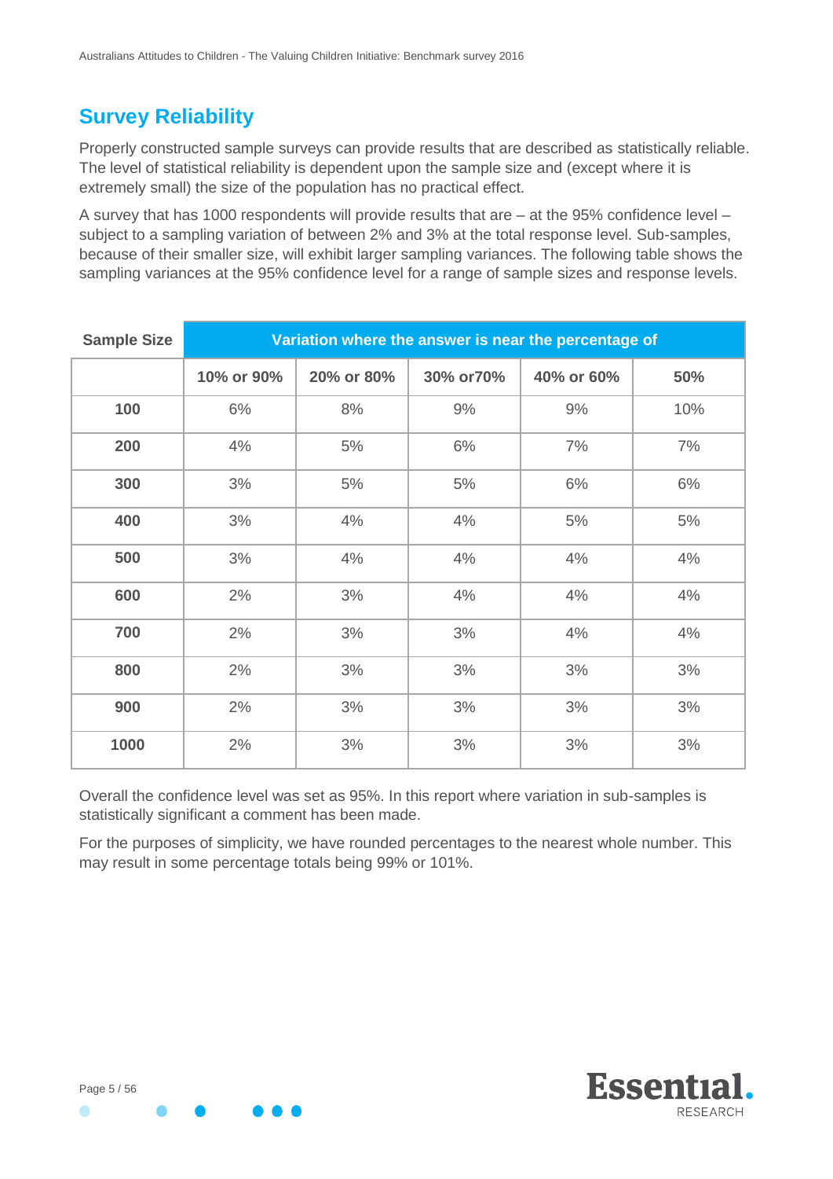## Survey Reliability

Properly constructed sample surveys can provide results that are described as statistically reliable. The level of statistical reliability is dependent upon the sample size and (except where it is extremely small) the size of the population has no practical effect.

A survey that has 1000 respondents will provide results that are – at the 95% confidence level – subject to a sampling variation of between 2% and 3% at the total response level. Sub-samples, because of their smaller size, will exhibit larger sampling variances. The following table shows the sampling variances at the 95% confidence level for a range of sample sizes and response levels.

| Sample Size | Variation where the answer is near the percentage of | | | | |
|---|---|---|---|---|---|
| | 10% or 90% | 20% or 80% | 30% or70% | 40% or 60% | 50% |
| 100 | 6% | 8% | 9% | 9% | 10% |
| 200 | 4% | 5% | 6% | 7% | 7% |
| 300 | 3% | 5% | 5% | 6% | 6% |
| 400 | 3% | 4% | 4% | 5% | 5% |
| 500 | 3% | 4% | 4% | 4% | 4% |
| 600 | 2% | 3% | 4% | 4% | 4% |
| 700 | 2% | 3% | 3% | 4% | 4% |
| 800 | 2% | 3% | 3% | 3% | 3% |
| 900 | 2% | 3% | 3% | 3% | 3% |
| 1000 | 2% | 3% | 3% | 3% | 3% |

Overall the confidence level was set as 95%. In this report where variation in sub-samples is statistically significant a comment has been made.

For the purposes of simplicity, we have rounded percentages to the nearest whole number. This may result in some percentage totals being 99% or 101%.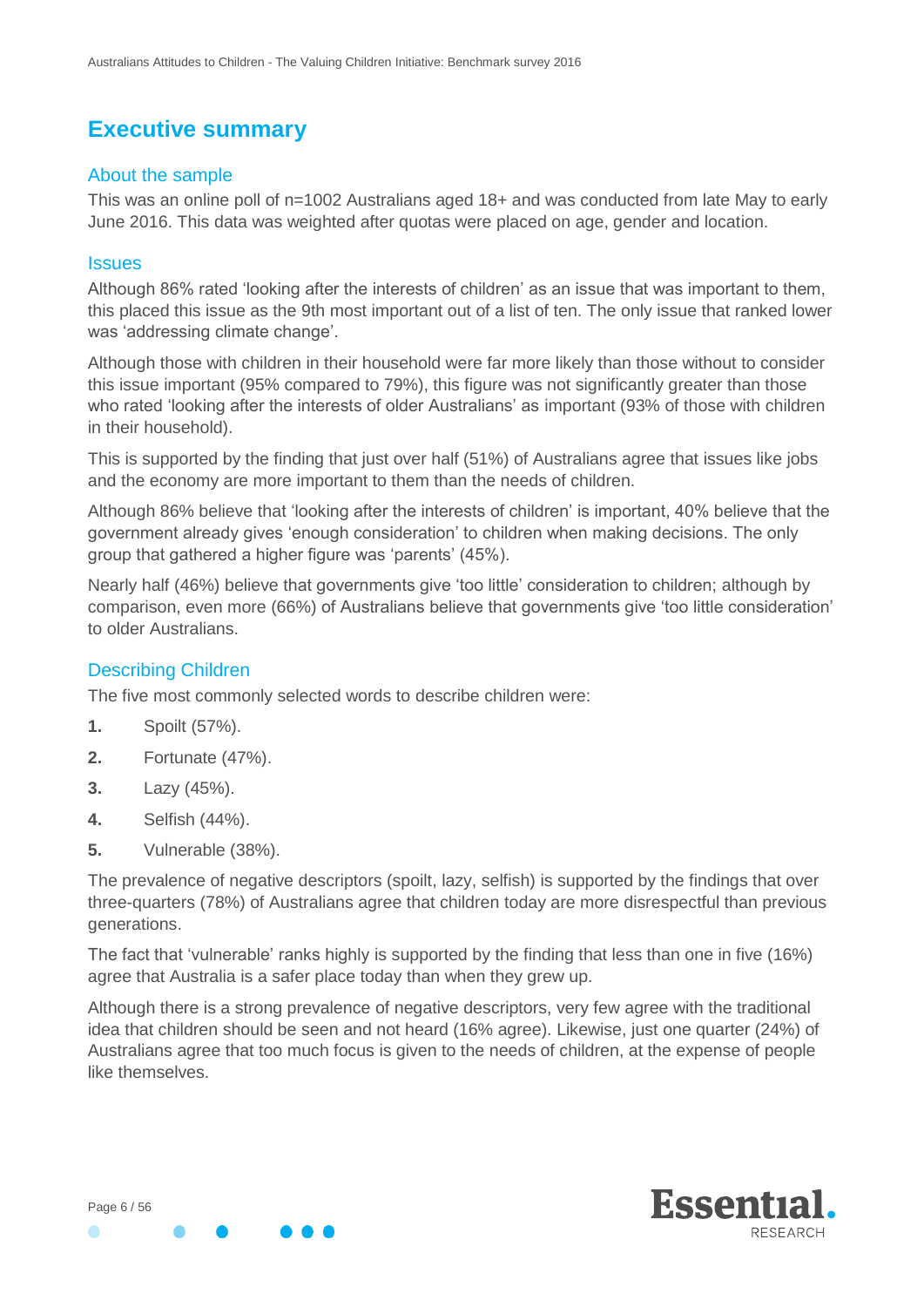# Executive summary

## About the sample

This was an online poll of n=1002 Australians aged 18+ and was conducted from late May to early June 2016. This data was weighted after quotas were placed on age, gender and location.

## Issues

Although 86% rated 'looking after the interests of children' as an issue that was important to them, this placed this issue as the 9th most important out of a list of ten. The only issue that ranked lower was 'addressing climate change'.

Although those with children in their household were far more likely than those without to consider this issue important (95% compared to 79%), this figure was not significantly greater than those who rated 'looking after the interests of older Australians' as important (93% of those with children in their household).

This is supported by the finding that just over half (51%) of Australians agree that issues like jobs and the economy are more important to them than the needs of children.

Although 86% believe that 'looking after the interests of children' is important, 40% believe that the government already gives 'enough consideration' to children when making decisions. The only group that gathered a higher figure was 'parents' (45%).

Nearly half (46%) believe that governments give 'too little' consideration to children; although by comparison, even more (66%) of Australians believe that governments give 'too little consideration' to older Australians.

## Describing Children

The five most commonly selected words to describe children were:

1. Spoilt (57%).
2. Fortunate (47%).
3. Lazy (45%).
4. Selfish (44%).
5. Vulnerable (38%).

The prevalence of negative descriptors (spoilt, lazy, selfish) is supported by the findings that over three-quarters (78%) of Australians agree that children today are more disrespectful than previous generations.

The fact that 'vulnerable' ranks highly is supported by the finding that less than one in five (16%) agree that Australia is a safer place today than when they grew up.

Although there is a strong prevalence of negative descriptors, very few agree with the traditional idea that children should be seen and not heard (16% agree). Likewise, just one quarter (24%) of Australians agree that too much focus is given to the needs of children, at the expense of people like themselves.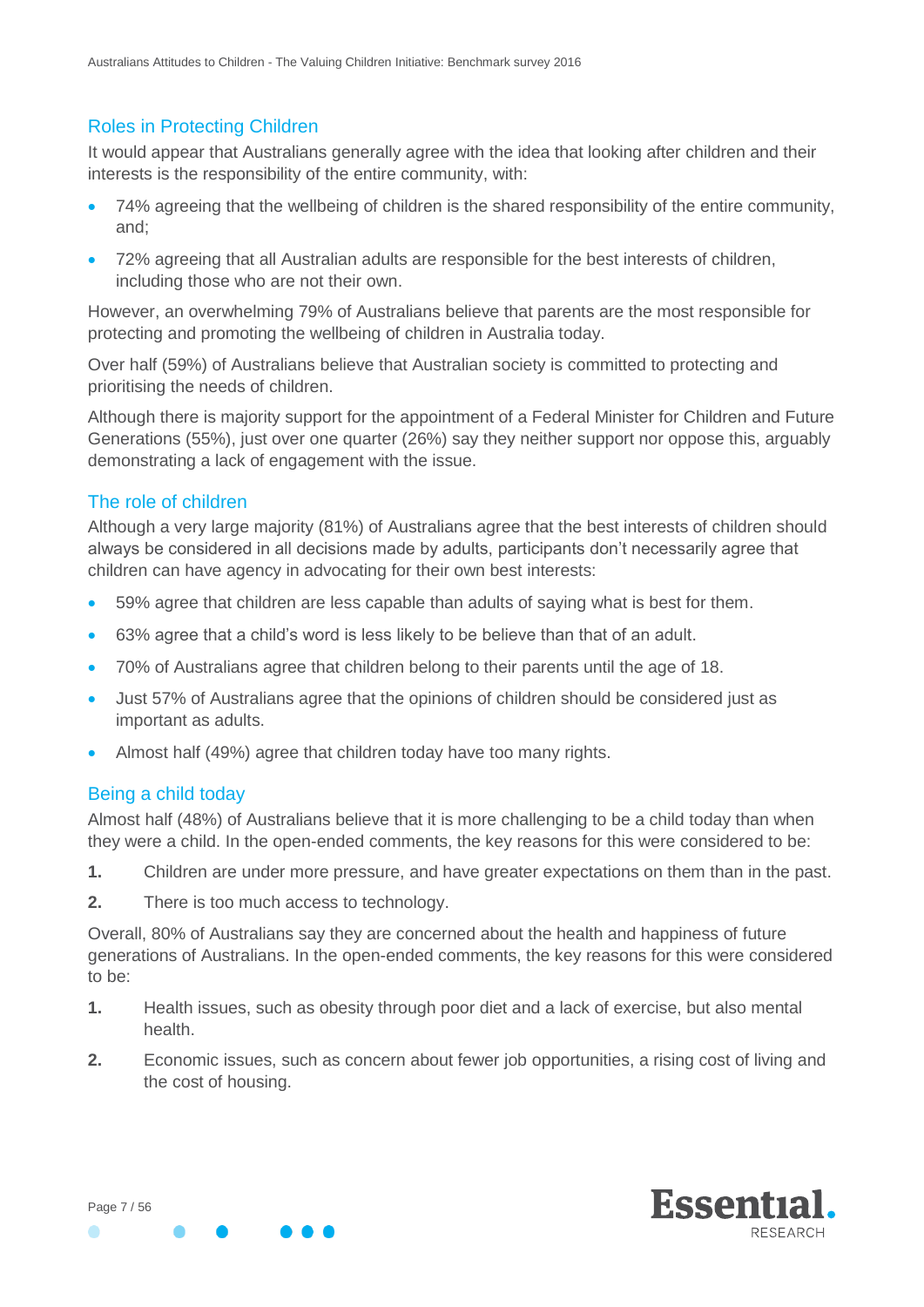## Roles in Protecting Children

It would appear that Australians generally agree with the idea that looking after children and their interests is the responsibility of the entire community, with:

- 74% agreeing that the wellbeing of children is the shared responsibility of the entire community, and;
- 72% agreeing that all Australian adults are responsible for the best interests of children, including those who are not their own.

However, an overwhelming 79% of Australians believe that parents are the most responsible for protecting and promoting the wellbeing of children in Australia today.

Over half (59%) of Australians believe that Australian society is committed to protecting and prioritising the needs of children.

Although there is majority support for the appointment of a Federal Minister for Children and Future Generations (55%), just over one quarter (26%) say they neither support nor oppose this, arguably demonstrating a lack of engagement with the issue.

## The role of children

Although a very large majority (81%) of Australians agree that the best interests of children should always be considered in all decisions made by adults, participants don't necessarily agree that children can have agency in advocating for their own best interests:

- 59% agree that children are less capable than adults of saying what is best for them.
- 63% agree that a child's word is less likely to be believe than that of an adult.
- 70% of Australians agree that children belong to their parents until the age of 18.
- Just 57% of Australians agree that the opinions of children should be considered just as important as adults.
- Almost half (49%) agree that children today have too many rights.

## Being a child today

Almost half (48%) of Australians believe that it is more challenging to be a child today than when they were a child. In the open-ended comments, the key reasons for this were considered to be:

1. Children are under more pressure, and have greater expectations on them than in the past.
2. There is too much access to technology.

Overall, 80% of Australians say they are concerned about the health and happiness of future generations of Australians. In the open-ended comments, the key reasons for this were considered to be:

1. Health issues, such as obesity through poor diet and a lack of exercise, but also mental health.
2. Economic issues, such as concern about fewer job opportunities, a rising cost of living and the cost of housing.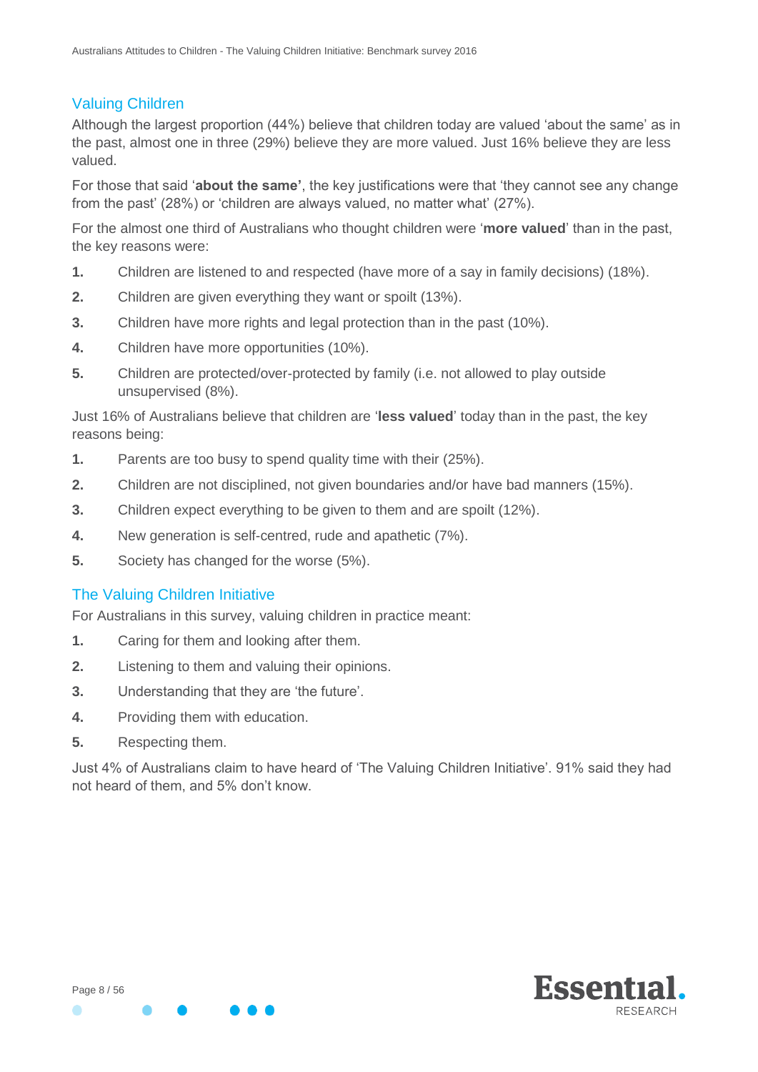## Valuing Children

Although the largest proportion (44%) believe that children today are valued 'about the same' as in the past, almost one in three (29%) believe they are more valued. Just 16% believe they are less valued.

For those that said '**about the same'**, the key justifications were that 'they cannot see any change from the past' (28%) or 'children are always valued, no matter what' (27%).

For the almost one third of Australians who thought children were '**more valued**' than in the past, the key reasons were:

1. Children are listened to and respected (have more of a say in family decisions) (18%).
2. Children are given everything they want or spoilt (13%).
3. Children have more rights and legal protection than in the past (10%).
4. Children have more opportunities (10%).
5. Children are protected/over-protected by family (i.e. not allowed to play outside unsupervised (8%).

Just 16% of Australians believe that children are '**less valued**' today than in the past, the key reasons being:

1. Parents are too busy to spend quality time with their (25%).
2. Children are not disciplined, not given boundaries and/or have bad manners (15%).
3. Children expect everything to be given to them and are spoilt (12%).
4. New generation is self-centred, rude and apathetic (7%).
5. Society has changed for the worse (5%).

## The Valuing Children Initiative

For Australians in this survey, valuing children in practice meant:

1. Caring for them and looking after them.
2. Listening to them and valuing their opinions.
3. Understanding that they are 'the future'.
4. Providing them with education.
5. Respecting them.

Just 4% of Australians claim to have heard of 'The Valuing Children Initiative'. 91% said they had not heard of them, and 5% don't know.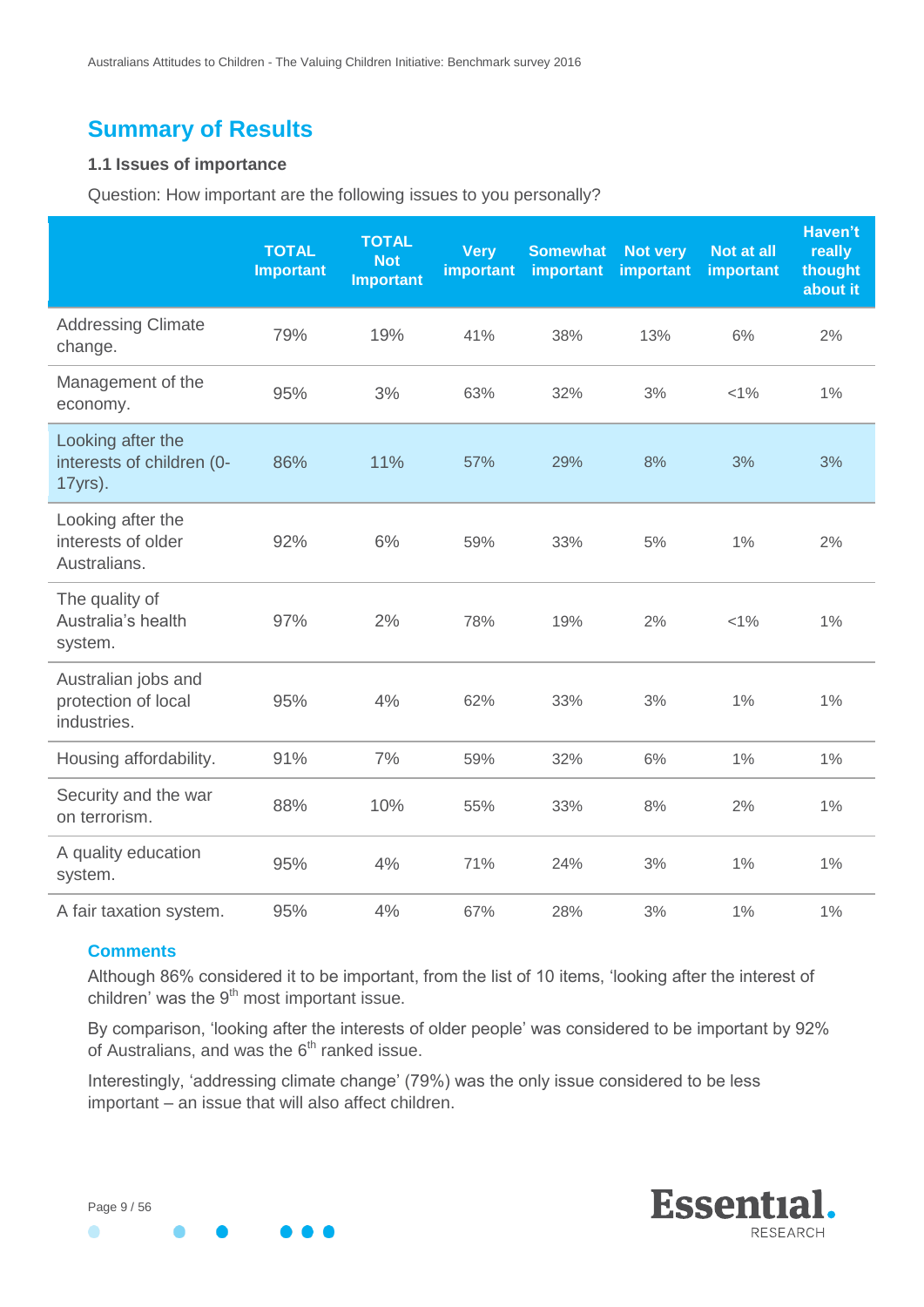# Summary of Results

### 1.1 Issues of importance

Question: How important are the following issues to you personally?

| | TOTAL Important | TOTAL Not Important | Very important | Somewhat important | Not very important | Not at all important | Haven't really thought about it |
|---|---|---|---|---|---|---|---|
| Addressing Climate change. | 79% | 19% | 41% | 38% | 13% | 6% | 2% |
| Management of the economy. | 95% | 3% | 63% | 32% | 3% | <1% | 1% |
| Looking after the interests of children (0-17yrs). | 86% | 11% | 57% | 29% | 8% | 3% | 3% |
| Looking after the interests of older Australians. | 92% | 6% | 59% | 33% | 5% | 1% | 2% |
| The quality of Australia's health system. | 97% | 2% | 78% | 19% | 2% | <1% | 1% |
| Australian jobs and protection of local industries. | 95% | 4% | 62% | 33% | 3% | 1% | 1% |
| Housing affordability. | 91% | 7% | 59% | 32% | 6% | 1% | 1% |
| Security and the war on terrorism. | 88% | 10% | 55% | 33% | 8% | 2% | 1% |
| A quality education system. | 95% | 4% | 71% | 24% | 3% | 1% | 1% |
| A fair taxation system. | 95% | 4% | 67% | 28% | 3% | 1% | 1% |

#### Comments

Although 86% considered it to be important, from the list of 10 items, 'looking after the interest of children' was the 9th most important issue.

By comparison, 'looking after the interests of older people' was considered to be important by 92% of Australians, and was the 6th ranked issue.

Interestingly, 'addressing climate change' (79%) was the only issue considered to be less important – an issue that will also affect children.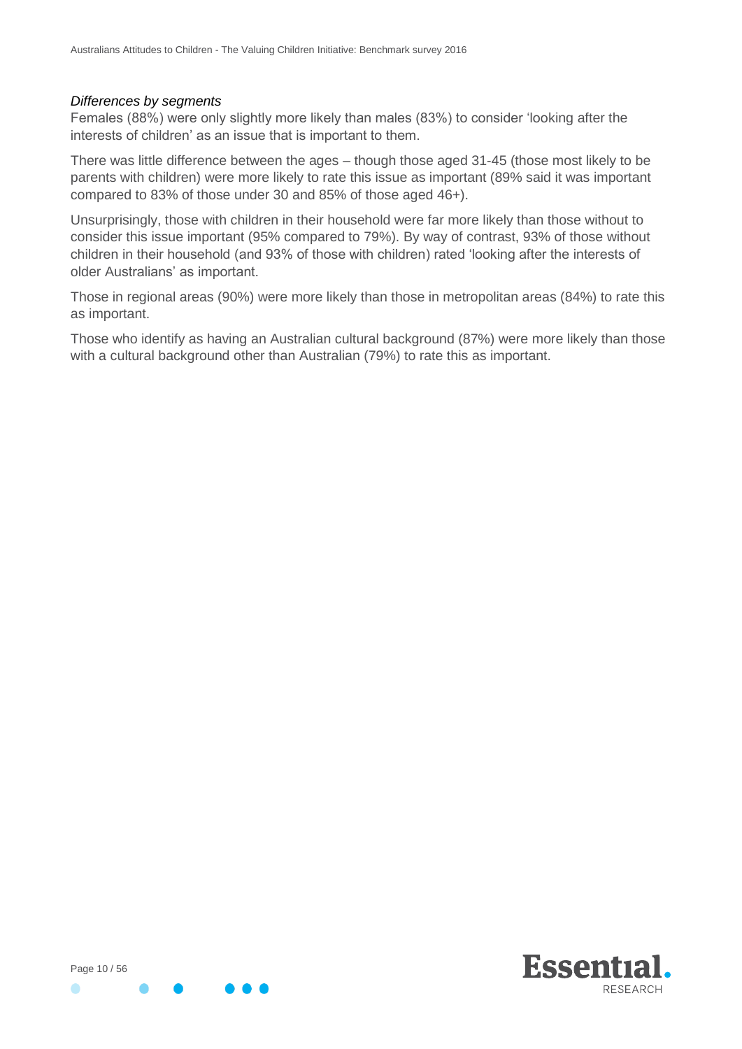*Differences by segments*

Females (88%) were only slightly more likely than males (83%) to consider 'looking after the interests of children' as an issue that is important to them.

There was little difference between the ages – though those aged 31-45 (those most likely to be parents with children) were more likely to rate this issue as important (89% said it was important compared to 83% of those under 30 and 85% of those aged 46+).

Unsurprisingly, those with children in their household were far more likely than those without to consider this issue important (95% compared to 79%). By way of contrast, 93% of those without children in their household (and 93% of those with children) rated 'looking after the interests of older Australians' as important.

Those in regional areas (90%) were more likely than those in metropolitan areas (84%) to rate this as important.

Those who identify as having an Australian cultural background (87%) were more likely than those with a cultural background other than Australian (79%) to rate this as important.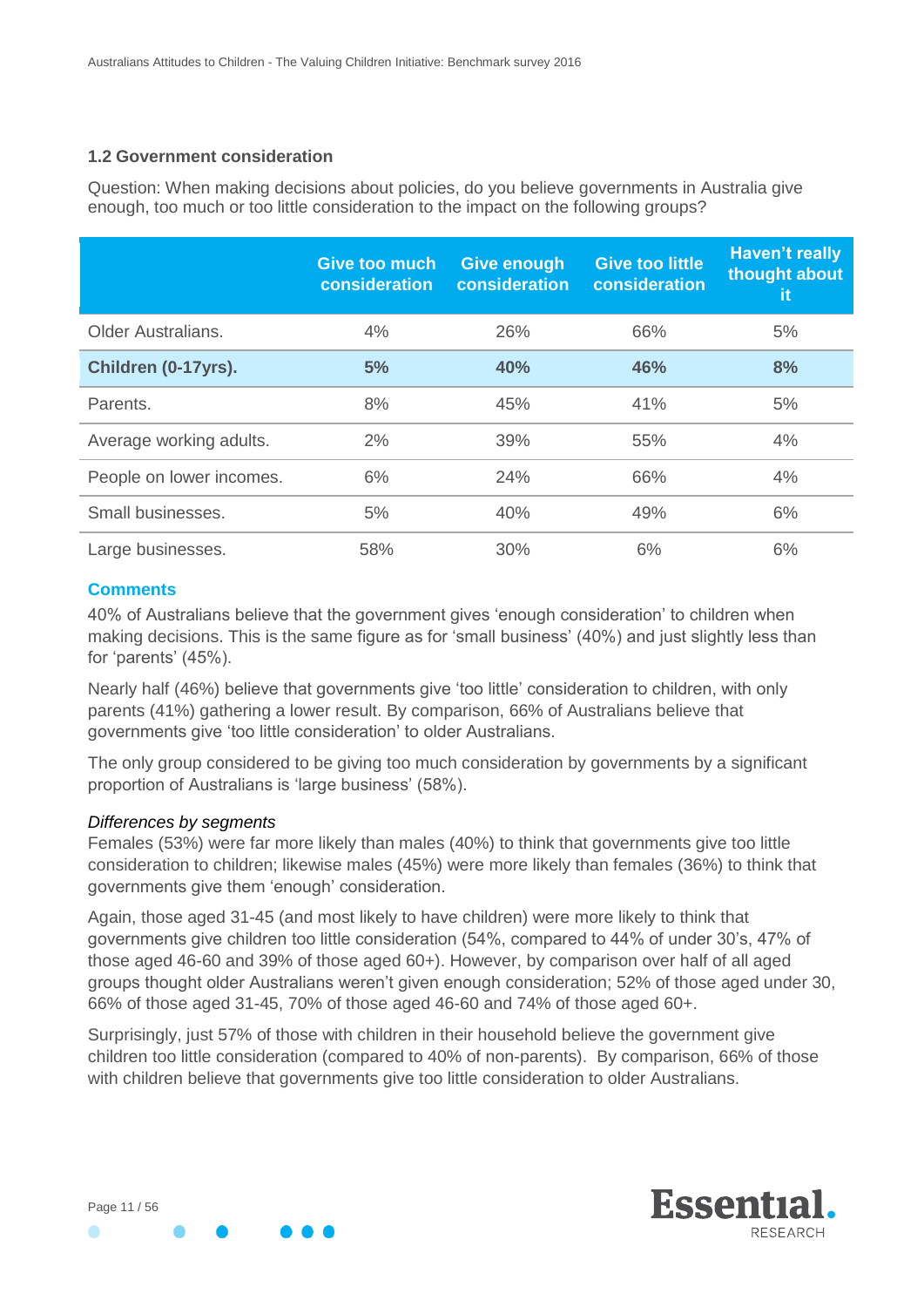### 1.2 Government consideration

Question: When making decisions about policies, do you believe governments in Australia give enough, too much or too little consideration to the impact on the following groups?

| | Give too much consideration | Give enough consideration | Give too little consideration | Haven't really thought about it |
|---|---|---|---|---|
| Older Australians. | 4% | 26% | 66% | 5% |
| **Children (0-17yrs).** | **5%** | **40%** | **46%** | **8%** |
| Parents. | 8% | 45% | 41% | 5% |
| Average working adults. | 2% | 39% | 55% | 4% |
| People on lower incomes. | 6% | 24% | 66% | 4% |
| Small businesses. | 5% | 40% | 49% | 6% |
| Large businesses. | 58% | 30% | 6% | 6% |

**Comments**

40% of Australians believe that the government gives 'enough consideration' to children when making decisions. This is the same figure as for 'small business' (40%) and just slightly less than for 'parents' (45%).

Nearly half (46%) believe that governments give 'too little' consideration to children, with only parents (41%) gathering a lower result. By comparison, 66% of Australians believe that governments give 'too little consideration' to older Australians.

The only group considered to be giving too much consideration by governments by a significant proportion of Australians is 'large business' (58%).

*Differences by segments*

Females (53%) were far more likely than males (40%) to think that governments give too little consideration to children; likewise males (45%) were more likely than females (36%) to think that governments give them 'enough' consideration.

Again, those aged 31-45 (and most likely to have children) were more likely to think that governments give children too little consideration (54%, compared to 44% of under 30's, 47% of those aged 46-60 and 39% of those aged 60+). However, by comparison over half of all aged groups thought older Australians weren't given enough consideration; 52% of those aged under 30, 66% of those aged 31-45, 70% of those aged 46-60 and 74% of those aged 60+.

Surprisingly, just 57% of those with children in their household believe the government give children too little consideration (compared to 40% of non-parents). By comparison, 66% of those with children believe that governments give too little consideration to older Australians.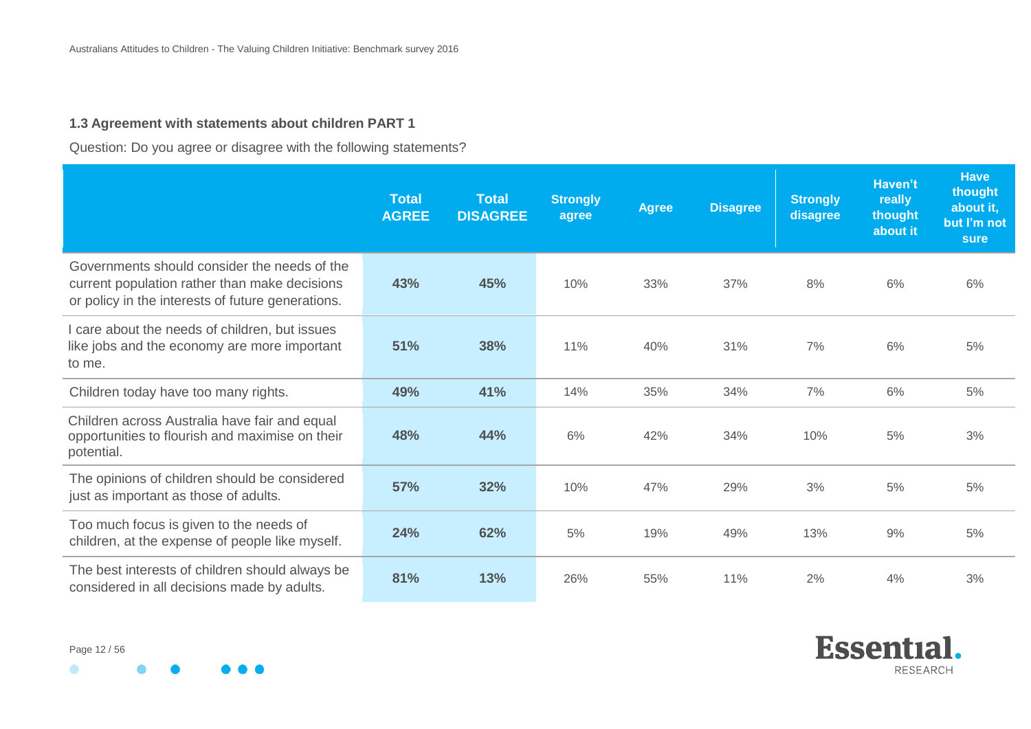### 1.3 Agreement with statements about children PART 1

Question: Do you agree or disagree with the following statements?

| | Total AGREE | Total DISAGREE | Strongly agree | Agree | Disagree | Strongly disagree | Haven't really thought about it | Have thought about it, but I'm not sure |
|---|---|---|---|---|---|---|---|---|
| Governments should consider the needs of the current population rather than make decisions or policy in the interests of future generations. | **43%** | **45%** | 10% | 33% | 37% | 8% | 6% | 6% |
| I care about the needs of children, but issues like jobs and the economy are more important to me. | **51%** | **38%** | 11% | 40% | 31% | 7% | 6% | 5% |
| Children today have too many rights. | **49%** | **41%** | 14% | 35% | 34% | 7% | 6% | 5% |
| Children across Australia have fair and equal opportunities to flourish and maximise on their potential. | **48%** | **44%** | 6% | 42% | 34% | 10% | 5% | 3% |
| The opinions of children should be considered just as important as those of adults. | **57%** | **32%** | 10% | 47% | 29% | 3% | 5% | 5% |
| Too much focus is given to the needs of children, at the expense of people like myself. | **24%** | **62%** | 5% | 19% | 49% | 13% | 9% | 5% |
| The best interests of children should always be considered in all decisions made by adults. | **81%** | **13%** | 26% | 55% | 11% | 2% | 4% | 3% |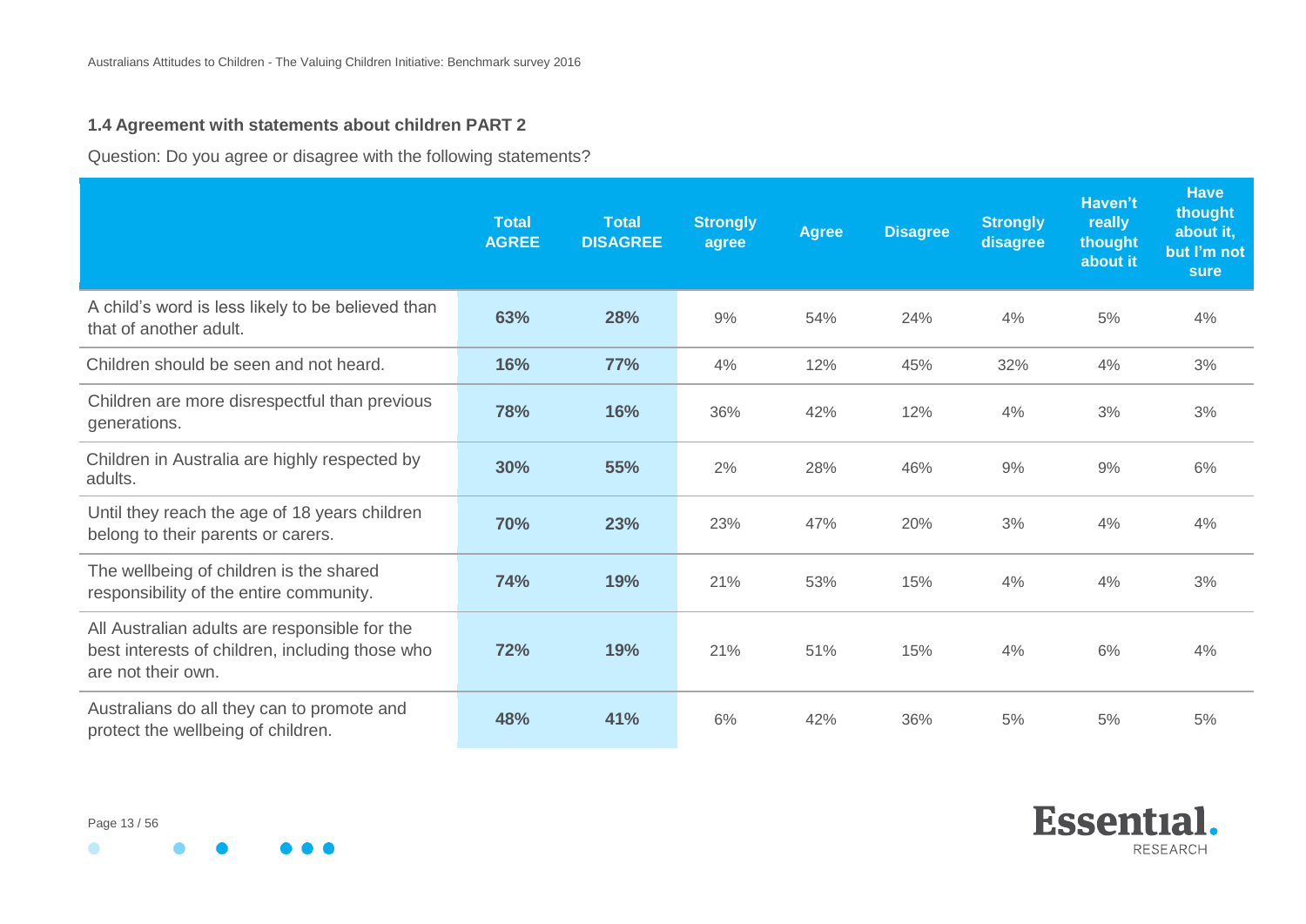### 1.4 Agreement with statements about children PART 2

Question: Do you agree or disagree with the following statements?

| | Total AGREE | Total DISAGREE | Strongly agree | Agree | Disagree | Strongly disagree | Haven't really thought about it | Have thought about it, but I'm not sure |
|---|---|---|---|---|---|---|---|---|
| A child's word is less likely to be believed than that of another adult. | **63%** | **28%** | 9% | 54% | 24% | 4% | 5% | 4% |
| Children should be seen and not heard. | **16%** | **77%** | 4% | 12% | 45% | 32% | 4% | 3% |
| Children are more disrespectful than previous generations. | **78%** | **16%** | 36% | 42% | 12% | 4% | 3% | 3% |
| Children in Australia are highly respected by adults. | **30%** | **55%** | 2% | 28% | 46% | 9% | 9% | 6% |
| Until they reach the age of 18 years children belong to their parents or carers. | **70%** | **23%** | 23% | 47% | 20% | 3% | 4% | 4% |
| The wellbeing of children is the shared responsibility of the entire community. | **74%** | **19%** | 21% | 53% | 15% | 4% | 4% | 3% |
| All Australian adults are responsible for the best interests of children, including those who are not their own. | **72%** | **19%** | 21% | 51% | 15% | 4% | 6% | 4% |
| Australians do all they can to promote and protect the wellbeing of children. | **48%** | **41%** | 6% | 42% | 36% | 5% | 5% | 5% |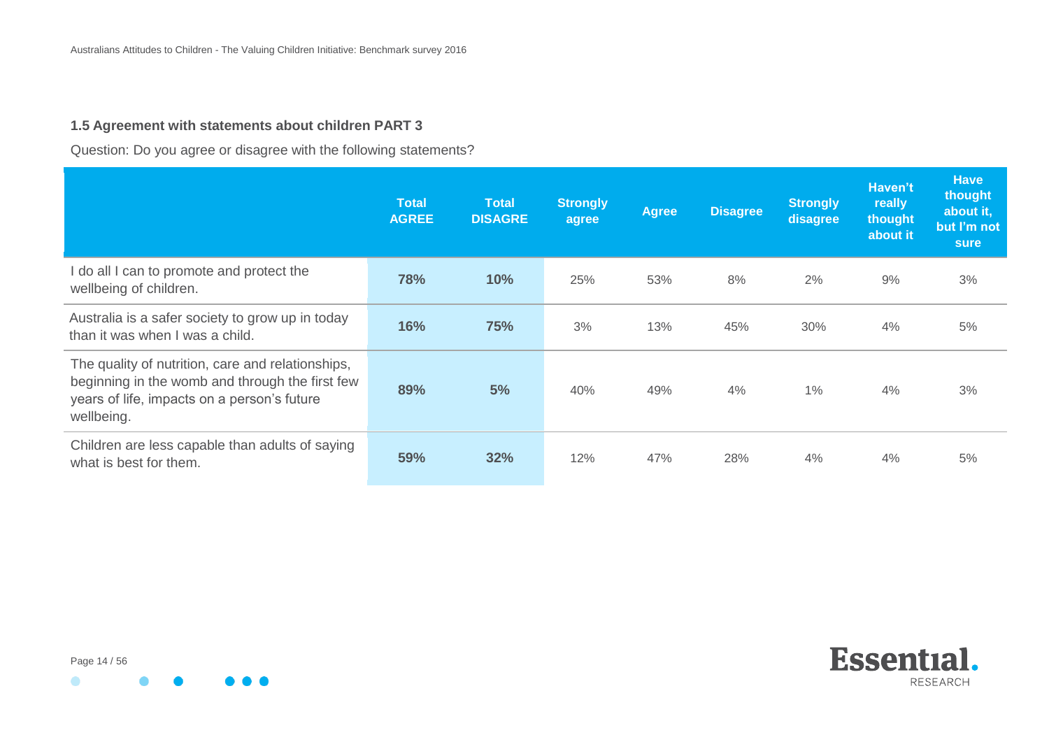### 1.5 Agreement with statements about children PART 3

Question: Do you agree or disagree with the following statements?

| | Total AGREE | Total DISAGRE | Strongly agree | Agree | Disagree | Strongly disagree | Haven't really thought about it | Have thought about it, but I'm not sure |
|---|---|---|---|---|---|---|---|---|
| I do all I can to promote and protect the wellbeing of children. | **78%** | **10%** | 25% | 53% | 8% | 2% | 9% | 3% |
| Australia is a safer society to grow up in today than it was when I was a child. | **16%** | **75%** | 3% | 13% | 45% | 30% | 4% | 5% |
| The quality of nutrition, care and relationships, beginning in the womb and through the first few years of life, impacts on a person's future wellbeing. | **89%** | **5%** | 40% | 49% | 4% | 1% | 4% | 3% |
| Children are less capable than adults of saying what is best for them. | **59%** | **32%** | 12% | 47% | 28% | 4% | 4% | 5% |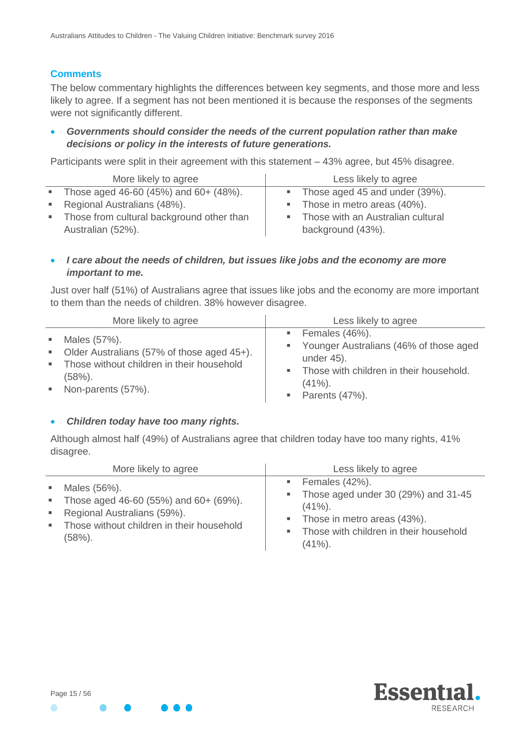### Comments

The below commentary highlights the differences between key segments, and those more and less likely to agree. If a segment has not been mentioned it is because the responses of the segments were not significantly different.

- ***Governments should consider the needs of the current population rather than make decisions or policy in the interests of future generations.***

Participants were split in their agreement with this statement – 43% agree, but 45% disagree.

| More likely to agree | Less likely to agree |
|---|---|
| ▪ Those aged 46-60 (45%) and 60+ (48%).<br>▪ Regional Australians (48%).<br>▪ Those from cultural background other than Australian (52%). | ▪ Those aged 45 and under (39%).<br>▪ Those in metro areas (40%).<br>▪ Those with an Australian cultural background (43%). |

- ***I care about the needs of children, but issues like jobs and the economy are more important to me.***

Just over half (51%) of Australians agree that issues like jobs and the economy are more important to them than the needs of children. 38% however disagree.

| More likely to agree | Less likely to agree |
|---|---|
| ▪ Males (57%).<br>▪ Older Australians (57% of those aged 45+).<br>▪ Those without children in their household (58%).<br>▪ Non-parents (57%). | ▪ Females (46%).<br>▪ Younger Australians (46% of those aged under 45).<br>▪ Those with children in their household. (41%).<br>▪ Parents (47%). |

- ***Children today have too many rights.***

Although almost half (49%) of Australians agree that children today have too many rights, 41% disagree.

| More likely to agree | Less likely to agree |
|---|---|
| ▪ Males (56%).<br>▪ Those aged 46-60 (55%) and 60+ (69%).<br>▪ Regional Australians (59%).<br>▪ Those without children in their household (58%). | ▪ Females (42%).<br>▪ Those aged under 30 (29%) and 31-45 (41%).<br>▪ Those in metro areas (43%).<br>▪ Those with children in their household (41%). |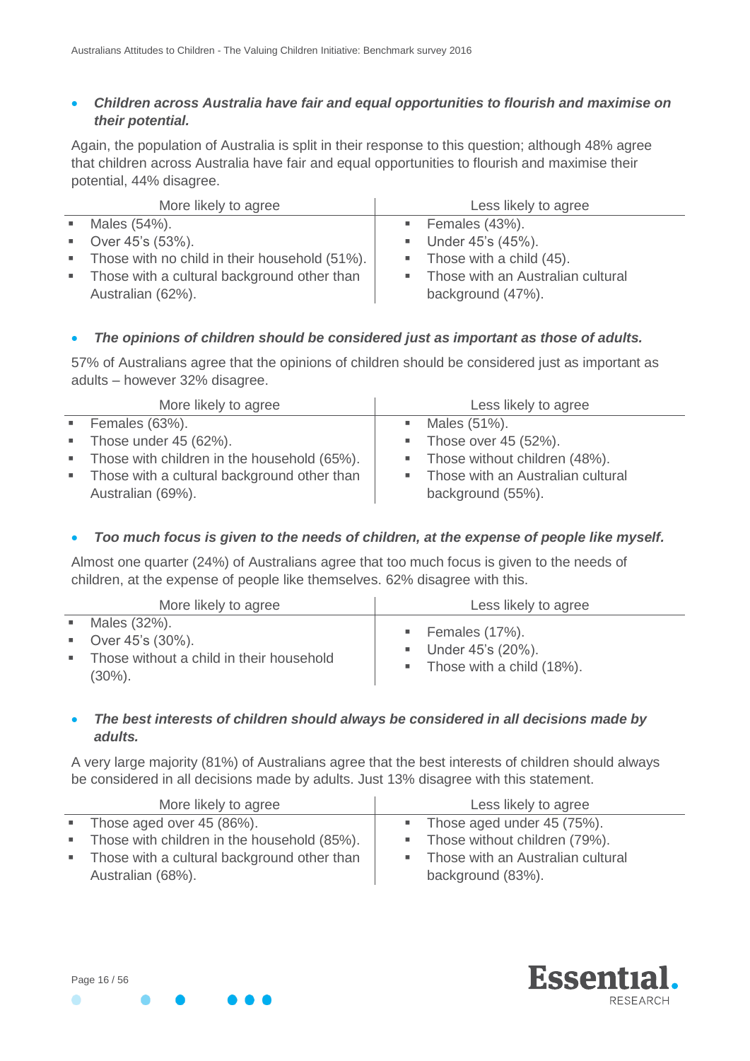- ***Children across Australia have fair and equal opportunities to flourish and maximise on their potential.***

Again, the population of Australia is split in their response to this question; although 48% agree that children across Australia have fair and equal opportunities to flourish and maximise their potential, 44% disagree.

| More likely to agree | Less likely to agree |
|---|---|
| ▪ Males (54%).<br>▪ Over 45's (53%).<br>▪ Those with no child in their household (51%).<br>▪ Those with a cultural background other than Australian (62%). | ▪ Females (43%).<br>▪ Under 45's (45%).<br>▪ Those with a child (45).<br>▪ Those with an Australian cultural background (47%). |

- ***The opinions of children should be considered just as important as those of adults.***

57% of Australians agree that the opinions of children should be considered just as important as adults – however 32% disagree.

| More likely to agree | Less likely to agree |
|---|---|
| ▪ Females (63%).<br>▪ Those under 45 (62%).<br>▪ Those with children in the household (65%).<br>▪ Those with a cultural background other than Australian (69%). | ▪ Males (51%).<br>▪ Those over 45 (52%).<br>▪ Those without children (48%).<br>▪ Those with an Australian cultural background (55%). |

- ***Too much focus is given to the needs of children, at the expense of people like myself.***

Almost one quarter (24%) of Australians agree that too much focus is given to the needs of children, at the expense of people like themselves. 62% disagree with this.

| More likely to agree | Less likely to agree |
|---|---|
| ▪ Males (32%).<br>▪ Over 45's (30%).<br>▪ Those without a child in their household (30%). | ▪ Females (17%).<br>▪ Under 45's (20%).<br>▪ Those with a child (18%). |

- ***The best interests of children should always be considered in all decisions made by adults.***

A very large majority (81%) of Australians agree that the best interests of children should always be considered in all decisions made by adults. Just 13% disagree with this statement.

| More likely to agree | Less likely to agree |
|---|---|
| ▪ Those aged over 45 (86%).<br>▪ Those with children in the household (85%).<br>▪ Those with a cultural background other than Australian (68%). | ▪ Those aged under 45 (75%).<br>▪ Those without children (79%).<br>▪ Those with an Australian cultural background (83%). |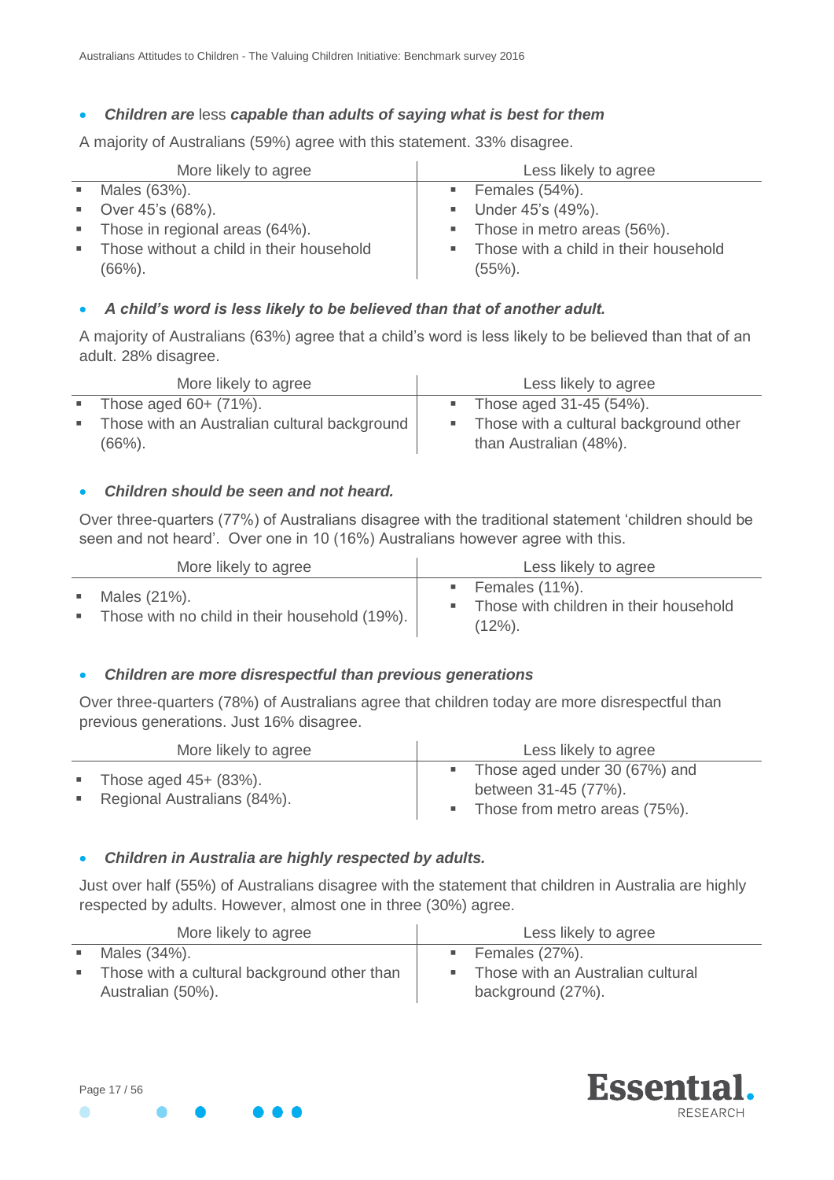- ***Children are** less **capable than adults of saying what is best for them***

A majority of Australians (59%) agree with this statement. 33% disagree.

| More likely to agree | Less likely to agree |
|---|---|
| ▪ Males (63%).<br>▪ Over 45's (68%).<br>▪ Those in regional areas (64%).<br>▪ Those without a child in their household (66%). | ▪ Females (54%).<br>▪ Under 45's (49%).<br>▪ Those in metro areas (56%).<br>▪ Those with a child in their household (55%). |

- ***A child's word is less likely to be believed than that of another adult.***

A majority of Australians (63%) agree that a child's word is less likely to be believed than that of an adult. 28% disagree.

| More likely to agree | Less likely to agree |
|---|---|
| ▪ Those aged 60+ (71%).<br>▪ Those with an Australian cultural background (66%). | ▪ Those aged 31-45 (54%).<br>▪ Those with a cultural background other than Australian (48%). |

- ***Children should be seen and not heard.***

Over three-quarters (77%) of Australians disagree with the traditional statement 'children should be seen and not heard'. Over one in 10 (16%) Australians however agree with this.

| More likely to agree | Less likely to agree |
|---|---|
| ▪ Males (21%).<br>▪ Those with no child in their household (19%). | ▪ Females (11%).<br>▪ Those with children in their household (12%). |

- ***Children are more disrespectful than previous generations***

Over three-quarters (78%) of Australians agree that children today are more disrespectful than previous generations. Just 16% disagree.

| More likely to agree | Less likely to agree |
|---|---|
| ▪ Those aged 45+ (83%).<br>▪ Regional Australians (84%). | ▪ Those aged under 30 (67%) and between 31-45 (77%).<br>▪ Those from metro areas (75%). |

- ***Children in Australia are highly respected by adults.***

Just over half (55%) of Australians disagree with the statement that children in Australia are highly respected by adults. However, almost one in three (30%) agree.

| More likely to agree | Less likely to agree |
|---|---|
| ▪ Males (34%).<br>▪ Those with a cultural background other than Australian (50%). | ▪ Females (27%).<br>▪ Those with an Australian cultural background (27%). |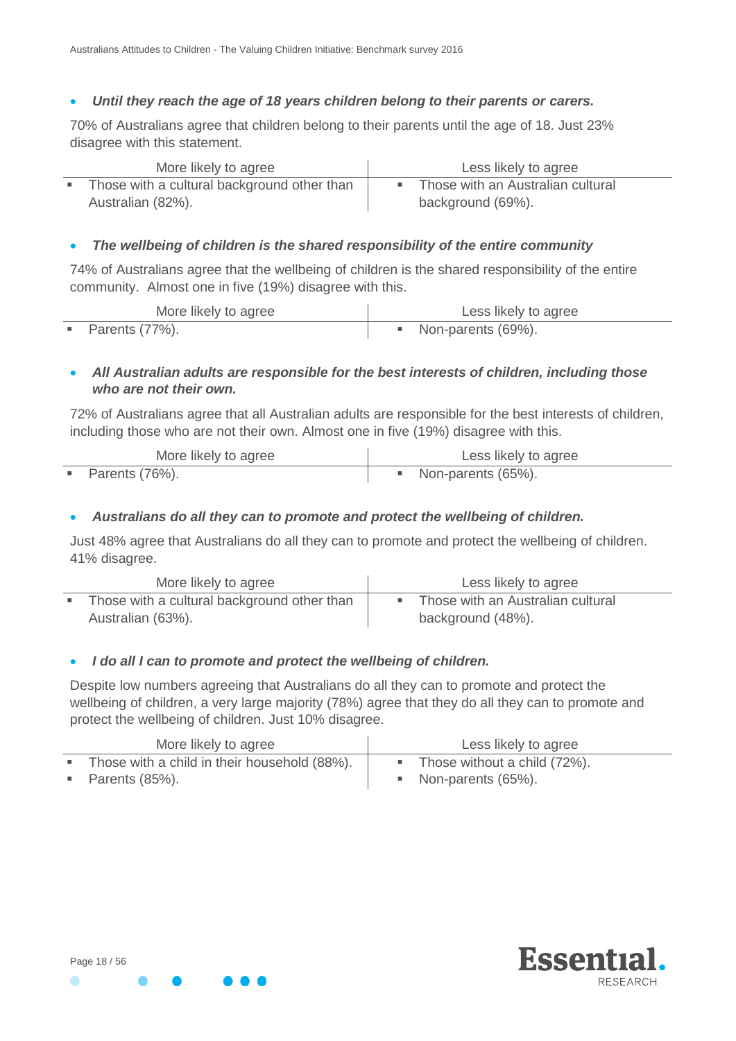- ***Until they reach the age of 18 years children belong to their parents or carers.***

70% of Australians agree that children belong to their parents until the age of 18. Just 23% disagree with this statement.

| More likely to agree | Less likely to agree |
|---|---|
| ▪ Those with a cultural background other than Australian (82%). | ▪ Those with an Australian cultural background (69%). |

- ***The wellbeing of children is the shared responsibility of the entire community***

74% of Australians agree that the wellbeing of children is the shared responsibility of the entire community. Almost one in five (19%) disagree with this.

| More likely to agree | Less likely to agree |
|---|---|
| ▪ Parents (77%). | ▪ Non-parents (69%). |

- ***All Australian adults are responsible for the best interests of children, including those who are not their own.***

72% of Australians agree that all Australian adults are responsible for the best interests of children, including those who are not their own. Almost one in five (19%) disagree with this.

| More likely to agree | Less likely to agree |
|---|---|
| ▪ Parents (76%). | ▪ Non-parents (65%). |

- ***Australians do all they can to promote and protect the wellbeing of children.***

Just 48% agree that Australians do all they can to promote and protect the wellbeing of children. 41% disagree.

| More likely to agree | Less likely to agree |
|---|---|
| ▪ Those with a cultural background other than Australian (63%). | ▪ Those with an Australian cultural background (48%). |

- ***I do all I can to promote and protect the wellbeing of children.***

Despite low numbers agreeing that Australians do all they can to promote and protect the wellbeing of children, a very large majority (78%) agree that they do all they can to promote and protect the wellbeing of children. Just 10% disagree.

| More likely to agree | Less likely to agree |
|---|---|
| ▪ Those with a child in their household (88%).<br>▪ Parents (85%). | ▪ Those without a child (72%).<br>▪ Non-parents (65%). |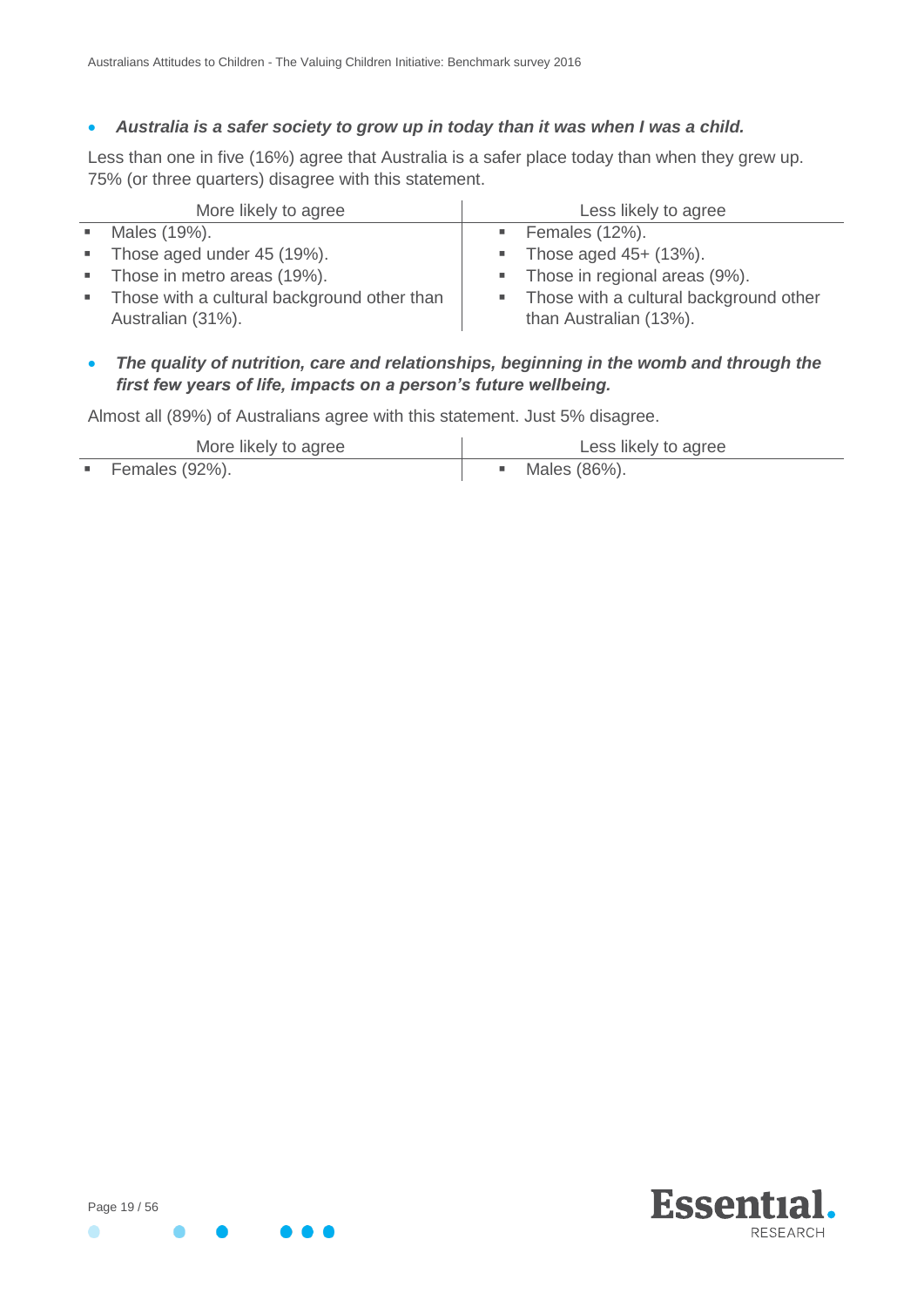- ***Australia is a safer society to grow up in today than it was when I was a child.***

Less than one in five (16%) agree that Australia is a safer place today than when they grew up. 75% (or three quarters) disagree with this statement.

| More likely to agree | Less likely to agree |
|---|---|
| ▪ Males (19%). | ▪ Females (12%). |
| ▪ Those aged under 45 (19%). | ▪ Those aged 45+ (13%). |
| ▪ Those in metro areas (19%). | ▪ Those in regional areas (9%). |
| ▪ Those with a cultural background other than Australian (31%). | ▪ Those with a cultural background other than Australian (13%). |

- ***The quality of nutrition, care and relationships, beginning in the womb and through the first few years of life, impacts on a person's future wellbeing.***

Almost all (89%) of Australians agree with this statement. Just 5% disagree.

| More likely to agree | Less likely to agree |
|---|---|
| ▪ Females (92%). | ▪ Males (86%). |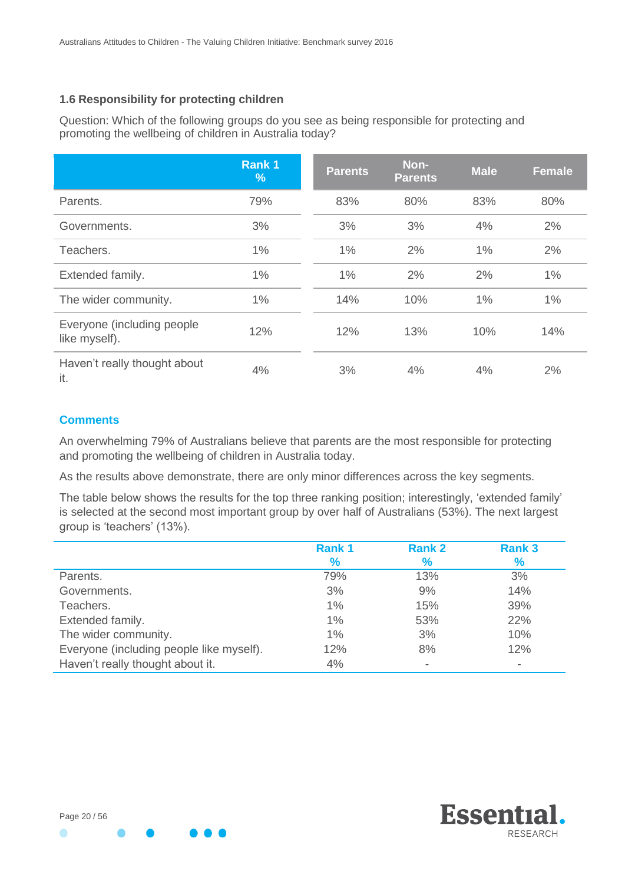### 1.6 Responsibility for protecting children

Question: Which of the following groups do you see as being responsible for protecting and promoting the wellbeing of children in Australia today?

| | Rank 1 % | Parents | Non-Parents | Male | Female |
|---|---|---|---|---|---|
| Parents. | 79% | 83% | 80% | 83% | 80% |
| Governments. | 3% | 3% | 3% | 4% | 2% |
| Teachers. | 1% | 1% | 2% | 1% | 2% |
| Extended family. | 1% | 1% | 2% | 2% | 1% |
| The wider community. | 1% | 14% | 10% | 1% | 1% |
| Everyone (including people like myself). | 12% | 12% | 13% | 10% | 14% |
| Haven't really thought about it. | 4% | 3% | 4% | 4% | 2% |

**Comments**

An overwhelming 79% of Australians believe that parents are the most responsible for protecting and promoting the wellbeing of children in Australia today.

As the results above demonstrate, there are only minor differences across the key segments.

The table below shows the results for the top three ranking position; interestingly, 'extended family' is selected at the second most important group by over half of Australians (53%). The next largest group is 'teachers' (13%).

| | Rank 1 % | Rank 2 % | Rank 3 % |
|---|---|---|---|
| Parents. | 79% | 13% | 3% |
| Governments. | 3% | 9% | 14% |
| Teachers. | 1% | 15% | 39% |
| Extended family. | 1% | 53% | 22% |
| The wider community. | 1% | 3% | 10% |
| Everyone (including people like myself). | 12% | 8% | 12% |
| Haven't really thought about it. | 4% | - | - |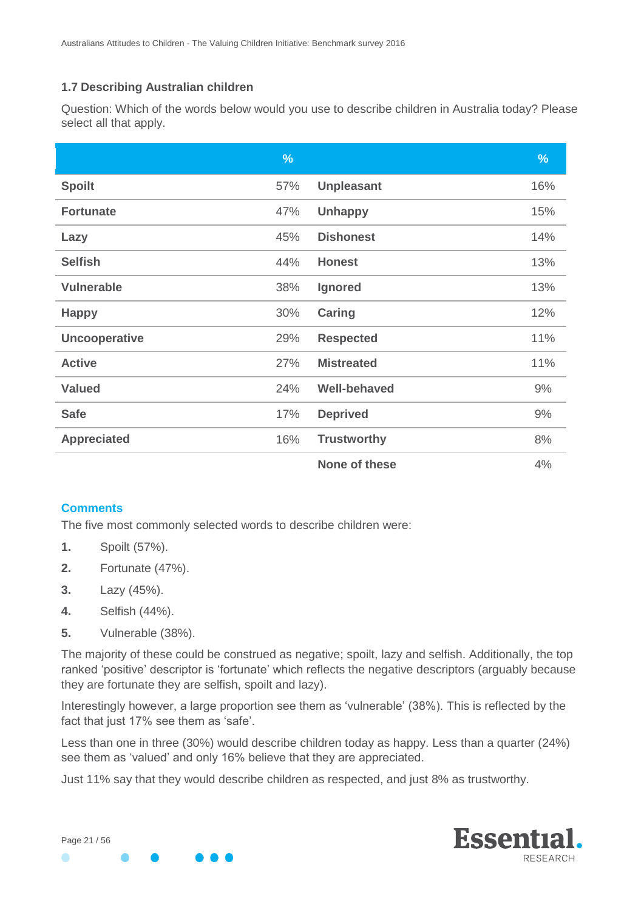### 1.7 Describing Australian children

Question: Which of the words below would you use to describe children in Australia today? Please select all that apply.

| | % | | % |
|---|---|---|---|
| **Spoilt** | 57% | **Unpleasant** | 16% |
| **Fortunate** | 47% | **Unhappy** | 15% |
| **Lazy** | 45% | **Dishonest** | 14% |
| **Selfish** | 44% | **Honest** | 13% |
| **Vulnerable** | 38% | **Ignored** | 13% |
| **Happy** | 30% | **Caring** | 12% |
| **Uncooperative** | 29% | **Respected** | 11% |
| **Active** | 27% | **Mistreated** | 11% |
| **Valued** | 24% | **Well-behaved** | 9% |
| **Safe** | 17% | **Deprived** | 9% |
| **Appreciated** | 16% | **Trustworthy** | 8% |
| | | **None of these** | 4% |

#### Comments

The five most commonly selected words to describe children were:

1. Spoilt (57%).
2. Fortunate (47%).
3. Lazy (45%).
4. Selfish (44%).
5. Vulnerable (38%).

The majority of these could be construed as negative; spoilt, lazy and selfish. Additionally, the top ranked 'positive' descriptor is 'fortunate' which reflects the negative descriptors (arguably because they are fortunate they are selfish, spoilt and lazy).

Interestingly however, a large proportion see them as 'vulnerable' (38%). This is reflected by the fact that just 17% see them as 'safe'.

Less than one in three (30%) would describe children today as happy. Less than a quarter (24%) see them as 'valued' and only 16% believe that they are appreciated.

Just 11% say that they would describe children as respected, and just 8% as trustworthy.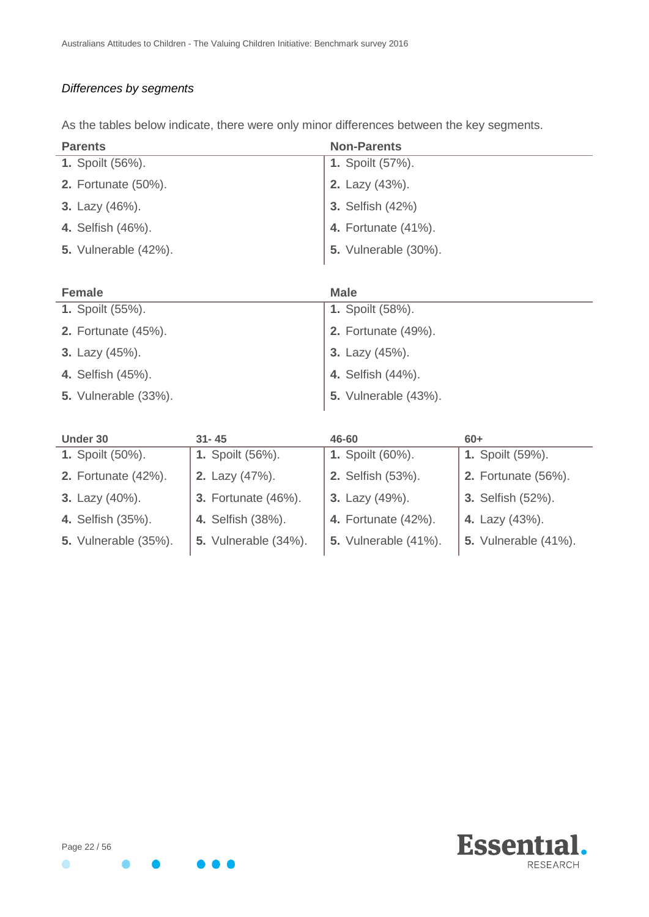*Differences by segments*

As the tables below indicate, there were only minor differences between the key segments.

| Parents | Non-Parents |
|---|---|
| **1.** Spoilt (56%). | **1.** Spoilt (57%). |
| **2.** Fortunate (50%). | **2.** Lazy (43%). |
| **3.** Lazy (46%). | **3.** Selfish (42%) |
| **4.** Selfish (46%). | **4.** Fortunate (41%). |
| **5.** Vulnerable (42%). | **5.** Vulnerable (30%). |

| Female | Male |
|---|---|
| **1.** Spoilt (55%). | **1.** Spoilt (58%). |
| **2.** Fortunate (45%). | **2.** Fortunate (49%). |
| **3.** Lazy (45%). | **3.** Lazy (45%). |
| **4.** Selfish (45%). | **4.** Selfish (44%). |
| **5.** Vulnerable (33%). | **5.** Vulnerable (43%). |

| Under 30 | 31- 45 | 46-60 | 60+ |
|---|---|---|---|
| **1.** Spoilt (50%). | **1.** Spoilt (56%). | **1.** Spoilt (60%). | **1.** Spoilt (59%). |
| **2.** Fortunate (42%). | **2.** Lazy (47%). | **2.** Selfish (53%). | **2.** Fortunate (56%). |
| **3.** Lazy (40%). | **3.** Fortunate (46%). | **3.** Lazy (49%). | **3.** Selfish (52%). |
| **4.** Selfish (35%). | **4.** Selfish (38%). | **4.** Fortunate (42%). | **4.** Lazy (43%). |
| **5.** Vulnerable (35%). | **5.** Vulnerable (34%). | **5.** Vulnerable (41%). | **5.** Vulnerable (41%). |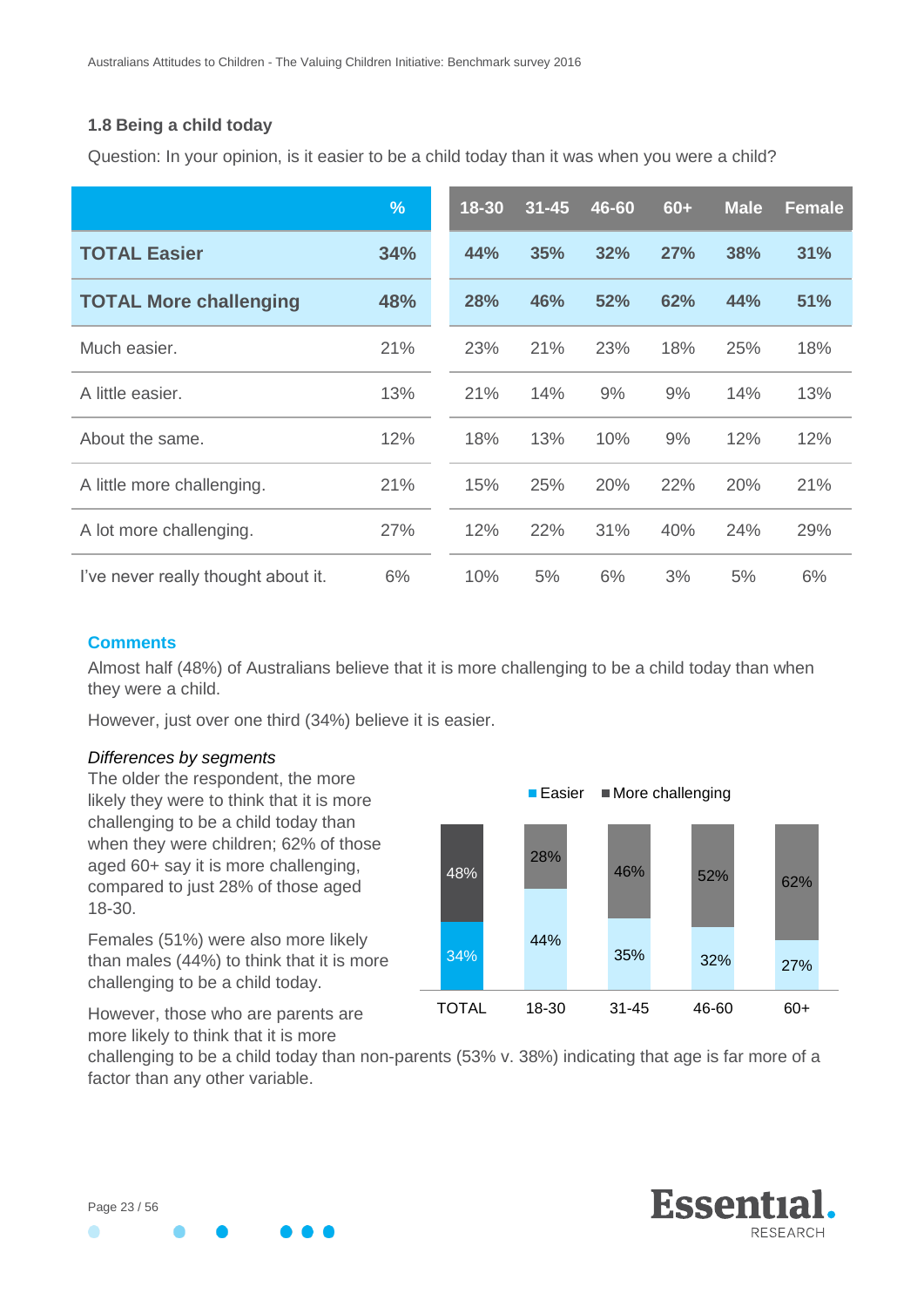## 1.8 Being a child today

Question: In your opinion, is it easier to be a child today than it was when you were a child?

| | % | 18-30 | 31-45 | 46-60 | 60+ | Male | Female |
|---|---|---|---|---|---|---|---|
| **TOTAL Easier** | **34%** | **44%** | **35%** | **32%** | **27%** | **38%** | **31%** |
| **TOTAL More challenging** | **48%** | **28%** | **46%** | **52%** | **62%** | **44%** | **51%** |
| Much easier. | 21% | 23% | 21% | 23% | 18% | 25% | 18% |
| A little easier. | 13% | 21% | 14% | 9% | 9% | 14% | 13% |
| About the same. | 12% | 18% | 13% | 10% | 9% | 12% | 12% |
| A little more challenging. | 21% | 15% | 25% | 20% | 22% | 20% | 21% |
| A lot more challenging. | 27% | 12% | 22% | 31% | 40% | 24% | 29% |
| I've never really thought about it. | 6% | 10% | 5% | 6% | 3% | 5% | 6% |

### Comments

Almost half (48%) of Australians believe that it is more challenging to be a child today than when they were a child.

However, just over one third (34%) believe it is easier.

*Differences by segments*

The older the respondent, the more likely they were to think that it is more challenging to be a child today than when they were children; 62% of those aged 60+ say it is more challenging, compared to just 28% of those aged 18-30.

Females (51%) were also more likely than males (44%) to think that it is more challenging to be a child today.

| | TOTAL | 18-30 | 31-45 | 46-60 | 60+ |
|---|---|---|---|---|---|
| Easier | 34% | 44% | 35% | 32% | 27% |
| More challenging | 48% | 28% | 46% | 52% | 62% |

However, those who are parents are more likely to think that it is more challenging to be a child today than non-parents (53% v. 38%) indicating that age is far more of a factor than any other variable.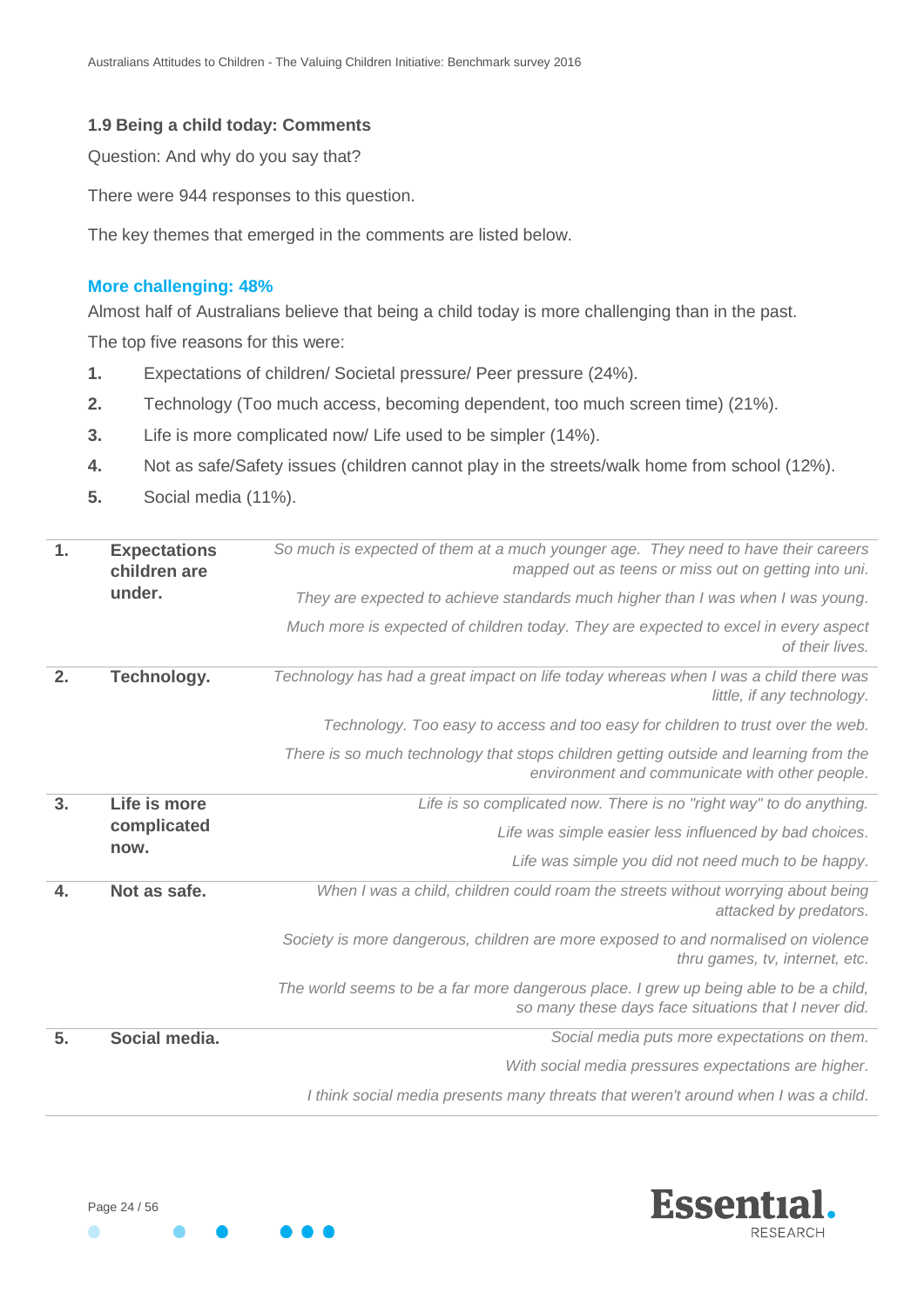### 1.9 Being a child today: Comments

Question: And why do you say that?

There were 944 responses to this question.

The key themes that emerged in the comments are listed below.

**More challenging: 48%**

Almost half of Australians believe that being a child today is more challenging than in the past.

The top five reasons for this were:

1. Expectations of children/ Societal pressure/ Peer pressure (24%).
2. Technology (Too much access, becoming dependent, too much screen time) (21%).
3. Life is more complicated now/ Life used to be simpler (14%).
4. Not as safe/Safety issues (children cannot play in the streets/walk home from school (12%).
5. Social media (11%).

| | | |
|---|---|---|
| **1.** | **Expectations children are under.** | *So much is expected of them at a much younger age. They need to have their careers mapped out as teens or miss out on getting into uni.* |
| | | *They are expected to achieve standards much higher than I was when I was young.* |
| | | *Much more is expected of children today. They are expected to excel in every aspect of their lives.* |
| **2.** | **Technology.** | *Technology has had a great impact on life today whereas when I was a child there was little, if any technology.* |
| | | *Technology. Too easy to access and too easy for children to trust over the web.* |
| | | *There is so much technology that stops children getting outside and learning from the environment and communicate with other people.* |
| **3.** | **Life is more complicated now.** | *Life is so complicated now. There is no "right way" to do anything.* |
| | | *Life was simple easier less influenced by bad choices.* |
| | | *Life was simple you did not need much to be happy.* |
| **4.** | **Not as safe.** | *When I was a child, children could roam the streets without worrying about being attacked by predators.* |
| | | *Society is more dangerous, children are more exposed to and normalised on violence thru games, tv, internet, etc.* |
| | | *The world seems to be a far more dangerous place. I grew up being able to be a child, so many these days face situations that I never did.* |
| **5.** | **Social media.** | *Social media puts more expectations on them.* |
| | | *With social media pressures expectations are higher.* |
| | | *I think social media presents many threats that weren't around when I was a child.* |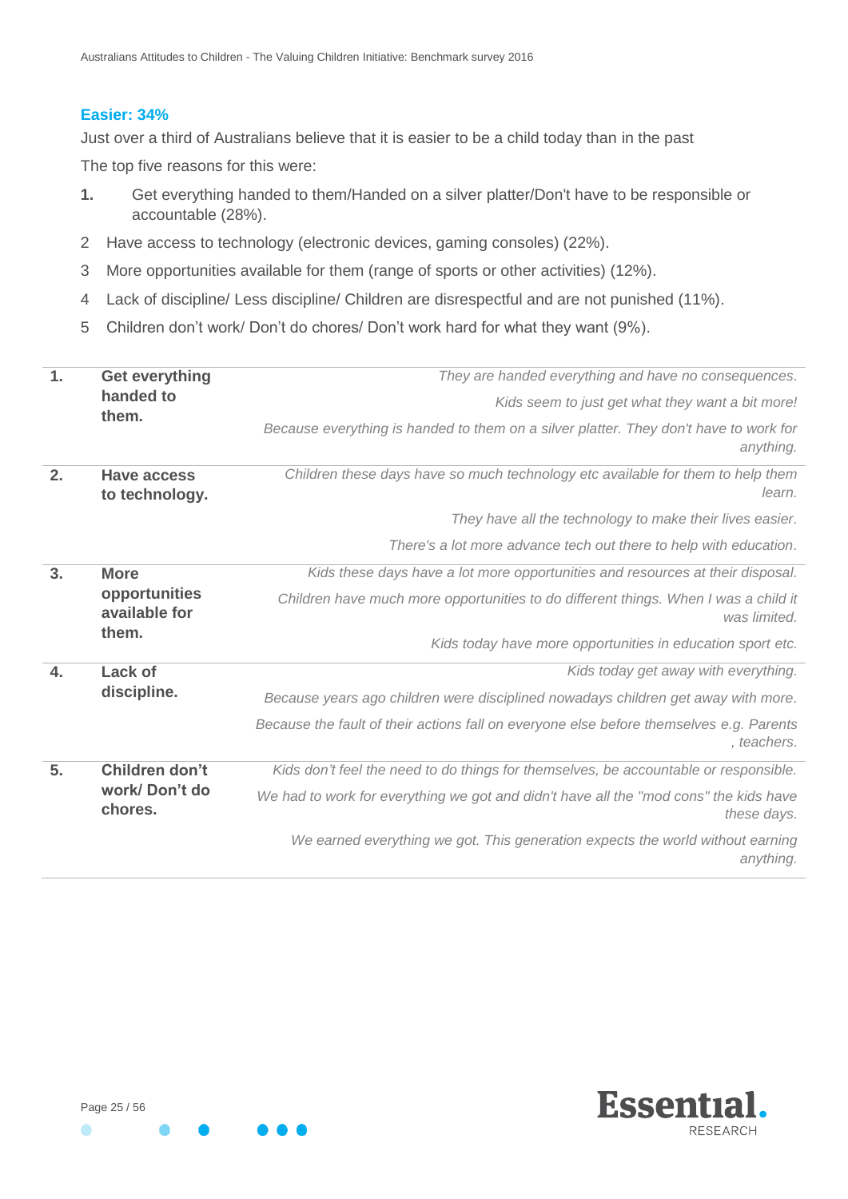### Easier: 34%

Just over a third of Australians believe that it is easier to be a child today than in the past

The top five reasons for this were:

1. Get everything handed to them/Handed on a silver platter/Don't have to be responsible or accountable (28%).
2. Have access to technology (electronic devices, gaming consoles) (22%).
3. More opportunities available for them (range of sports or other activities) (12%).
4. Lack of discipline/ Less discipline/ Children are disrespectful and are not punished (11%).
5. Children don't work/ Don't do chores/ Don't work hard for what they want (9%).

| | | |
|---|---|---|
| **1.** | **Get everything handed to them.** | *They are handed everything and have no consequences.*<br>*Kids seem to just get what they want a bit more!*<br>*Because everything is handed to them on a silver platter. They don't have to work for anything.* |
| **2.** | **Have access to technology.** | *Children these days have so much technology etc available for them to help them learn.*<br>*They have all the technology to make their lives easier.*<br>*There's a lot more advance tech out there to help with education.* |
| **3.** | **More opportunities available for them.** | *Kids these days have a lot more opportunities and resources at their disposal.*<br>*Children have much more opportunities to do different things. When I was a child it was limited.*<br>*Kids today have more opportunities in education sport etc.* |
| **4.** | **Lack of discipline.** | *Kids today get away with everything.*<br>*Because years ago children were disciplined nowadays children get away with more.*<br>*Because the fault of their actions fall on everyone else before themselves e.g. Parents , teachers.* |
| **5.** | **Children don't work/ Don't do chores.** | *Kids don't feel the need to do things for themselves, be accountable or responsible.*<br>*We had to work for everything we got and didn't have all the "mod cons" the kids have these days.*<br>*We earned everything we got. This generation expects the world without earning anything.* |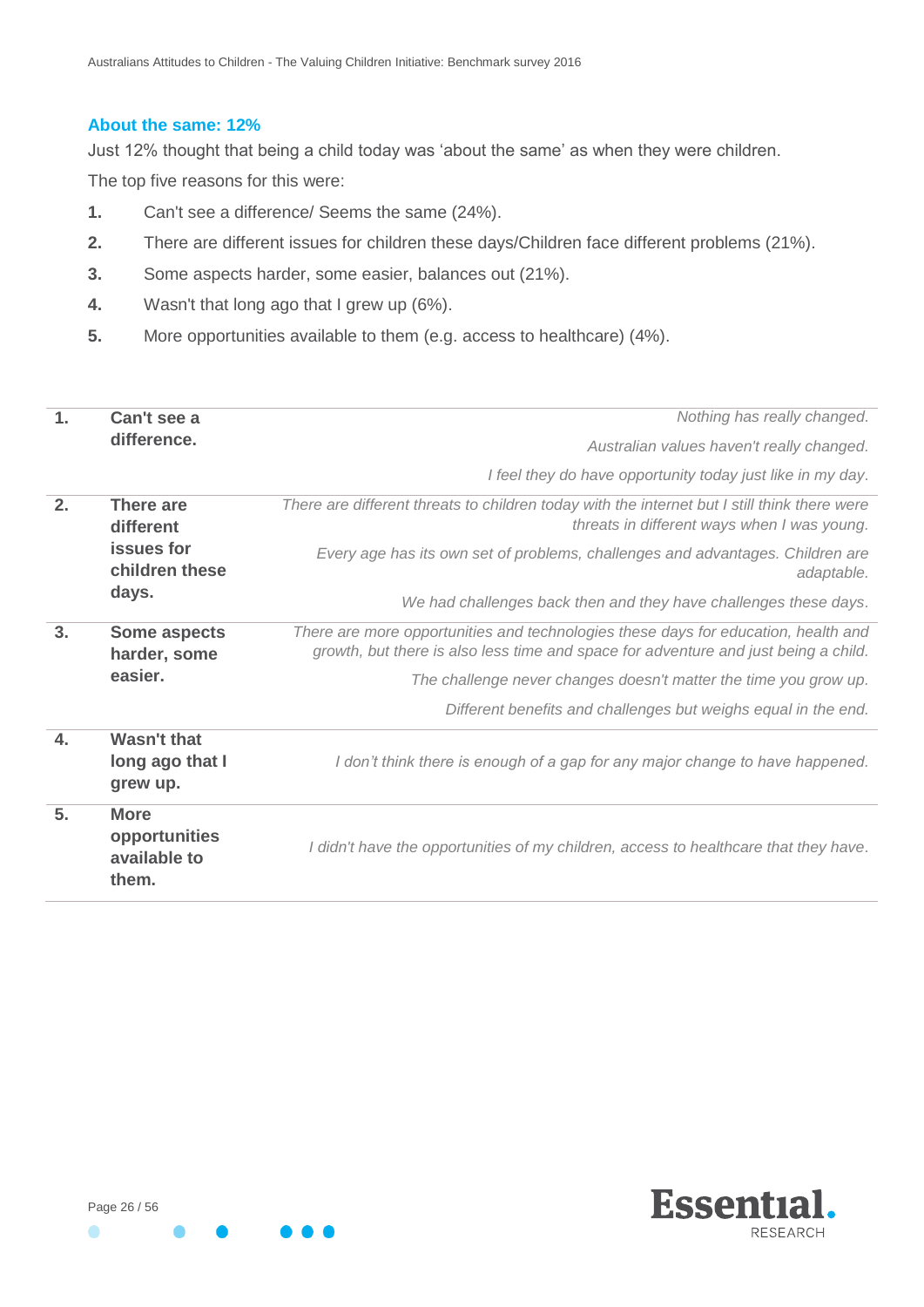### About the same: 12%

Just 12% thought that being a child today was 'about the same' as when they were children.

The top five reasons for this were:

1. Can't see a difference/ Seems the same (24%).
2. There are different issues for children these days/Children face different problems (21%).
3. Some aspects harder, some easier, balances out (21%).
4. Wasn't that long ago that I grew up (6%).
5. More opportunities available to them (e.g. access to healthcare) (4%).

| | | |
|---|---|---|
| **1.** | **Can't see a difference.** | *Nothing has really changed.*<br>*Australian values haven't really changed.*<br>*I feel they do have opportunity today just like in my day.* |
| **2.** | **There are different issues for children these days.** | *There are different threats to children today with the internet but I still think there were threats in different ways when I was young.*<br>*Every age has its own set of problems, challenges and advantages. Children are adaptable.*<br>*We had challenges back then and they have challenges these days.* |
| **3.** | **Some aspects harder, some easier.** | *There are more opportunities and technologies these days for education, health and growth, but there is also less time and space for adventure and just being a child.*<br>*The challenge never changes doesn't matter the time you grow up.*<br>*Different benefits and challenges but weighs equal in the end.* |
| **4.** | **Wasn't that long ago that I grew up.** | *I don't think there is enough of a gap for any major change to have happened.* |
| **5.** | **More opportunities available to them.** | *I didn't have the opportunities of my children, access to healthcare that they have.* |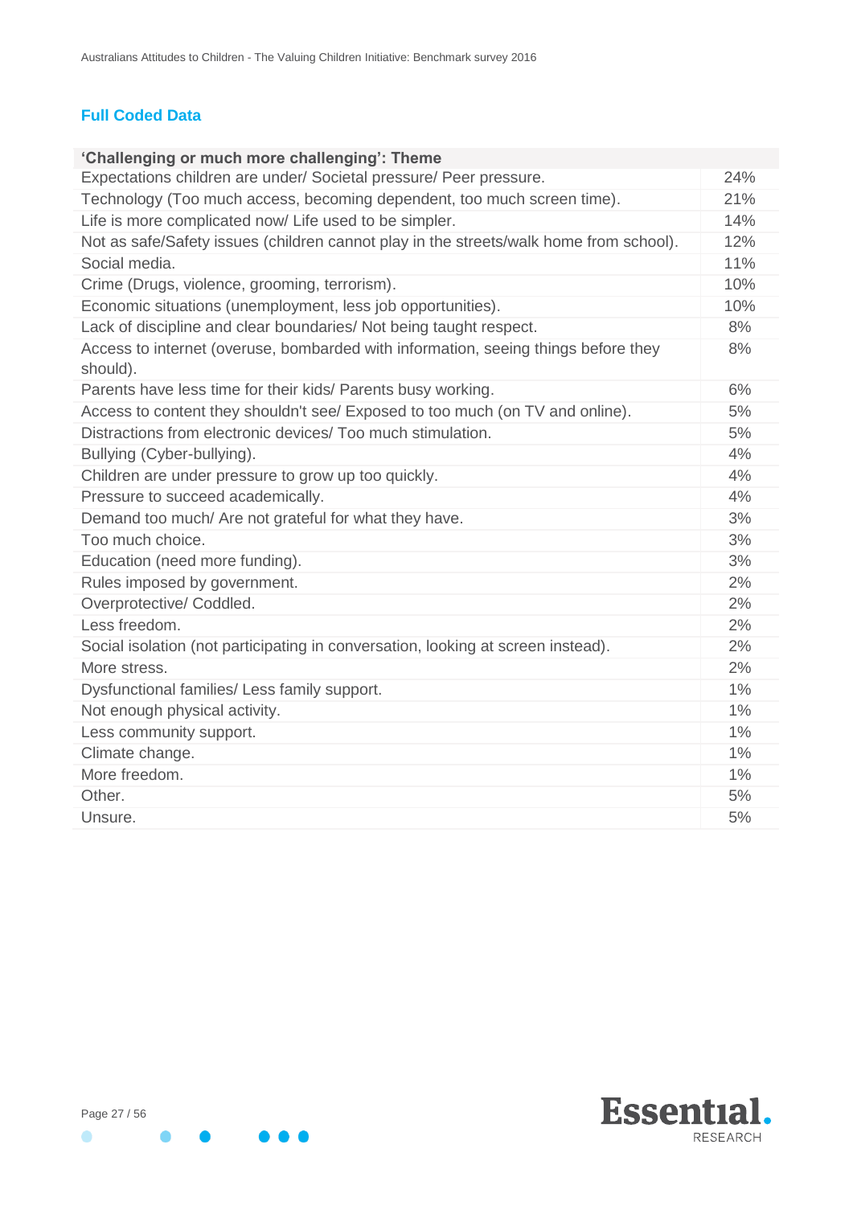### Full Coded Data

| 'Challenging or much more challenging': Theme | |
|---|---|
| Expectations children are under/ Societal pressure/ Peer pressure. | 24% |
| Technology (Too much access, becoming dependent, too much screen time). | 21% |
| Life is more complicated now/ Life used to be simpler. | 14% |
| Not as safe/Safety issues (children cannot play in the streets/walk home from school). | 12% |
| Social media. | 11% |
| Crime (Drugs, violence, grooming, terrorism). | 10% |
| Economic situations (unemployment, less job opportunities). | 10% |
| Lack of discipline and clear boundaries/ Not being taught respect. | 8% |
| Access to internet (overuse, bombarded with information, seeing things before they should). | 8% |
| Parents have less time for their kids/ Parents busy working. | 6% |
| Access to content they shouldn't see/ Exposed to too much (on TV and online). | 5% |
| Distractions from electronic devices/ Too much stimulation. | 5% |
| Bullying (Cyber-bullying). | 4% |
| Children are under pressure to grow up too quickly. | 4% |
| Pressure to succeed academically. | 4% |
| Demand too much/ Are not grateful for what they have. | 3% |
| Too much choice. | 3% |
| Education (need more funding). | 3% |
| Rules imposed by government. | 2% |
| Overprotective/ Coddled. | 2% |
| Less freedom. | 2% |
| Social isolation (not participating in conversation, looking at screen instead). | 2% |
| More stress. | 2% |
| Dysfunctional families/ Less family support. | 1% |
| Not enough physical activity. | 1% |
| Less community support. | 1% |
| Climate change. | 1% |
| More freedom. | 1% |
| Other. | 5% |
| Unsure. | 5% |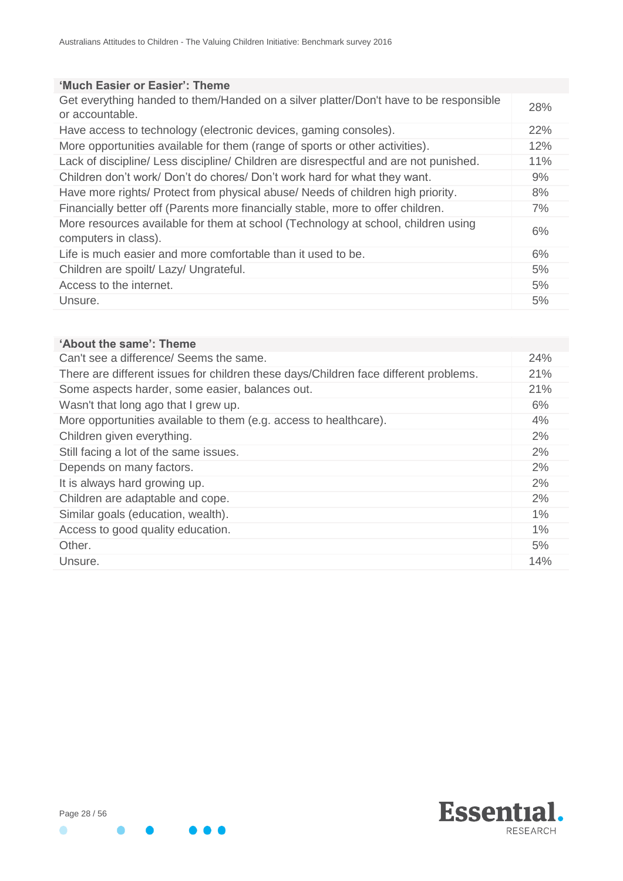| 'Much Easier or Easier': Theme | |
|---|---|
| Get everything handed to them/Handed on a silver platter/Don't have to be responsible or accountable. | 28% |
| Have access to technology (electronic devices, gaming consoles). | 22% |
| More opportunities available for them (range of sports or other activities). | 12% |
| Lack of discipline/ Less discipline/ Children are disrespectful and are not punished. | 11% |
| Children don't work/ Don't do chores/ Don't work hard for what they want. | 9% |
| Have more rights/ Protect from physical abuse/ Needs of children high priority. | 8% |
| Financially better off (Parents more financially stable, more to offer children. | 7% |
| More resources available for them at school (Technology at school, children using computers in class). | 6% |
| Life is much easier and more comfortable than it used to be. | 6% |
| Children are spoilt/ Lazy/ Ungrateful. | 5% |
| Access to the internet. | 5% |
| Unsure. | 5% |

| 'About the same': Theme | |
|---|---|
| Can't see a difference/ Seems the same. | 24% |
| There are different issues for children these days/Children face different problems. | 21% |
| Some aspects harder, some easier, balances out. | 21% |
| Wasn't that long ago that I grew up. | 6% |
| More opportunities available to them (e.g. access to healthcare). | 4% |
| Children given everything. | 2% |
| Still facing a lot of the same issues. | 2% |
| Depends on many factors. | 2% |
| It is always hard growing up. | 2% |
| Children are adaptable and cope. | 2% |
| Similar goals (education, wealth). | 1% |
| Access to good quality education. | 1% |
| Other. | 5% |
| Unsure. | 14% |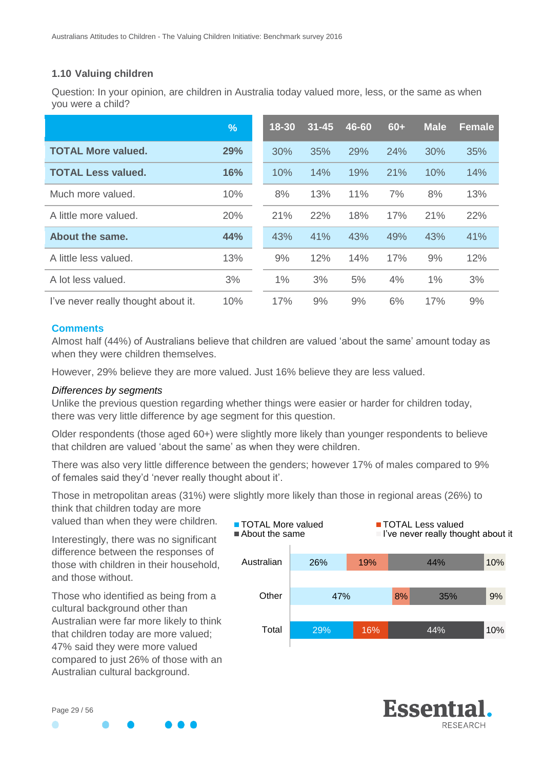### 1.10 Valuing children

Question: In your opinion, are children in Australia today valued more, less, or the same as when you were a child?

| | % | 18-30 | 31-45 | 46-60 | 60+ | Male | Female |
|---|---|---|---|---|---|---|---|
| **TOTAL More valued.** | **29%** | 30% | 35% | 29% | 24% | 30% | 35% |
| **TOTAL Less valued.** | **16%** | 10% | 14% | 19% | 21% | 10% | 14% |
| Much more valued. | 10% | 8% | 13% | 11% | 7% | 8% | 13% |
| A little more valued. | 20% | 21% | 22% | 18% | 17% | 21% | 22% |
| **About the same.** | **44%** | 43% | 41% | 43% | 49% | 43% | 41% |
| A little less valued. | 13% | 9% | 12% | 14% | 17% | 9% | 12% |
| A lot less valued. | 3% | 1% | 3% | 5% | 4% | 1% | 3% |
| I've never really thought about it. | 10% | 17% | 9% | 9% | 6% | 17% | 9% |

**Comments**

Almost half (44%) of Australians believe that children are valued 'about the same' amount today as when they were children themselves.

However, 29% believe they are more valued. Just 16% believe they are less valued.

*Differences by segments*

Unlike the previous question regarding whether things were easier or harder for children today, there was very little difference by age segment for this question.

Older respondents (those aged 60+) were slightly more likely than younger respondents to believe that children are valued 'about the same' as when they were children.

There was also very little difference between the genders; however 17% of males compared to 9% of females said they'd 'never really thought about it'.

Those in metropolitan areas (31%) were slightly more likely than those in regional areas (26%) to think that children today are more valued than when they were children.

Interestingly, there was no significant difference between the responses of those with children in their household, and those without.

Those who identified as being from a cultural background other than Australian were far more likely to think that children today are more valued; 47% said they were more valued compared to just 26% of those with an Australian cultural background.

| | TOTAL More valued | TOTAL Less valued | About the same | I've never really thought about it |
|---|---|---|---|---|
| Australian | 26% | 19% | 44% | 10% |
| Other | 47% | 8% | 35% | 9% |
| Total | 29% | 16% | 44% | 10% |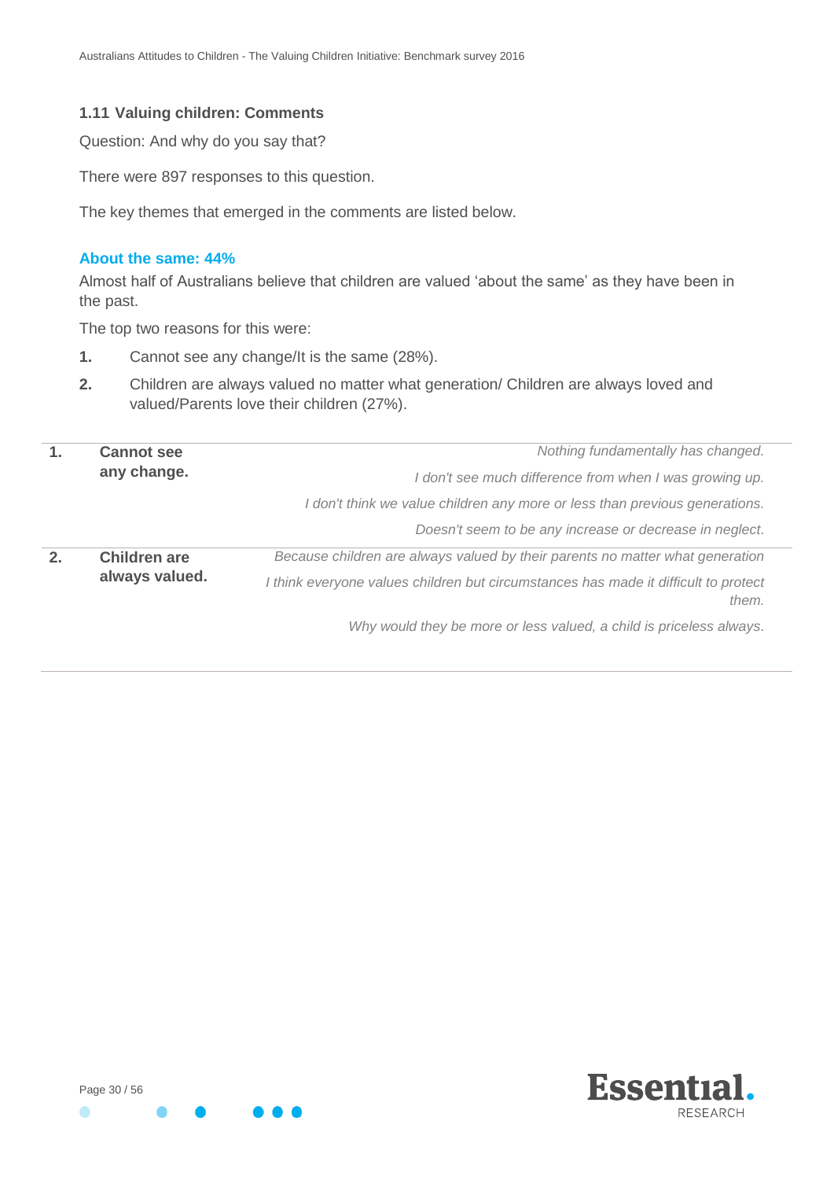### 1.11 Valuing children: Comments

Question: And why do you say that?

There were 897 responses to this question.

The key themes that emerged in the comments are listed below.

**About the same: 44%**

Almost half of Australians believe that children are valued 'about the same' as they have been in the past.

The top two reasons for this were:

1. Cannot see any change/It is the same (28%).
2. Children are always valued no matter what generation/ Children are always loved and valued/Parents love their children (27%).

| | | |
|---|---|---|
| **1.** | **Cannot see any change.** | *Nothing fundamentally has changed.*<br>*I don't see much difference from when I was growing up.*<br>*I don't think we value children any more or less than previous generations.*<br>*Doesn't seem to be any increase or decrease in neglect.* |
| **2.** | **Children are always valued.** | *Because children are always valued by their parents no matter what generation*<br>*I think everyone values children but circumstances has made it difficult to protect them.*<br>*Why would they be more or less valued, a child is priceless always.* |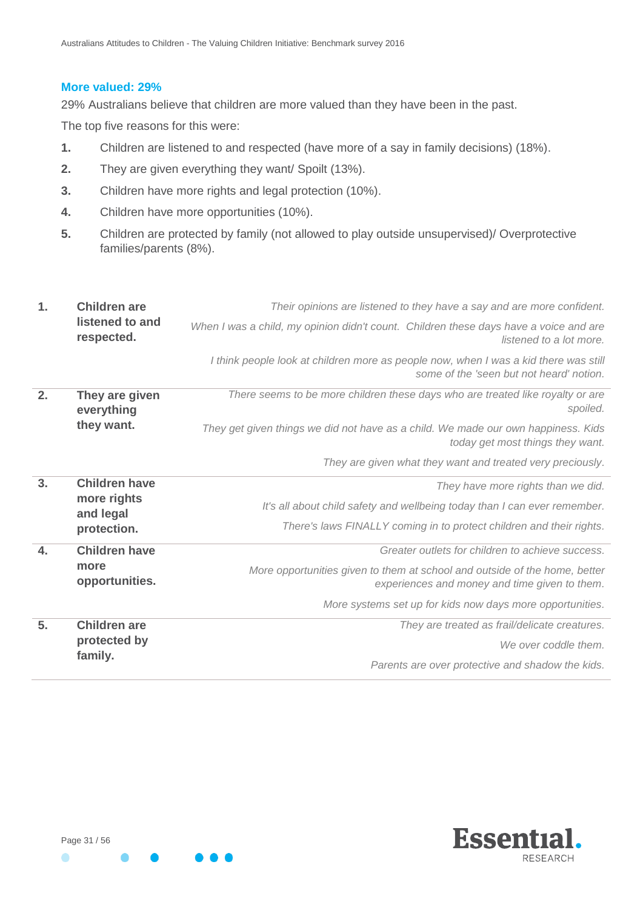### More valued: 29%

29% Australians believe that children are more valued than they have been in the past.

The top five reasons for this were:

1. Children are listened to and respected (have more of a say in family decisions) (18%).
2. They are given everything they want/ Spoilt (13%).
3. Children have more rights and legal protection (10%).
4. Children have more opportunities (10%).
5. Children are protected by family (not allowed to play outside unsupervised)/ Overprotective families/parents (8%).

| | | |
|---|---|---|
| 1. | **Children are listened to and respected.** | *Their opinions are listened to they have a say and are more confident.*<br>*When I was a child, my opinion didn't count. Children these days have a voice and are listened to a lot more.*<br>*I think people look at children more as people now, when I was a kid there was still some of the 'seen but not heard' notion.* |
| 2. | **They are given everything they want.** | *There seems to be more children these days who are treated like royalty or are spoiled.*<br>*They get given things we did not have as a child. We made our own happiness. Kids today get most things they want.*<br>*They are given what they want and treated very preciously.* |
| 3. | **Children have more rights and legal protection.** | *They have more rights than we did.*<br>*It's all about child safety and wellbeing today than I can ever remember.*<br>*There's laws FINALLY coming in to protect children and their rights.* |
| 4. | **Children have more opportunities.** | *Greater outlets for children to achieve success.*<br>*More opportunities given to them at school and outside of the home, better experiences and money and time given to them.*<br>*More systems set up for kids now days more opportunities.* |
| 5. | **Children are protected by family.** | *They are treated as frail/delicate creatures.*<br>*We over coddle them.*<br>*Parents are over protective and shadow the kids.* |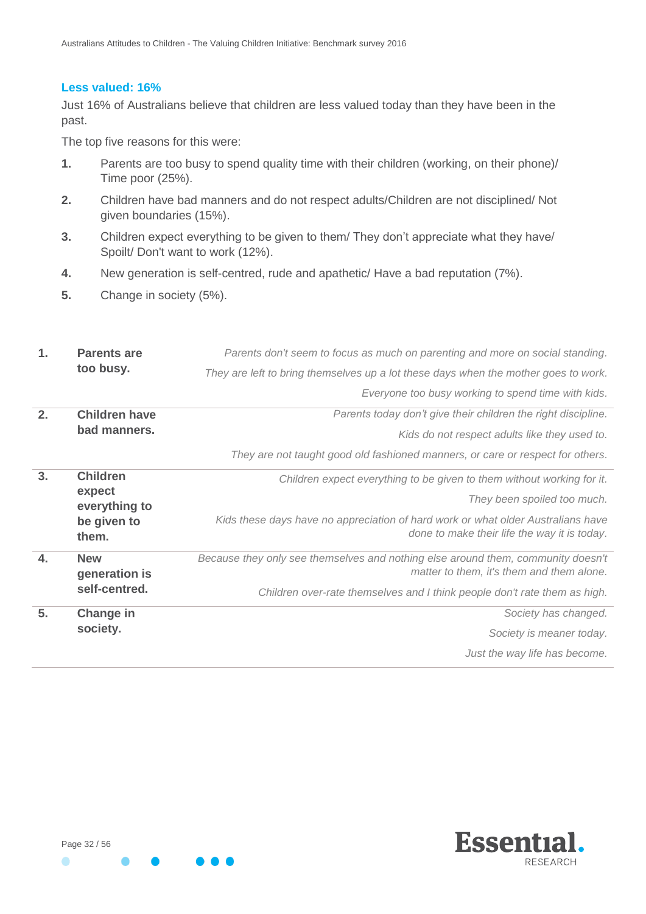### Less valued: 16%

Just 16% of Australians believe that children are less valued today than they have been in the past.

The top five reasons for this were:

1. Parents are too busy to spend quality time with their children (working, on their phone)/ Time poor (25%).
2. Children have bad manners and do not respect adults/Children are not disciplined/ Not given boundaries (15%).
3. Children expect everything to be given to them/ They don't appreciate what they have/ Spoilt/ Don't want to work (12%).
4. New generation is self-centred, rude and apathetic/ Have a bad reputation (7%).
5. Change in society (5%).

| | | |
|---|---|---|
| **1.** | **Parents are too busy.** | *Parents don't seem to focus as much on parenting and more on social standing.*<br>*They are left to bring themselves up a lot these days when the mother goes to work.*<br>*Everyone too busy working to spend time with kids.* |
| **2.** | **Children have bad manners.** | *Parents today don't give their children the right discipline.*<br>*Kids do not respect adults like they used to.*<br>*They are not taught good old fashioned manners, or care or respect for others.* |
| **3.** | **Children expect everything to be given to them.** | *Children expect everything to be given to them without working for it.*<br>*They been spoiled too much.*<br>*Kids these days have no appreciation of hard work or what older Australians have done to make their life the way it is today.* |
| **4.** | **New generation is self-centred.** | *Because they only see themselves and nothing else around them, community doesn't matter to them, it's them and them alone.*<br>*Children over-rate themselves and I think people don't rate them as high.* |
| **5.** | **Change in society.** | *Society has changed.*<br>*Society is meaner today.*<br>*Just the way life has become.* |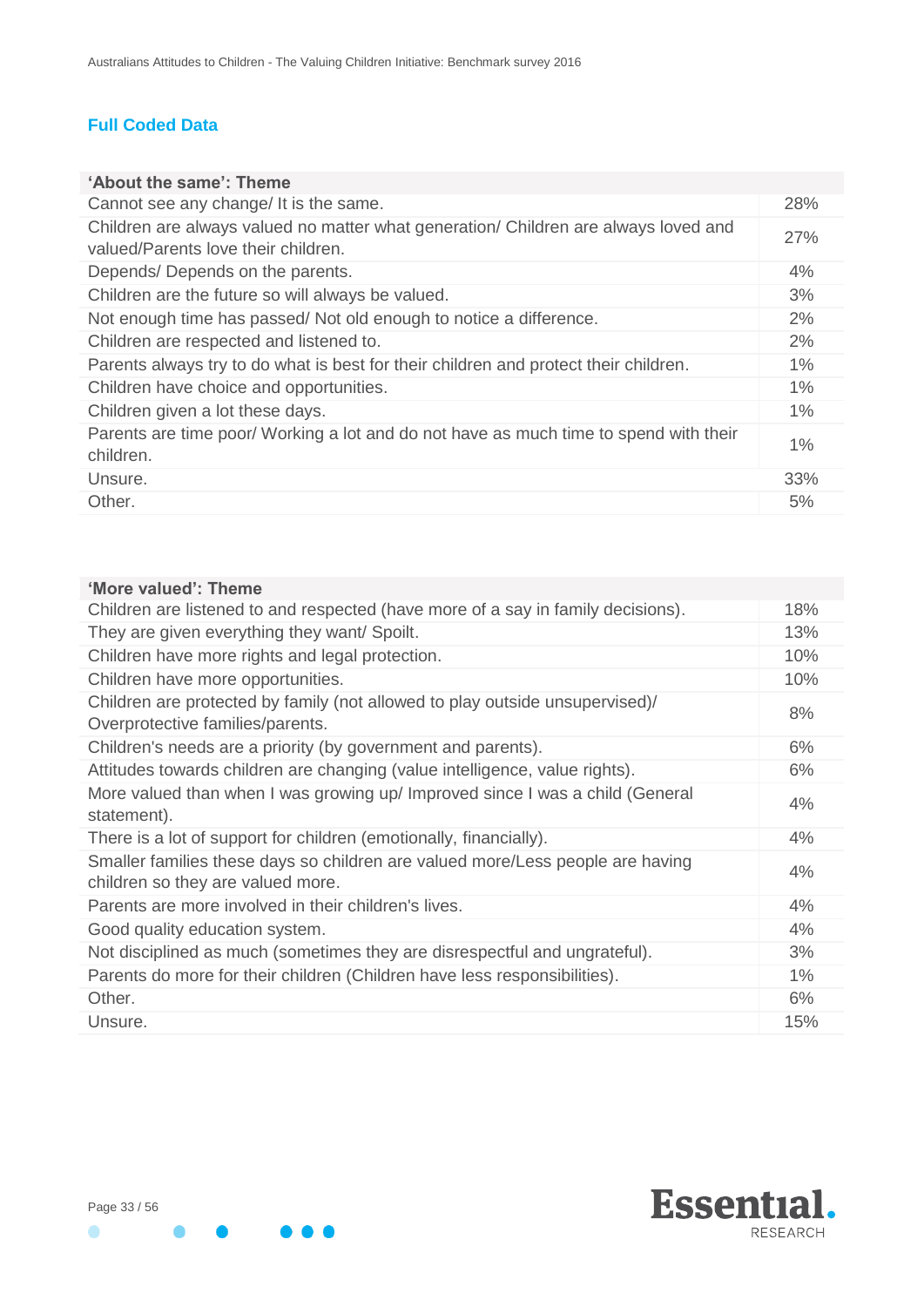## Full Coded Data

| 'About the same': Theme | |
|---|---|
| Cannot see any change/ It is the same. | 28% |
| Children are always valued no matter what generation/ Children are always loved and valued/Parents love their children. | 27% |
| Depends/ Depends on the parents. | 4% |
| Children are the future so will always be valued. | 3% |
| Not enough time has passed/ Not old enough to notice a difference. | 2% |
| Children are respected and listened to. | 2% |
| Parents always try to do what is best for their children and protect their children. | 1% |
| Children have choice and opportunities. | 1% |
| Children given a lot these days. | 1% |
| Parents are time poor/ Working a lot and do not have as much time to spend with their children. | 1% |
| Unsure. | 33% |
| Other. | 5% |

| 'More valued': Theme | |
|---|---|
| Children are listened to and respected (have more of a say in family decisions). | 18% |
| They are given everything they want/ Spoilt. | 13% |
| Children have more rights and legal protection. | 10% |
| Children have more opportunities. | 10% |
| Children are protected by family (not allowed to play outside unsupervised)/ Overprotective families/parents. | 8% |
| Children's needs are a priority (by government and parents). | 6% |
| Attitudes towards children are changing (value intelligence, value rights). | 6% |
| More valued than when I was growing up/ Improved since I was a child (General statement). | 4% |
| There is a lot of support for children (emotionally, financially). | 4% |
| Smaller families these days so children are valued more/Less people are having children so they are valued more. | 4% |
| Parents are more involved in their children's lives. | 4% |
| Good quality education system. | 4% |
| Not disciplined as much (sometimes they are disrespectful and ungrateful). | 3% |
| Parents do more for their children (Children have less responsibilities). | 1% |
| Other. | 6% |
| Unsure. | 15% |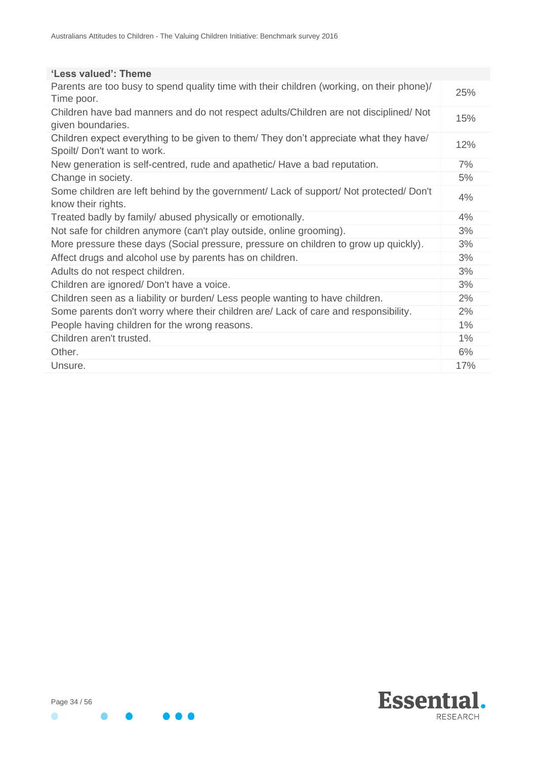| 'Less valued': Theme | |
|---|---|
| Parents are too busy to spend quality time with their children (working, on their phone)/ Time poor. | 25% |
| Children have bad manners and do not respect adults/Children are not disciplined/ Not given boundaries. | 15% |
| Children expect everything to be given to them/ They don't appreciate what they have/ Spoilt/ Don't want to work. | 12% |
| New generation is self-centred, rude and apathetic/ Have a bad reputation. | 7% |
| Change in society. | 5% |
| Some children are left behind by the government/ Lack of support/ Not protected/ Don't know their rights. | 4% |
| Treated badly by family/ abused physically or emotionally. | 4% |
| Not safe for children anymore (can't play outside, online grooming). | 3% |
| More pressure these days (Social pressure, pressure on children to grow up quickly). | 3% |
| Affect drugs and alcohol use by parents has on children. | 3% |
| Adults do not respect children. | 3% |
| Children are ignored/ Don't have a voice. | 3% |
| Children seen as a liability or burden/ Less people wanting to have children. | 2% |
| Some parents don't worry where their children are/ Lack of care and responsibility. | 2% |
| People having children for the wrong reasons. | 1% |
| Children aren't trusted. | 1% |
| Other. | 6% |
| Unsure. | 17% |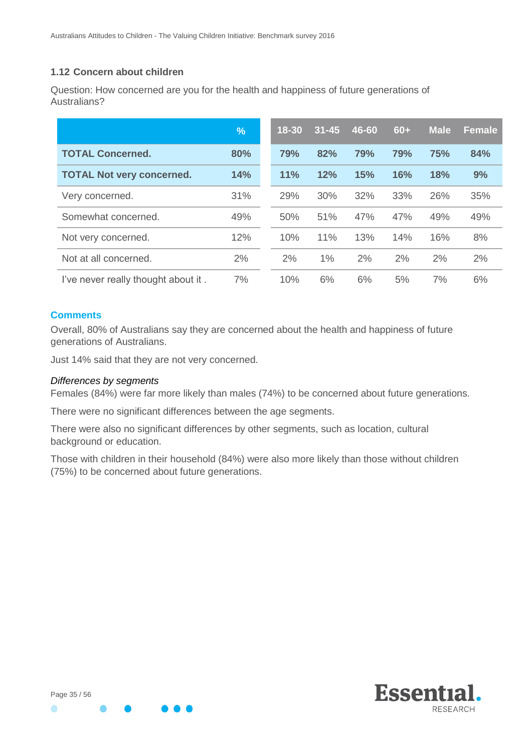### 1.12 Concern about children

Question: How concerned are you for the health and happiness of future generations of Australians?

| | % | 18-30 | 31-45 | 46-60 | 60+ | Male | Female |
|---|---|---|---|---|---|---|---|
| **TOTAL Concerned.** | **80%** | **79%** | **82%** | **79%** | **79%** | **75%** | **84%** |
| **TOTAL Not very concerned.** | **14%** | **11%** | **12%** | **15%** | **16%** | **18%** | **9%** |
| Very concerned. | 31% | 29% | 30% | 32% | 33% | 26% | 35% |
| Somewhat concerned. | 49% | 50% | 51% | 47% | 47% | 49% | 49% |
| Not very concerned. | 12% | 10% | 11% | 13% | 14% | 16% | 8% |
| Not at all concerned. | 2% | 2% | 1% | 2% | 2% | 2% | 2% |
| I've never really thought about it . | 7% | 10% | 6% | 6% | 5% | 7% | 6% |

#### Comments

Overall, 80% of Australians say they are concerned about the health and happiness of future generations of Australians.

Just 14% said that they are not very concerned.

*Differences by segments*

Females (84%) were far more likely than males (74%) to be concerned about future generations.

There were no significant differences between the age segments.

There were also no significant differences by other segments, such as location, cultural background or education.

Those with children in their household (84%) were also more likely than those without children (75%) to be concerned about future generations.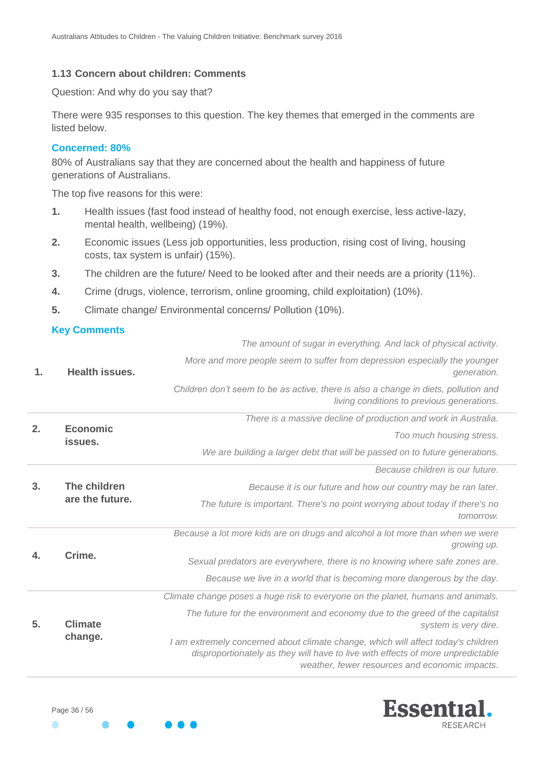## 1.13 Concern about children: Comments

Question: And why do you say that?

There were 935 responses to this question. The key themes that emerged in the comments are listed below.

### Concerned: 80%

80% of Australians say that they are concerned about the health and happiness of future generations of Australians.

The top five reasons for this were:

1. Health issues (fast food instead of healthy food, not enough exercise, less active-lazy, mental health, wellbeing) (19%).
2. Economic issues (Less job opportunities, less production, rising cost of living, housing costs, tax system is unfair) (15%).
3. The children are the future/ Need to be looked after and their needs are a priority (11%).
4. Crime (drugs, violence, terrorism, online grooming, child exploitation) (10%).
5. Climate change/ Environmental concerns/ Pollution (10%).

### Key Comments

| | Theme | Comments |
|---|---|---|
| 1. | **Health issues.** | *The amount of sugar in everything. And lack of physical activity.*<br>*More and more people seem to suffer from depression especially the younger generation.*<br>*Children don't seem to be as active, there is also a change in diets, pollution and living conditions to previous generations.* |
| 2. | **Economic issues.** | *There is a massive decline of production and work in Australia.*<br>*Too much housing stress.*<br>*We are building a larger debt that will be passed on to future generations.* |
| 3. | **The children are the future.** | *Because children is our future.*<br>*Because it is our future and how our country may be ran later.*<br>*The future is important. There's no point worrying about today if there's no tomorrow.* |
| 4. | **Crime.** | *Because a lot more kids are on drugs and alcohol a lot more than when we were growing up.*<br>*Sexual predators are everywhere, there is no knowing where safe zones are.*<br>*Because we live in a world that is becoming more dangerous by the day.* |
| 5. | **Climate change.** | *Climate change poses a huge risk to everyone on the planet, humans and animals.*<br>*The future for the environment and economy due to the greed of the capitalist system is very dire.*<br>*I am extremely concerned about climate change, which will affect today's children disproportionately as they will have to live with effects of more unpredictable weather, fewer resources and economic impacts.* |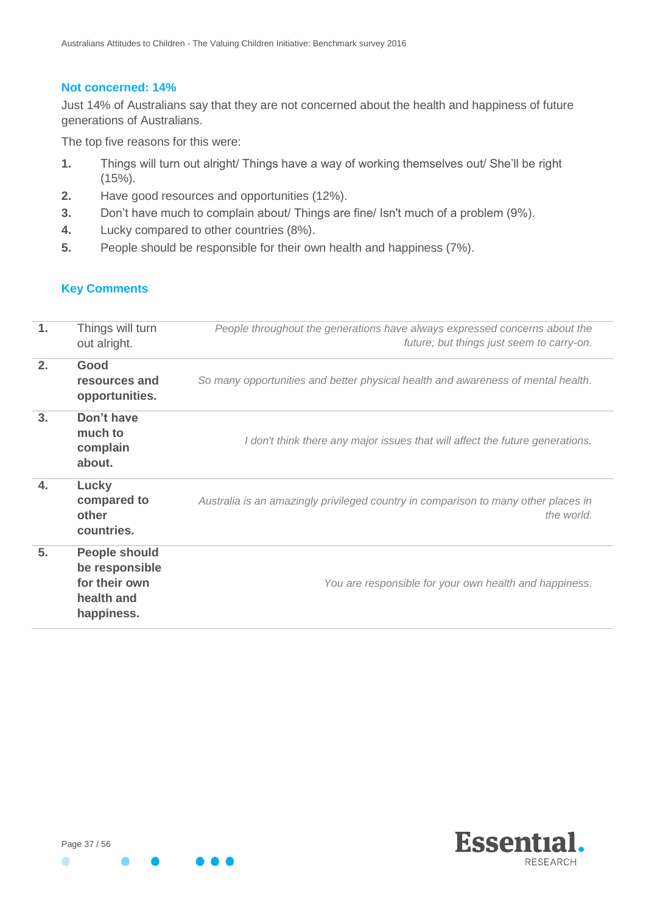### Not concerned: 14%

Just 14% of Australians say that they are not concerned about the health and happiness of future generations of Australians.

The top five reasons for this were:

1. Things will turn out alright/ Things have a way of working themselves out/ She'll be right (15%).
2. Have good resources and opportunities (12%).
3. Don't have much to complain about/ Things are fine/ Isn't much of a problem (9%).
4. Lucky compared to other countries (8%).
5. People should be responsible for their own health and happiness (7%).

### Key Comments

| | | |
|---|---|---|
| 1. | Things will turn out alright. | *People throughout the generations have always expressed concerns about the future; but things just seem to carry-on.* |
| 2. | **Good resources and opportunities.** | *So many opportunities and better physical health and awareness of mental health.* |
| 3. | **Don't have much to complain about.** | *I don't think there any major issues that will affect the future generations.* |
| 4. | **Lucky compared to other countries.** | *Australia is an amazingly privileged country in comparison to many other places in the world.* |
| 5. | **People should be responsible for their own health and happiness.** | *You are responsible for your own health and happiness.* |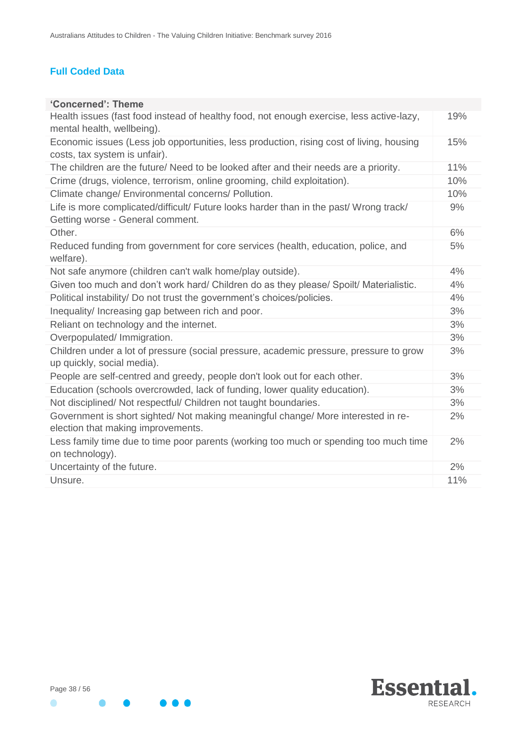## Full Coded Data

| 'Concerned': Theme | |
|---|---|
| Health issues (fast food instead of healthy food, not enough exercise, less active-lazy, mental health, wellbeing). | 19% |
| Economic issues (Less job opportunities, less production, rising cost of living, housing costs, tax system is unfair). | 15% |
| The children are the future/ Need to be looked after and their needs are a priority. | 11% |
| Crime (drugs, violence, terrorism, online grooming, child exploitation). | 10% |
| Climate change/ Environmental concerns/ Pollution. | 10% |
| Life is more complicated/difficult/ Future looks harder than in the past/ Wrong track/ Getting worse - General comment. | 9% |
| Other. | 6% |
| Reduced funding from government for core services (health, education, police, and welfare). | 5% |
| Not safe anymore (children can't walk home/play outside). | 4% |
| Given too much and don't work hard/ Children do as they please/ Spoilt/ Materialistic. | 4% |
| Political instability/ Do not trust the government's choices/policies. | 4% |
| Inequality/ Increasing gap between rich and poor. | 3% |
| Reliant on technology and the internet. | 3% |
| Overpopulated/ Immigration. | 3% |
| Children under a lot of pressure (social pressure, academic pressure, pressure to grow up quickly, social media). | 3% |
| People are self-centred and greedy, people don't look out for each other. | 3% |
| Education (schools overcrowded, lack of funding, lower quality education). | 3% |
| Not disciplined/ Not respectful/ Children not taught boundaries. | 3% |
| Government is short sighted/ Not making meaningful change/ More interested in re-election that making improvements. | 2% |
| Less family time due to time poor parents (working too much or spending too much time on technology). | 2% |
| Uncertainty of the future. | 2% |
| Unsure. | 11% |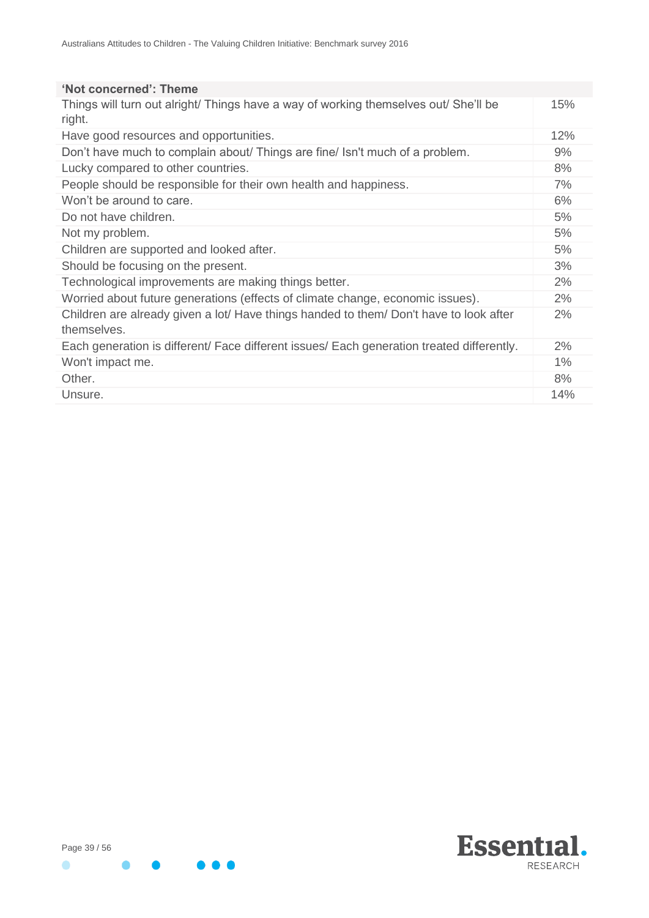| 'Not concerned': Theme | |
|---|---|
| Things will turn out alright/ Things have a way of working themselves out/ She'll be right. | 15% |
| Have good resources and opportunities. | 12% |
| Don't have much to complain about/ Things are fine/ Isn't much of a problem. | 9% |
| Lucky compared to other countries. | 8% |
| People should be responsible for their own health and happiness. | 7% |
| Won't be around to care. | 6% |
| Do not have children. | 5% |
| Not my problem. | 5% |
| Children are supported and looked after. | 5% |
| Should be focusing on the present. | 3% |
| Technological improvements are making things better. | 2% |
| Worried about future generations (effects of climate change, economic issues). | 2% |
| Children are already given a lot/ Have things handed to them/ Don't have to look after themselves. | 2% |
| Each generation is different/ Face different issues/ Each generation treated differently. | 2% |
| Won't impact me. | 1% |
| Other. | 8% |
| Unsure. | 14% |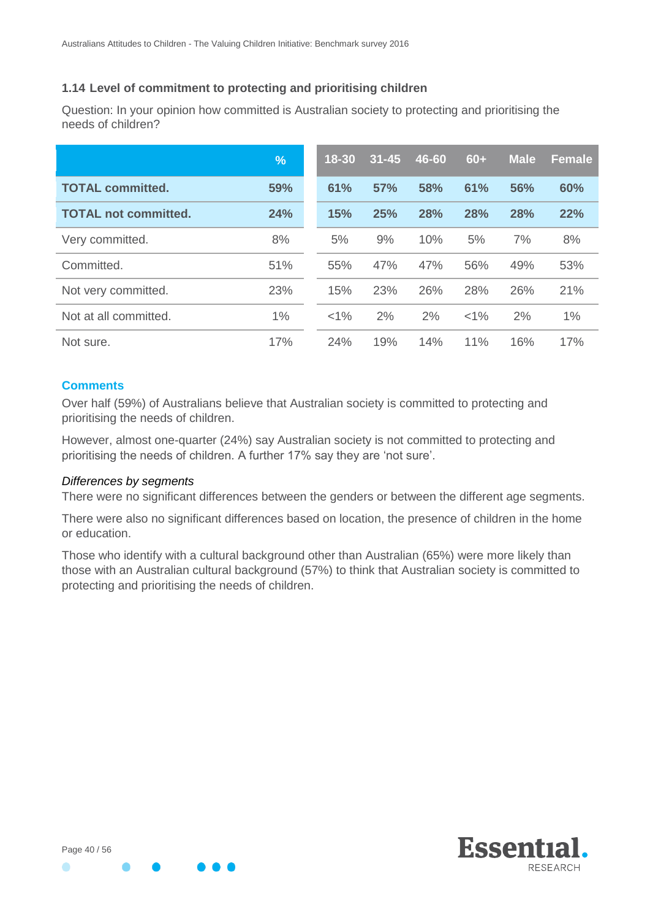### 1.14 Level of commitment to protecting and prioritising children

Question: In your opinion how committed is Australian society to protecting and prioritising the needs of children?

| | % | 18-30 | 31-45 | 46-60 | 60+ | Male | Female |
|---|---|---|---|---|---|---|---|
| **TOTAL committed.** | **59%** | **61%** | **57%** | **58%** | **61%** | **56%** | **60%** |
| **TOTAL not committed.** | **24%** | **15%** | **25%** | **28%** | **28%** | **28%** | **22%** |
| Very committed. | 8% | 5% | 9% | 10% | 5% | 7% | 8% |
| Committed. | 51% | 55% | 47% | 47% | 56% | 49% | 53% |
| Not very committed. | 23% | 15% | 23% | 26% | 28% | 26% | 21% |
| Not at all committed. | 1% | <1% | 2% | 2% | <1% | 2% | 1% |
| Not sure. | 17% | 24% | 19% | 14% | 11% | 16% | 17% |

#### Comments

Over half (59%) of Australians believe that Australian society is committed to protecting and prioritising the needs of children.

However, almost one-quarter (24%) say Australian society is not committed to protecting and prioritising the needs of children. A further 17% say they are 'not sure'.

*Differences by segments*

There were no significant differences between the genders or between the different age segments.

There were also no significant differences based on location, the presence of children in the home or education.

Those who identify with a cultural background other than Australian (65%) were more likely than those with an Australian cultural background (57%) to think that Australian society is committed to protecting and prioritising the needs of children.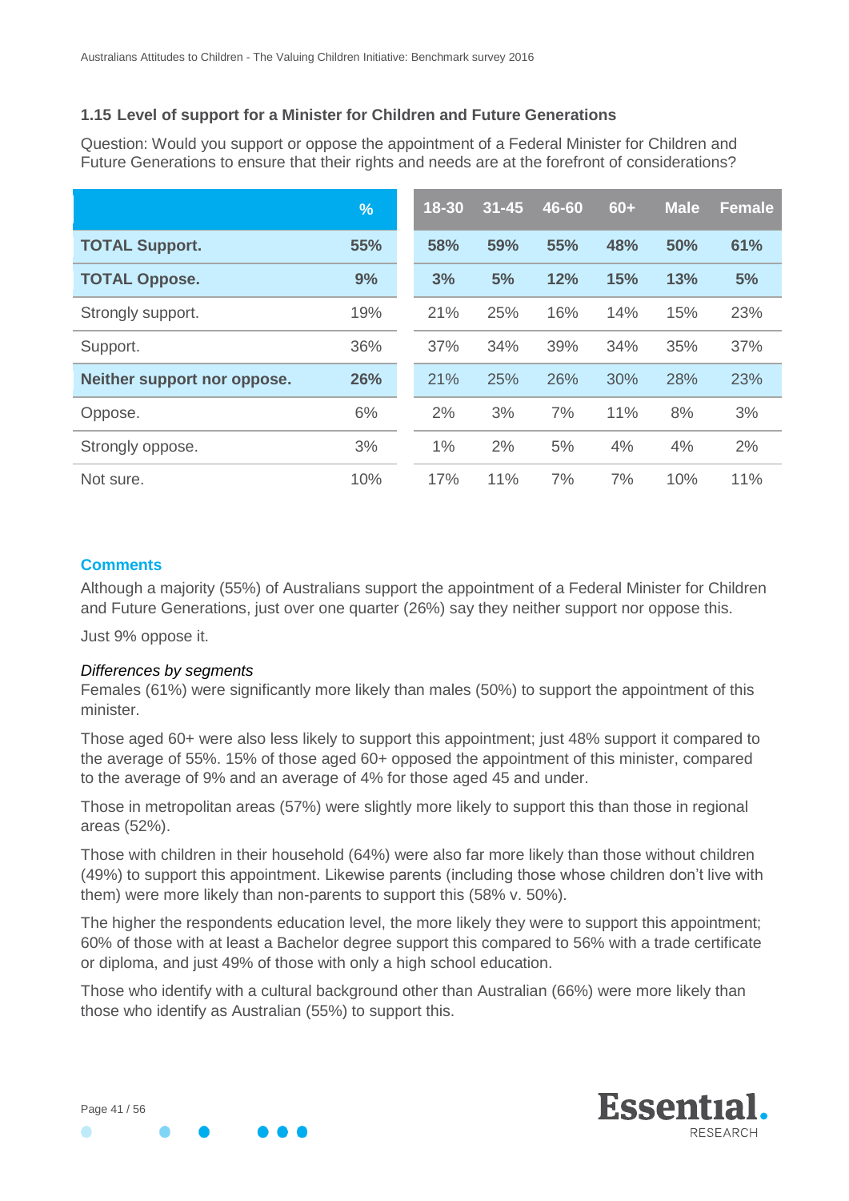### 1.15 Level of support for a Minister for Children and Future Generations

Question: Would you support or oppose the appointment of a Federal Minister for Children and Future Generations to ensure that their rights and needs are at the forefront of considerations?

| | % | 18-30 | 31-45 | 46-60 | 60+ | Male | Female |
|---|---|---|---|---|---|---|---|
| **TOTAL Support.** | **55%** | **58%** | **59%** | **55%** | **48%** | **50%** | **61%** |
| **TOTAL Oppose.** | **9%** | **3%** | **5%** | **12%** | **15%** | **13%** | **5%** |
| Strongly support. | 19% | 21% | 25% | 16% | 14% | 15% | 23% |
| Support. | 36% | 37% | 34% | 39% | 34% | 35% | 37% |
| **Neither support nor oppose.** | **26%** | 21% | 25% | 26% | 30% | 28% | 23% |
| Oppose. | 6% | 2% | 3% | 7% | 11% | 8% | 3% |
| Strongly oppose. | 3% | 1% | 2% | 5% | 4% | 4% | 2% |
| Not sure. | 10% | 17% | 11% | 7% | 7% | 10% | 11% |

#### Comments

Although a majority (55%) of Australians support the appointment of a Federal Minister for Children and Future Generations, just over one quarter (26%) say they neither support nor oppose this.

Just 9% oppose it.

*Differences by segments*

Females (61%) were significantly more likely than males (50%) to support the appointment of this minister.

Those aged 60+ were also less likely to support this appointment; just 48% support it compared to the average of 55%. 15% of those aged 60+ opposed the appointment of this minister, compared to the average of 9% and an average of 4% for those aged 45 and under.

Those in metropolitan areas (57%) were slightly more likely to support this than those in regional areas (52%).

Those with children in their household (64%) were also far more likely than those without children (49%) to support this appointment. Likewise parents (including those whose children don't live with them) were more likely than non-parents to support this (58% v. 50%).

The higher the respondents education level, the more likely they were to support this appointment; 60% of those with at least a Bachelor degree support this compared to 56% with a trade certificate or diploma, and just 49% of those with only a high school education.

Those who identify with a cultural background other than Australian (66%) were more likely than those who identify as Australian (55%) to support this.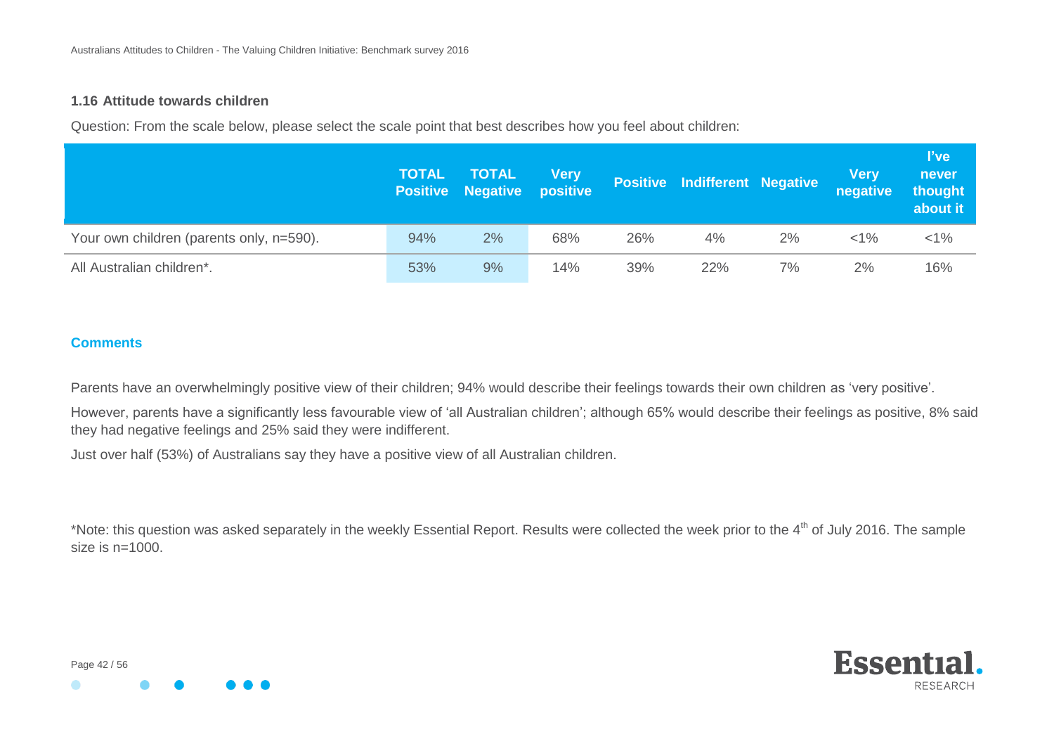## 1.16 Attitude towards children

Question: From the scale below, please select the scale point that best describes how you feel about children:

| | TOTAL Positive | TOTAL Negative | Very positive | Positive | Indifferent | Negative | Very negative | I've never thought about it |
|---|---|---|---|---|---|---|---|---|
| Your own children (parents only, n=590). | 94% | 2% | 68% | 26% | 4% | 2% | <1% | <1% |
| All Australian children*. | 53% | 9% | 14% | 39% | 22% | 7% | 2% | 16% |

### Comments

Parents have an overwhelmingly positive view of their children; 94% would describe their feelings towards their own children as 'very positive'.

However, parents have a significantly less favourable view of 'all Australian children'; although 65% would describe their feelings as positive, 8% said they had negative feelings and 25% said they were indifferent.

Just over half (53%) of Australians say they have a positive view of all Australian children.

*Note: this question was asked separately in the weekly Essential Report. Results were collected the week prior to the 4th of July 2016. The sample size is n=1000.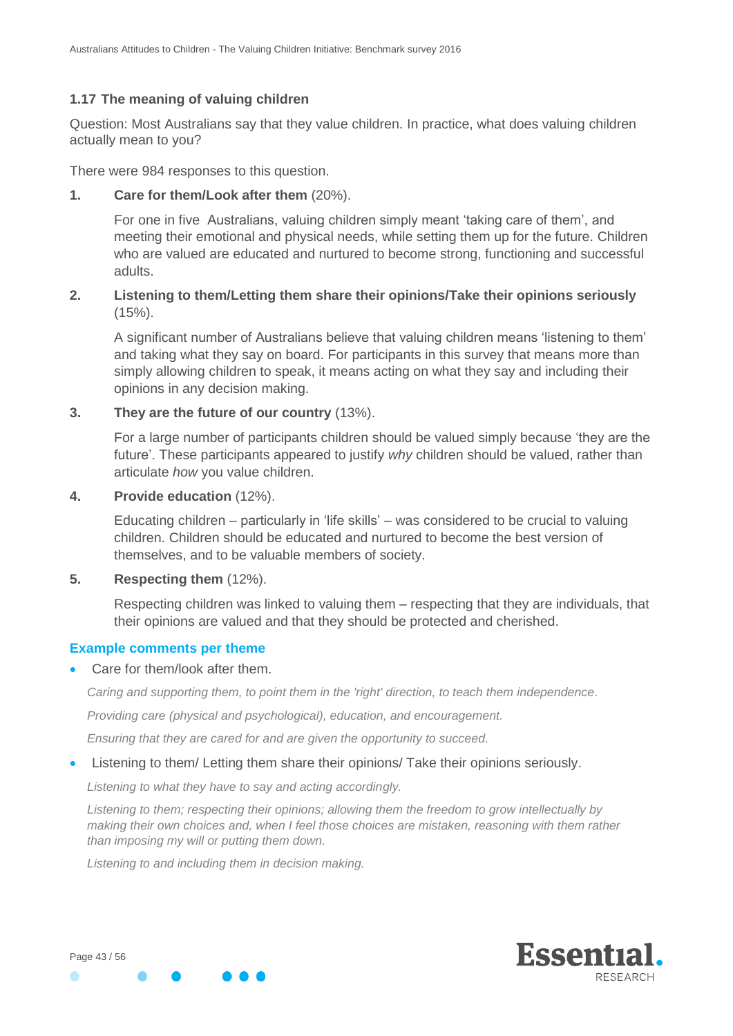### 1.17 The meaning of valuing children

Question: Most Australians say that they value children. In practice, what does valuing children actually mean to you?

There were 984 responses to this question.

1. **Care for them/Look after them** (20%).

   For one in five Australians, valuing children simply meant 'taking care of them', and meeting their emotional and physical needs, while setting them up for the future. Children who are valued are educated and nurtured to become strong, functioning and successful adults.

2. **Listening to them/Letting them share their opinions/Take their opinions seriously** (15%).

   A significant number of Australians believe that valuing children means 'listening to them' and taking what they say on board. For participants in this survey that means more than simply allowing children to speak, it means acting on what they say and including their opinions in any decision making.

3. **They are the future of our country** (13%).

   For a large number of participants children should be valued simply because 'they are the future'. These participants appeared to justify *why* children should be valued, rather than articulate *how* you value children.

4. **Provide education** (12%).

   Educating children – particularly in 'life skills' – was considered to be crucial to valuing children. Children should be educated and nurtured to become the best version of themselves, and to be valuable members of society.

5. **Respecting them** (12%).

   Respecting children was linked to valuing them – respecting that they are individuals, that their opinions are valued and that they should be protected and cherished.

**Example comments per theme**

- Care for them/look after them.

  *Caring and supporting them, to point them in the 'right' direction, to teach them independence.*

  *Providing care (physical and psychological), education, and encouragement.*

  *Ensuring that they are cared for and are given the opportunity to succeed.*

- Listening to them/ Letting them share their opinions/ Take their opinions seriously.

  *Listening to what they have to say and acting accordingly.*

  *Listening to them; respecting their opinions; allowing them the freedom to grow intellectually by making their own choices and, when I feel those choices are mistaken, reasoning with them rather than imposing my will or putting them down.*

  *Listening to and including them in decision making.*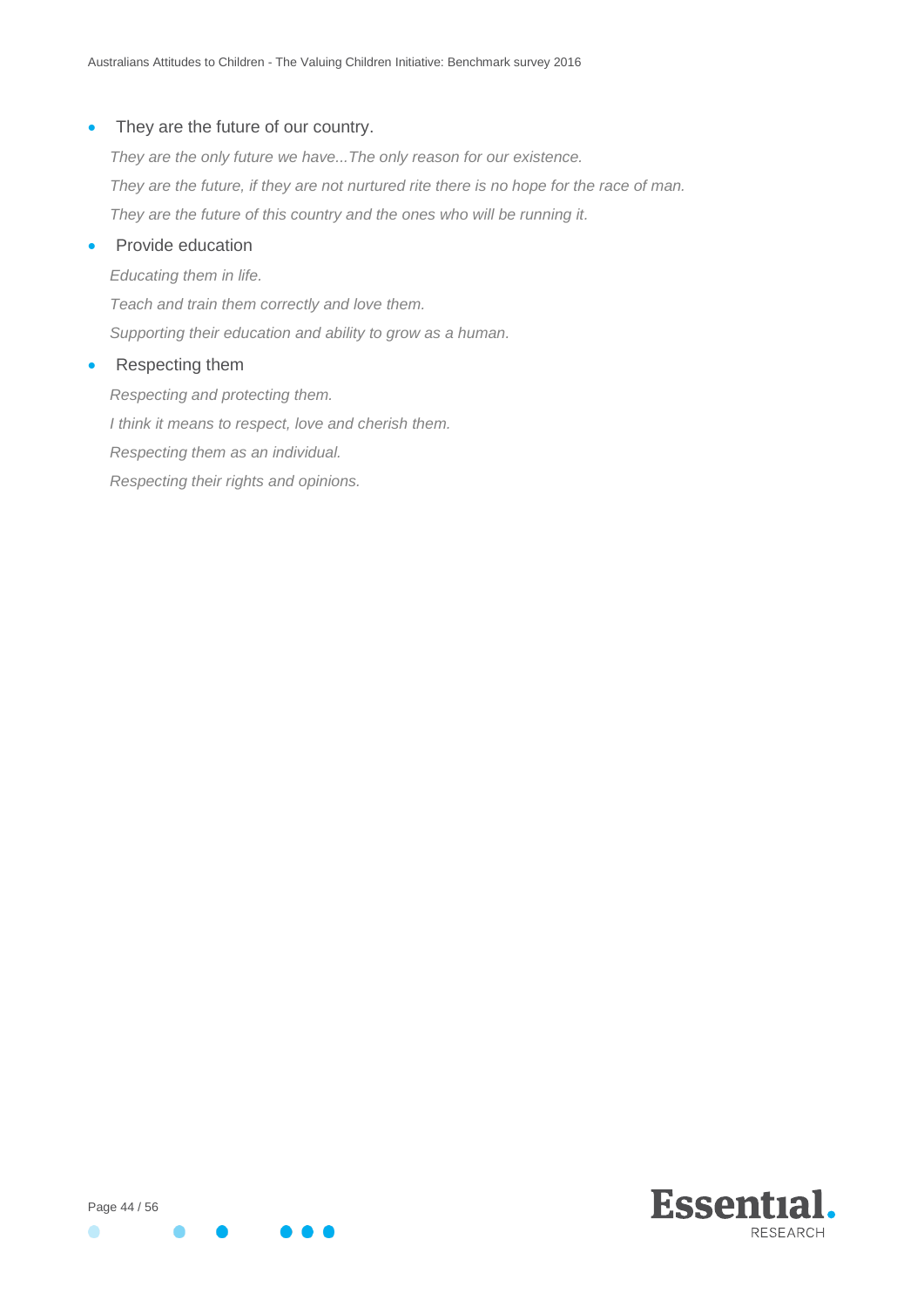- They are the future of our country.

  *They are the only future we have...The only reason for our existence.*

  *They are the future, if they are not nurtured rite there is no hope for the race of man.*

  *They are the future of this country and the ones who will be running it.*

- Provide education

  *Educating them in life.*

  *Teach and train them correctly and love them.*

  *Supporting their education and ability to grow as a human.*

- Respecting them

  *Respecting and protecting them.*

  *I think it means to respect, love and cherish them.*

  *Respecting them as an individual.*

  *Respecting their rights and opinions.*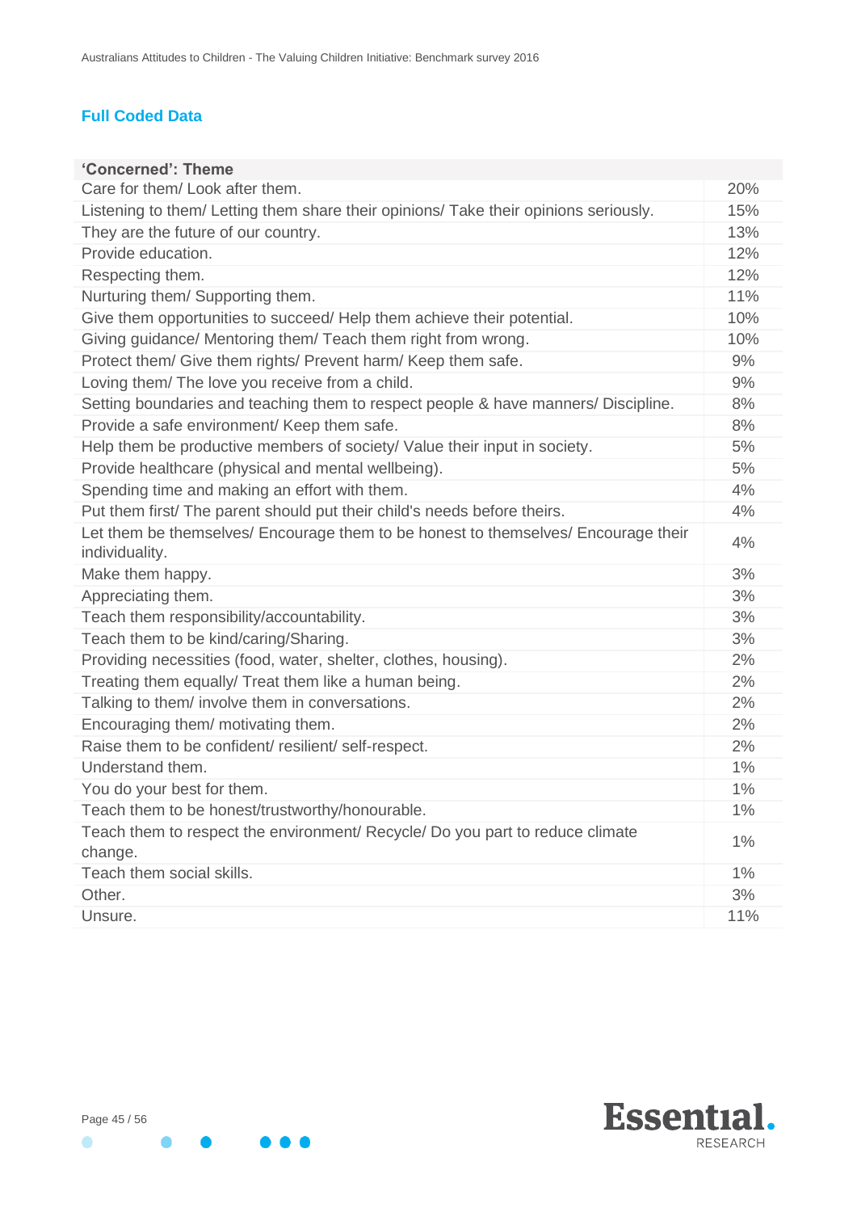### Full Coded Data

| 'Concerned': Theme | |
|---|---|
| Care for them/ Look after them. | 20% |
| Listening to them/ Letting them share their opinions/ Take their opinions seriously. | 15% |
| They are the future of our country. | 13% |
| Provide education. | 12% |
| Respecting them. | 12% |
| Nurturing them/ Supporting them. | 11% |
| Give them opportunities to succeed/ Help them achieve their potential. | 10% |
| Giving guidance/ Mentoring them/ Teach them right from wrong. | 10% |
| Protect them/ Give them rights/ Prevent harm/ Keep them safe. | 9% |
| Loving them/ The love you receive from a child. | 9% |
| Setting boundaries and teaching them to respect people & have manners/ Discipline. | 8% |
| Provide a safe environment/ Keep them safe. | 8% |
| Help them be productive members of society/ Value their input in society. | 5% |
| Provide healthcare (physical and mental wellbeing). | 5% |
| Spending time and making an effort with them. | 4% |
| Put them first/ The parent should put their child's needs before theirs. | 4% |
| Let them be themselves/ Encourage them to be honest to themselves/ Encourage their individuality. | 4% |
| Make them happy. | 3% |
| Appreciating them. | 3% |
| Teach them responsibility/accountability. | 3% |
| Teach them to be kind/caring/Sharing. | 3% |
| Providing necessities (food, water, shelter, clothes, housing). | 2% |
| Treating them equally/ Treat them like a human being. | 2% |
| Talking to them/ involve them in conversations. | 2% |
| Encouraging them/ motivating them. | 2% |
| Raise them to be confident/ resilient/ self-respect. | 2% |
| Understand them. | 1% |
| You do your best for them. | 1% |
| Teach them to be honest/trustworthy/honourable. | 1% |
| Teach them to respect the environment/ Recycle/ Do you part to reduce climate change. | 1% |
| Teach them social skills. | 1% |
| Other. | 3% |
| Unsure. | 11% |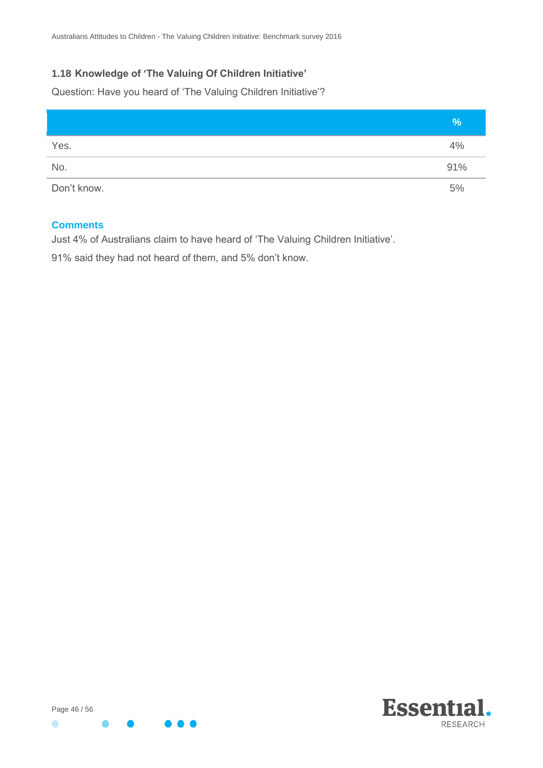### 1.18 Knowledge of 'The Valuing Of Children Initiative'

Question: Have you heard of 'The Valuing Children Initiative'?

| | % |
|---|---|
| Yes. | 4% |
| No. | 91% |
| Don't know. | 5% |

**Comments**

Just 4% of Australians claim to have heard of 'The Valuing Children Initiative'.

91% said they had not heard of them, and 5% don't know.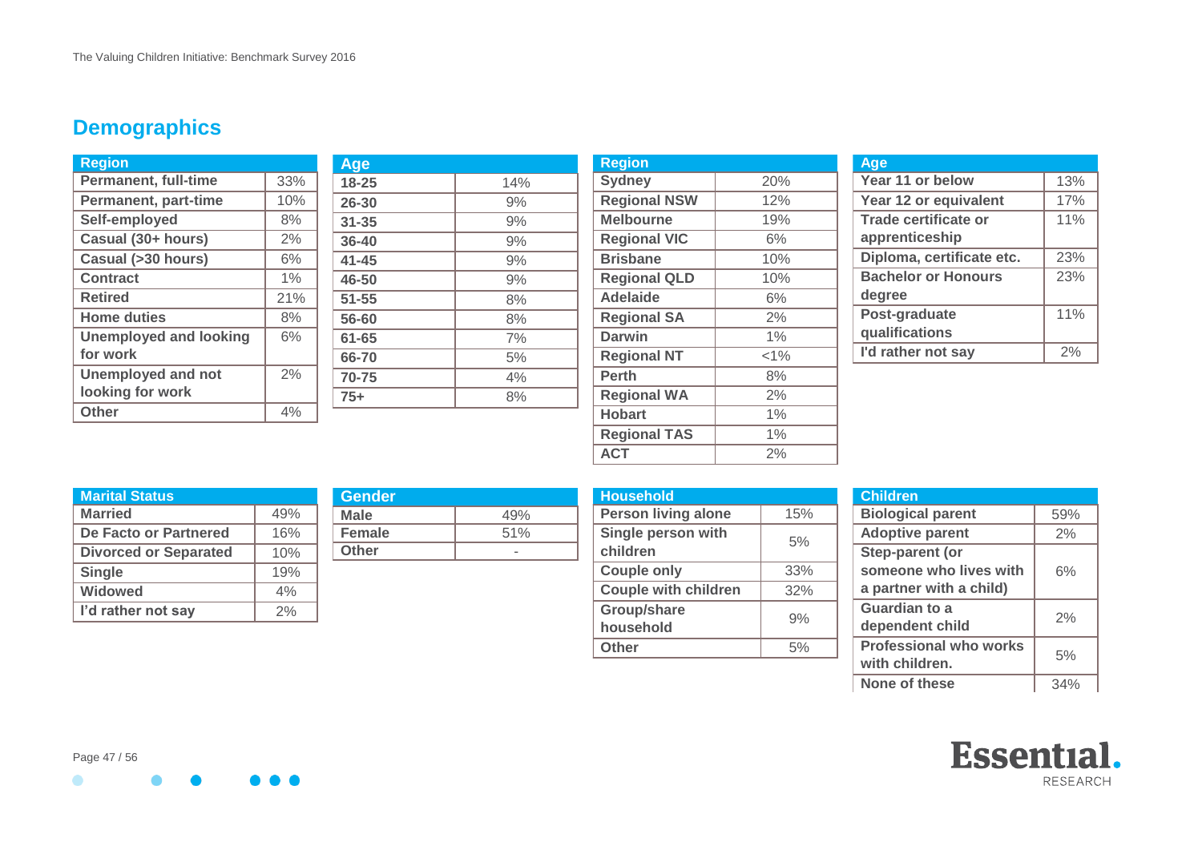## Demographics

| Region | |
|---|---|
| Permanent, full-time | 33% |
| Permanent, part-time | 10% |
| Self-employed | 8% |
| Casual (30+ hours) | 2% |
| Casual (>30 hours) | 6% |
| Contract | 1% |
| Retired | 21% |
| Home duties | 8% |
| Unemployed and looking for work | 6% |
| Unemployed and not looking for work | 2% |
| Other | 4% |

| Age | |
|---|---|
| 18-25 | 14% |
| 26-30 | 9% |
| 31-35 | 9% |
| 36-40 | 9% |
| 41-45 | 9% |
| 46-50 | 9% |
| 51-55 | 8% |
| 56-60 | 8% |
| 61-65 | 7% |
| 66-70 | 5% |
| 70-75 | 4% |
| 75+ | 8% |

| Region | |
|---|---|
| Sydney | 20% |
| Regional NSW | 12% |
| Melbourne | 19% |
| Regional VIC | 6% |
| Brisbane | 10% |
| Regional QLD | 10% |
| Adelaide | 6% |
| Regional SA | 2% |
| Darwin | 1% |
| Regional NT | <1% |
| Perth | 8% |
| Regional WA | 2% |
| Hobart | 1% |
| Regional TAS | 1% |
| ACT | 2% |

| Age | |
|---|---|
| Year 11 or below | 13% |
| Year 12 or equivalent | 17% |
| Trade certificate or apprenticeship | 11% |
| Diploma, certificate etc. | 23% |
| Bachelor or Honours degree | 23% |
| Post-graduate qualifications | 11% |
| I'd rather not say | 2% |

| Marital Status | |
|---|---|
| Married | 49% |
| De Facto or Partnered | 16% |
| Divorced or Separated | 10% |
| Single | 19% |
| Widowed | 4% |
| I'd rather not say | 2% |

| Gender | |
|---|---|
| Male | 49% |
| Female | 51% |
| Other | - |

| Household | |
|---|---|
| Person living alone | 15% |
| Single person with children | 5% |
| Couple only | 33% |
| Couple with children | 32% |
| Group/share household | 9% |
| Other | 5% |

| Children | |
|---|---|
| Biological parent | 59% |
| Adoptive parent | 2% |
| Step-parent (or someone who lives with a partner with a child) | 6% |
| Guardian to a dependent child | 2% |
| Professional who works with children. | 5% |
| None of these | 34% |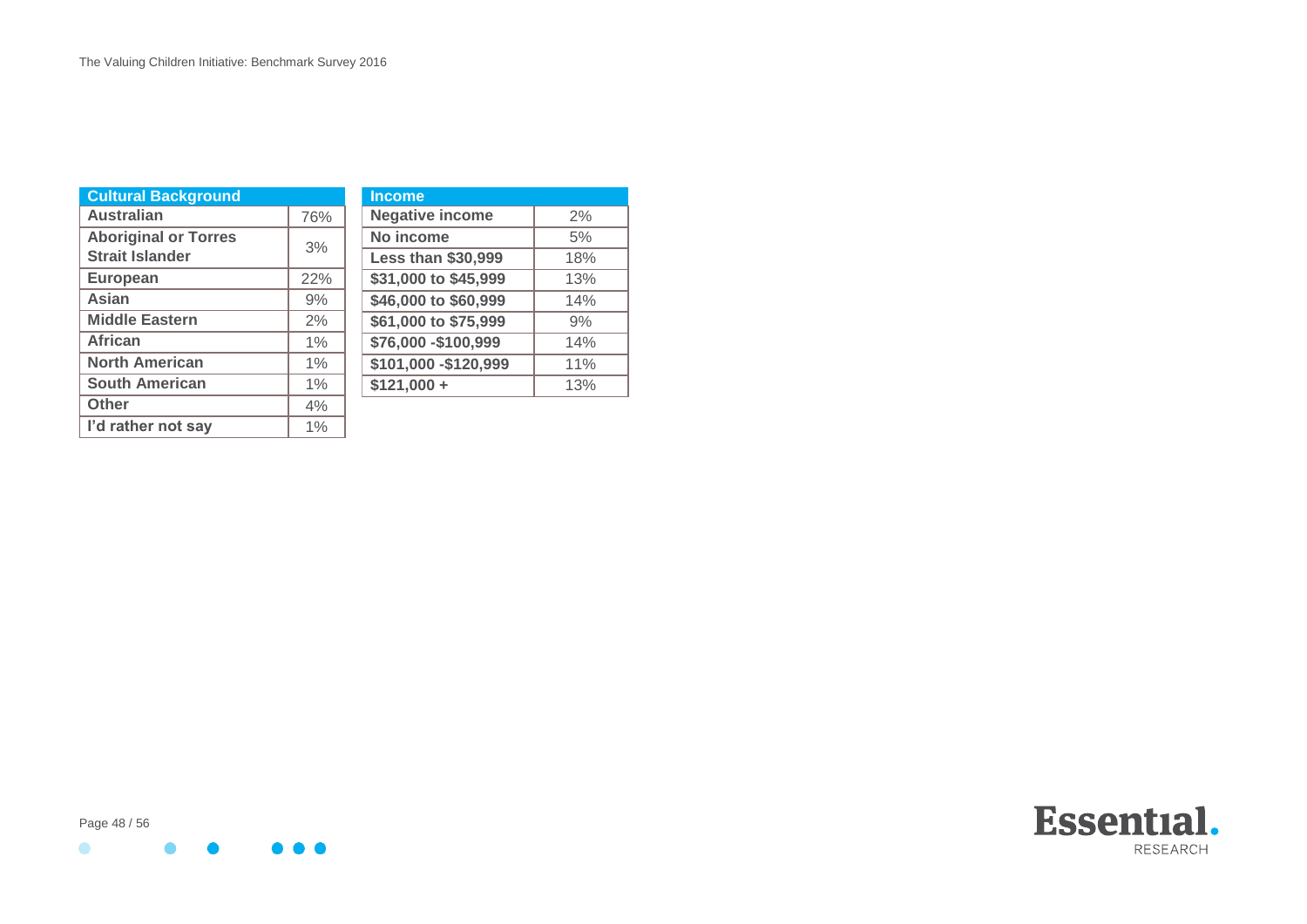| Cultural Background | |
|---|---|
| Australian | 76% |
| Aboriginal or Torres Strait Islander | 3% |
| European | 22% |
| Asian | 9% |
| Middle Eastern | 2% |
| African | 1% |
| North American | 1% |
| South American | 1% |
| Other | 4% |
| I'd rather not say | 1% |

| Income | |
|---|---|
| Negative income | 2% |
| No income | 5% |
| Less than $30,999 | 18% |
| $31,000 to $45,999 | 13% |
| $46,000 to $60,999 | 14% |
| $61,000 to $75,999 | 9% |
| $76,000 -$100,999 | 14% |
| $101,000 -$120,999 | 11% |
| $121,000 + | 13% |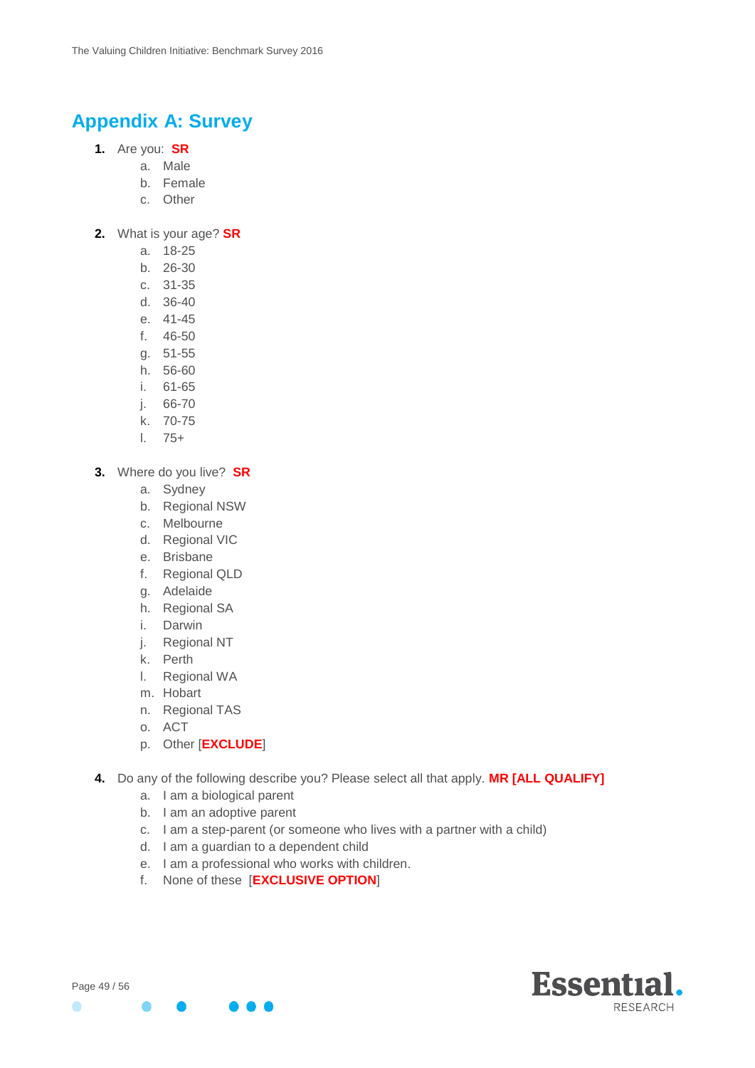# Appendix A: Survey

1. Are you: **SR**
    a. Male
    b. Female
    c. Other

2. What is your age? **SR**
    a. 18-25
    b. 26-30
    c. 31-35
    d. 36-40
    e. 41-45
    f. 46-50
    g. 51-55
    h. 56-60
    i. 61-65
    j. 66-70
    k. 70-75
    l. 75+

3. Where do you live? **SR**
    a. Sydney
    b. Regional NSW
    c. Melbourne
    d. Regional VIC
    e. Brisbane
    f. Regional QLD
    g. Adelaide
    h. Regional SA
    i. Darwin
    j. Regional NT
    k. Perth
    l. Regional WA
    m. Hobart
    n. Regional TAS
    o. ACT
    p. Other [**EXCLUDE**]

4. Do any of the following describe you? Please select all that apply. **MR [ALL QUALIFY]**
    a. I am a biological parent
    b. I am an adoptive parent
    c. I am a step-parent (or someone who lives with a partner with a child)
    d. I am a guardian to a dependent child
    e. I am a professional who works with children.
    f. None of these [**EXCLUSIVE OPTION**]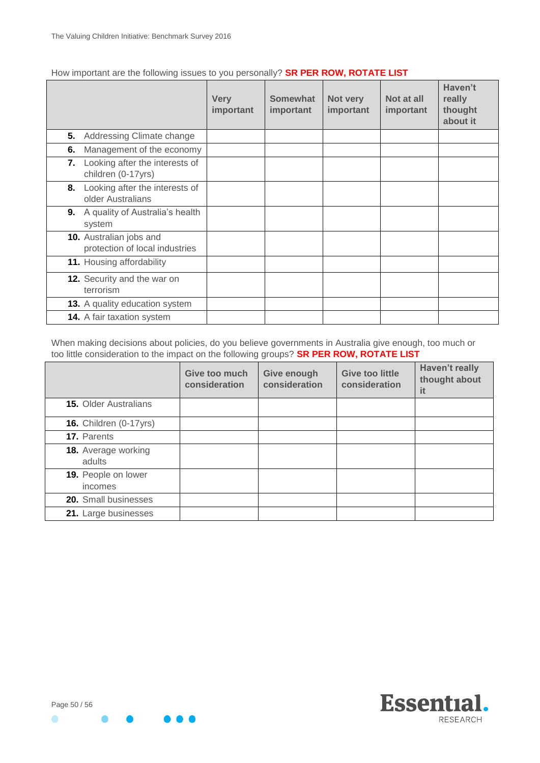How important are the following issues to you personally? **SR PER ROW, ROTATE LIST**

| | Very important | Somewhat important | Not very important | Not at all important | Haven't really thought about it |
|---|---|---|---|---|---|
| **5.** Addressing Climate change | | | | | |
| **6.** Management of the economy | | | | | |
| **7.** Looking after the interests of children (0-17yrs) | | | | | |
| **8.** Looking after the interests of older Australians | | | | | |
| **9.** A quality of Australia's health system | | | | | |
| **10.** Australian jobs and protection of local industries | | | | | |
| **11.** Housing affordability | | | | | |
| **12.** Security and the war on terrorism | | | | | |
| **13.** A quality education system | | | | | |
| **14.** A fair taxation system | | | | | |

When making decisions about policies, do you believe governments in Australia give enough, too much or too little consideration to the impact on the following groups? **SR PER ROW, ROTATE LIST**

| | Give too much consideration | Give enough consideration | Give too little consideration | Haven't really thought about it |
|---|---|---|---|---|
| **15.** Older Australians | | | | |
| **16.** Children (0-17yrs) | | | | |
| **17.** Parents | | | | |
| **18.** Average working adults | | | | |
| **19.** People on lower incomes | | | | |
| **20.** Small businesses | | | | |
| **21.** Large businesses | | | | |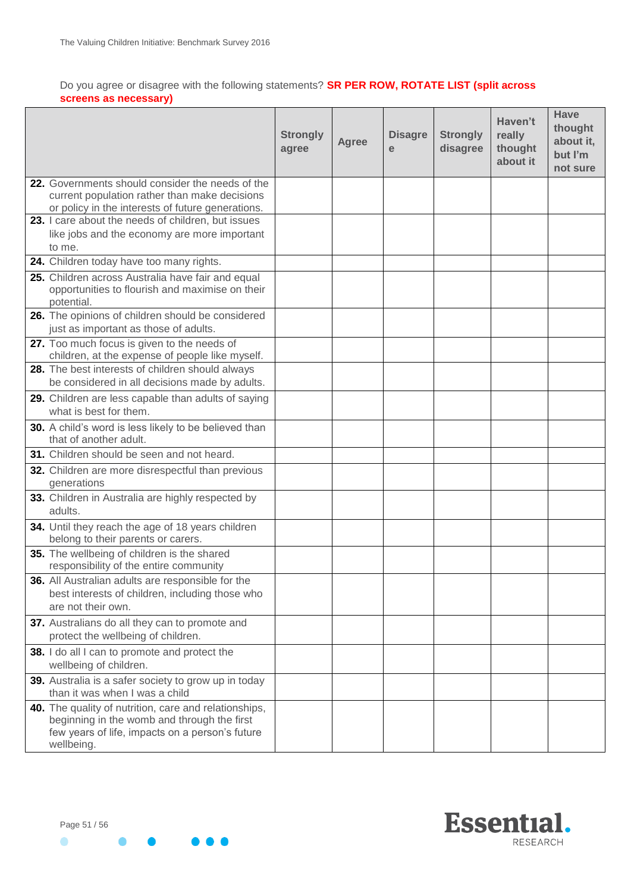Do you agree or disagree with the following statements? **SR PER ROW, ROTATE LIST (split across screens as necessary)**

| | Strongly agree | Agree | Disagree | Strongly disagree | Haven't really thought about it | Have thought about it, but I'm not sure |
|---|---|---|---|---|---|---|
| **22.** Governments should consider the needs of the current population rather than make decisions or policy in the interests of future generations. | | | | | | |
| **23.** I care about the needs of children, but issues like jobs and the economy are more important to me. | | | | | | |
| **24.** Children today have too many rights. | | | | | | |
| **25.** Children across Australia have fair and equal opportunities to flourish and maximise on their potential. | | | | | | |
| **26.** The opinions of children should be considered just as important as those of adults. | | | | | | |
| **27.** Too much focus is given to the needs of children, at the expense of people like myself. | | | | | | |
| **28.** The best interests of children should always be considered in all decisions made by adults. | | | | | | |
| **29.** Children are less capable than adults of saying what is best for them. | | | | | | |
| **30.** A child's word is less likely to be believed than that of another adult. | | | | | | |
| **31.** Children should be seen and not heard. | | | | | | |
| **32.** Children are more disrespectful than previous generations | | | | | | |
| **33.** Children in Australia are highly respected by adults. | | | | | | |
| **34.** Until they reach the age of 18 years children belong to their parents or carers. | | | | | | |
| **35.** The wellbeing of children is the shared responsibility of the entire community | | | | | | |
| **36.** All Australian adults are responsible for the best interests of children, including those who are not their own. | | | | | | |
| **37.** Australians do all they can to promote and protect the wellbeing of children. | | | | | | |
| **38.** I do all I can to promote and protect the wellbeing of children. | | | | | | |
| **39.** Australia is a safer society to grow up in today than it was when I was a child | | | | | | |
| **40.** The quality of nutrition, care and relationships, beginning in the womb and through the first few years of life, impacts on a person's future wellbeing. | | | | | | |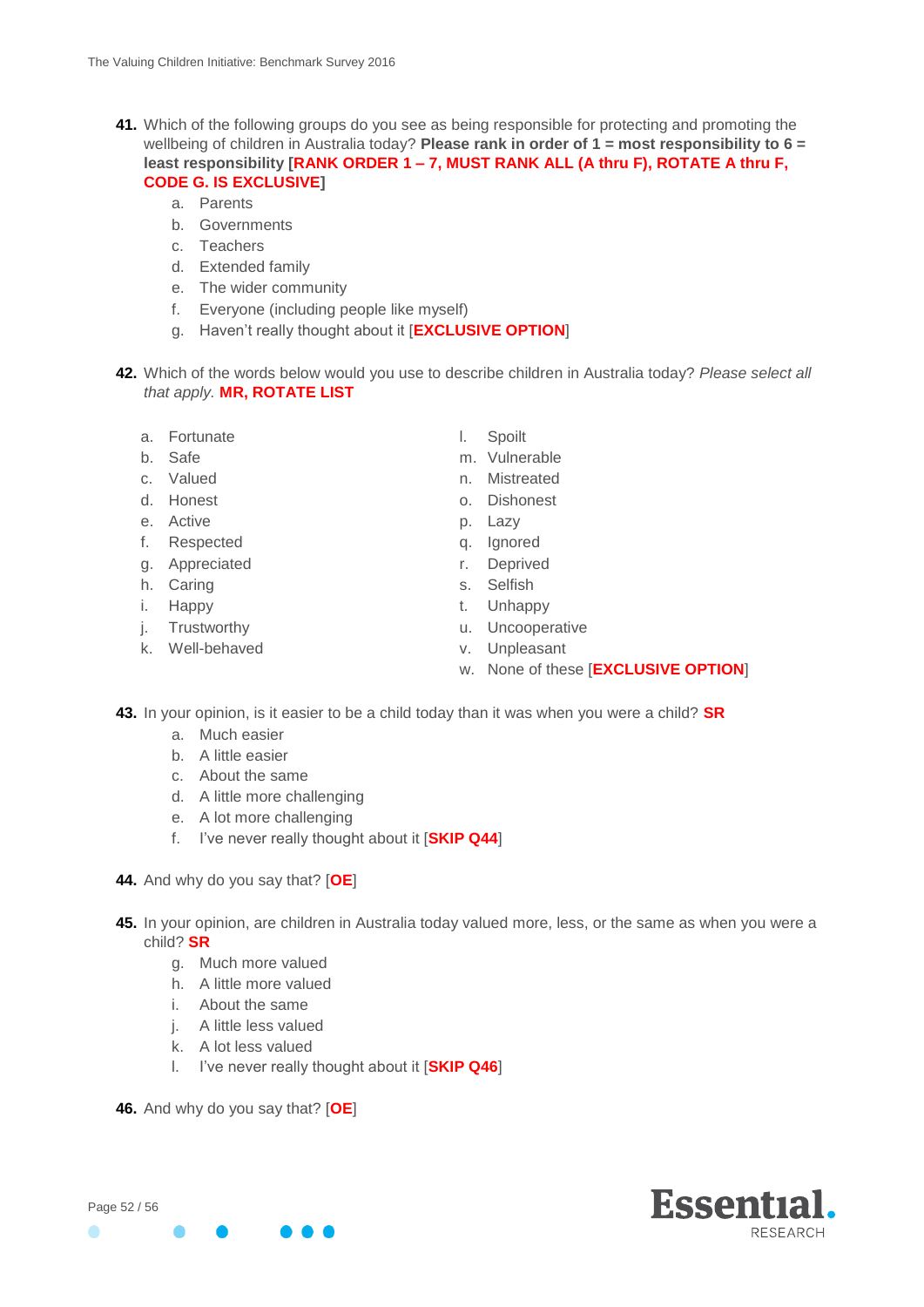**41.** Which of the following groups do you see as being responsible for protecting and promoting the wellbeing of children in Australia today? **Please rank in order of 1 = most responsibility to 6 = least responsibility [RANK ORDER 1 – 7, MUST RANK ALL (A thru F), ROTATE A thru F, CODE G. IS EXCLUSIVE]**

a. Parents
b. Governments
c. Teachers
d. Extended family
e. The wider community
f. Everyone (including people like myself)
g. Haven't really thought about it [**EXCLUSIVE OPTION**]

**42.** Which of the words below would you use to describe children in Australia today? *Please select all that apply.* **MR, ROTATE LIST**

a. Fortunate
b. Safe
c. Valued
d. Honest
e. Active
f. Respected
g. Appreciated
h. Caring
i. Happy
j. Trustworthy
k. Well-behaved
l. Spoilt
m. Vulnerable
n. Mistreated
o. Dishonest
p. Lazy
q. Ignored
r. Deprived
s. Selfish
t. Unhappy
u. Uncooperative
v. Unpleasant
w. None of these [**EXCLUSIVE OPTION**]

**43.** In your opinion, is it easier to be a child today than it was when you were a child? **SR**

a. Much easier
b. A little easier
c. About the same
d. A little more challenging
e. A lot more challenging
f. I've never really thought about it [**SKIP Q44**]

**44.** And why do you say that? [**OE**]

**45.** In your opinion, are children in Australia today valued more, less, or the same as when you were a child? **SR**

g. Much more valued
h. A little more valued
i. About the same
j. A little less valued
k. A lot less valued
l. I've never really thought about it [**SKIP Q46**]

**46.** And why do you say that? [**OE**]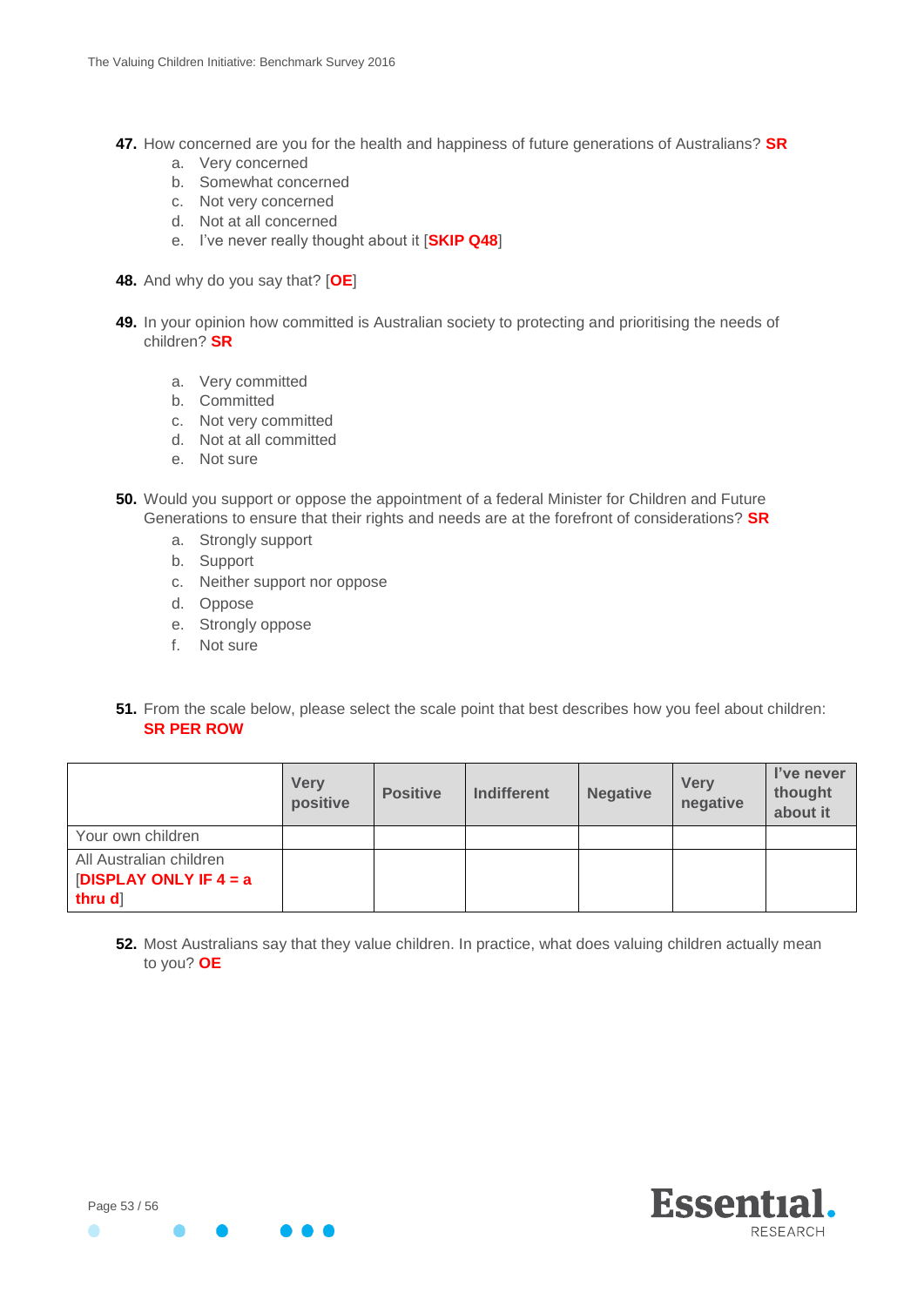**47.** How concerned are you for the health and happiness of future generations of Australians? **SR**

a. Very concerned
b. Somewhat concerned
c. Not very concerned
d. Not at all concerned
e. I've never really thought about it [**SKIP Q48**]

**48.** And why do you say that? [**OE**]

**49.** In your opinion how committed is Australian society to protecting and prioritising the needs of children? **SR**

a. Very committed
b. Committed
c. Not very committed
d. Not at all committed
e. Not sure

**50.** Would you support or oppose the appointment of a federal Minister for Children and Future Generations to ensure that their rights and needs are at the forefront of considerations? **SR**

a. Strongly support
b. Support
c. Neither support nor oppose
d. Oppose
e. Strongly oppose
f. Not sure

**51.** From the scale below, please select the scale point that best describes how you feel about children: **SR PER ROW**

| | **Very positive** | **Positive** | **Indifferent** | **Negative** | **Very negative** | **I've never thought about it** |
|---|---|---|---|---|---|---|
| Your own children | | | | | | |
| All Australian children [**DISPLAY ONLY IF 4 = a thru d**] | | | | | | |

**52.** Most Australians say that they value children. In practice, what does valuing children actually mean to you? **OE**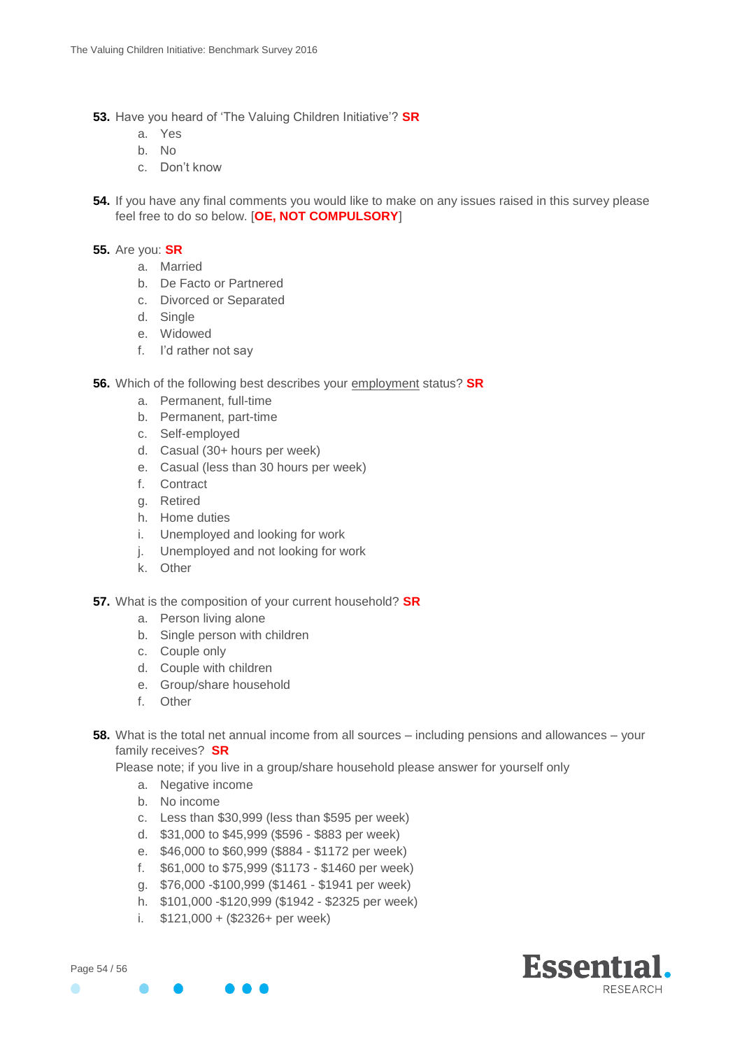**53.** Have you heard of 'The Valuing Children Initiative'? **SR**

a. Yes
b. No
c. Don't know

**54.** If you have any final comments you would like to make on any issues raised in this survey please feel free to do so below. [**OE, NOT COMPULSORY**]

**55.** Are you: **SR**

a. Married
b. De Facto or Partnered
c. Divorced or Separated
d. Single
e. Widowed
f. I'd rather not say

**56.** Which of the following best describes your employment status? **SR**

a. Permanent, full-time
b. Permanent, part-time
c. Self-employed
d. Casual (30+ hours per week)
e. Casual (less than 30 hours per week)
f. Contract
g. Retired
h. Home duties
i. Unemployed and looking for work
j. Unemployed and not looking for work
k. Other

**57.** What is the composition of your current household? **SR**

a. Person living alone
b. Single person with children
c. Couple only
d. Couple with children
e. Group/share household
f. Other

**58.** What is the total net annual income from all sources – including pensions and allowances – your family receives? **SR**
Please note; if you live in a group/share household please answer for yourself only

a. Negative income
b. No income
c. Less than $30,999 (less than $595 per week)
d. $31,000 to $45,999 ($596 - $883 per week)
e. $46,000 to $60,999 ($884 - $1172 per week)
f. $61,000 to $75,999 ($1173 - $1460 per week)
g. $76,000 -$100,999 ($1461 - $1941 per week)
h. $101,000 -$120,999 ($1942 - $2325 per week)
i. $121,000 + ($2326+ per week)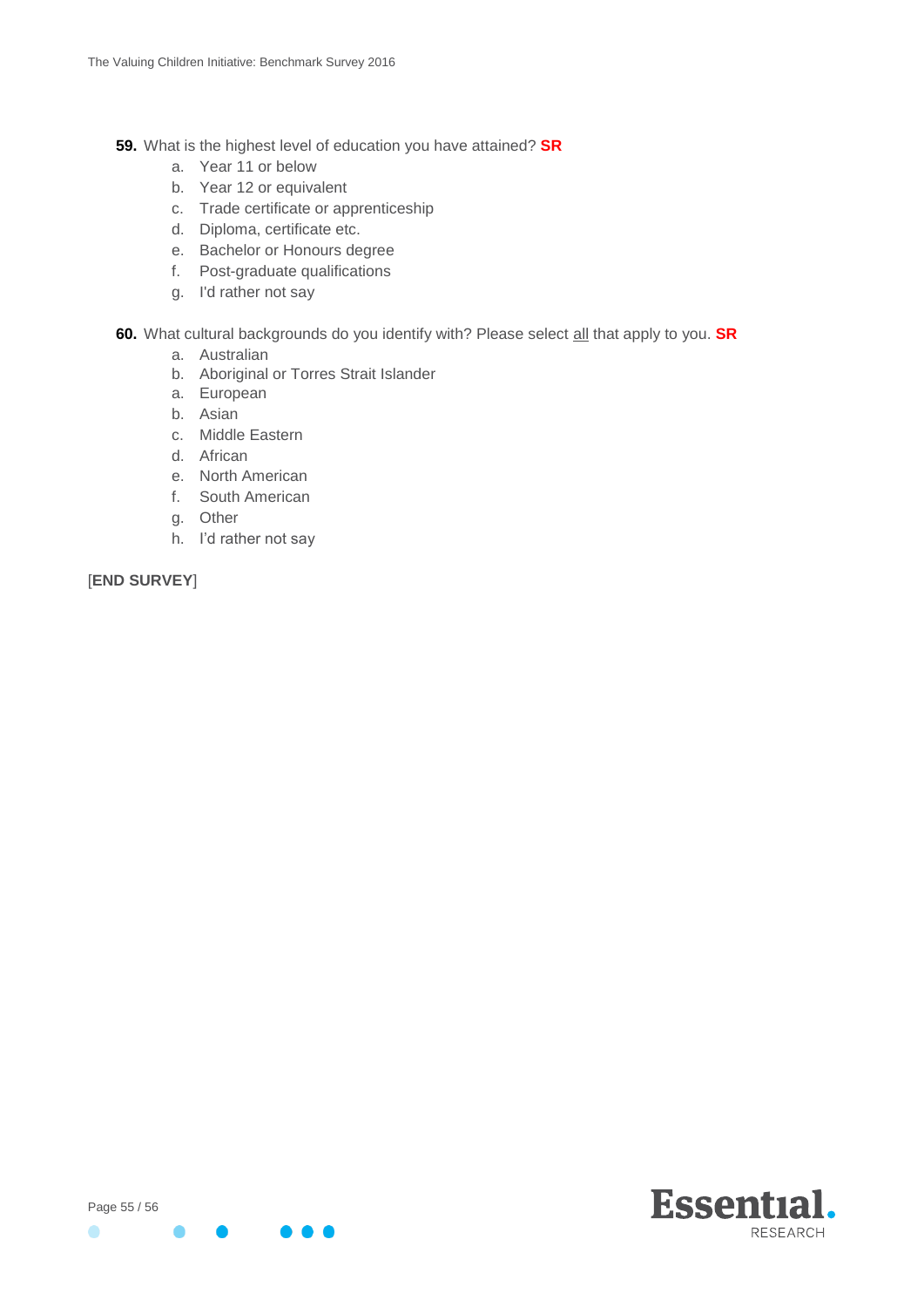**59.** What is the highest level of education you have attained? **SR**

a. Year 11 or below
b. Year 12 or equivalent
c. Trade certificate or apprenticeship
d. Diploma, certificate etc.
e. Bachelor or Honours degree
f. Post-graduate qualifications
g. I'd rather not say

**60.** What cultural backgrounds do you identify with? Please select <u>all</u> that apply to you. **SR**

a. Australian
b. Aboriginal or Torres Strait Islander
a. European
b. Asian
c. Middle Eastern
d. African
e. North American
f. South American
g. Other
h. I'd rather not say

[**END SURVEY**]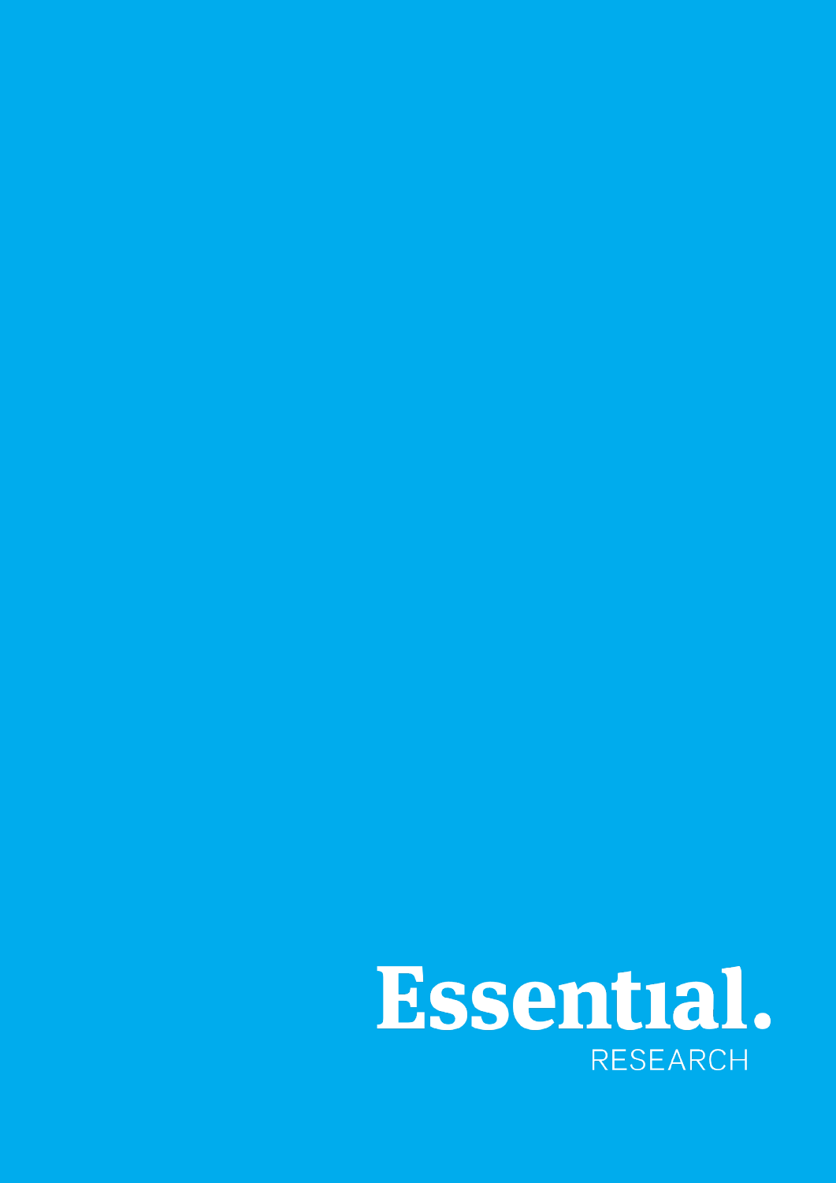Essential.

RESEARCH